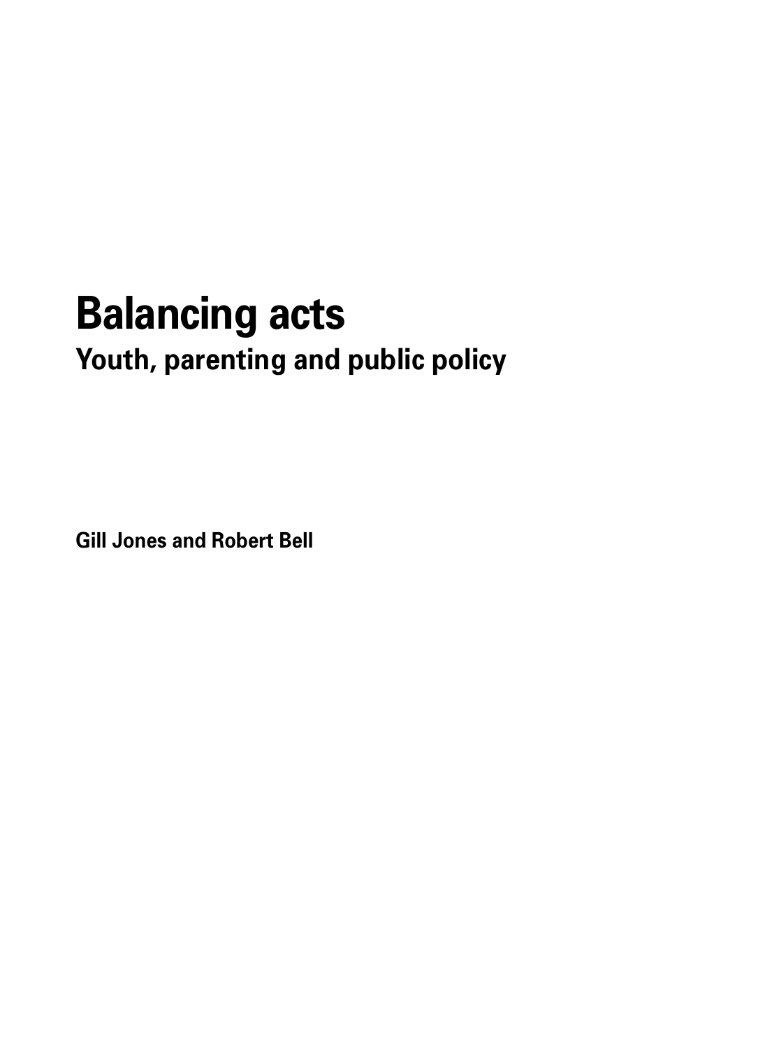# Balancing acts

## Youth, parenting and public policy

**Gill Jones and Robert Bell**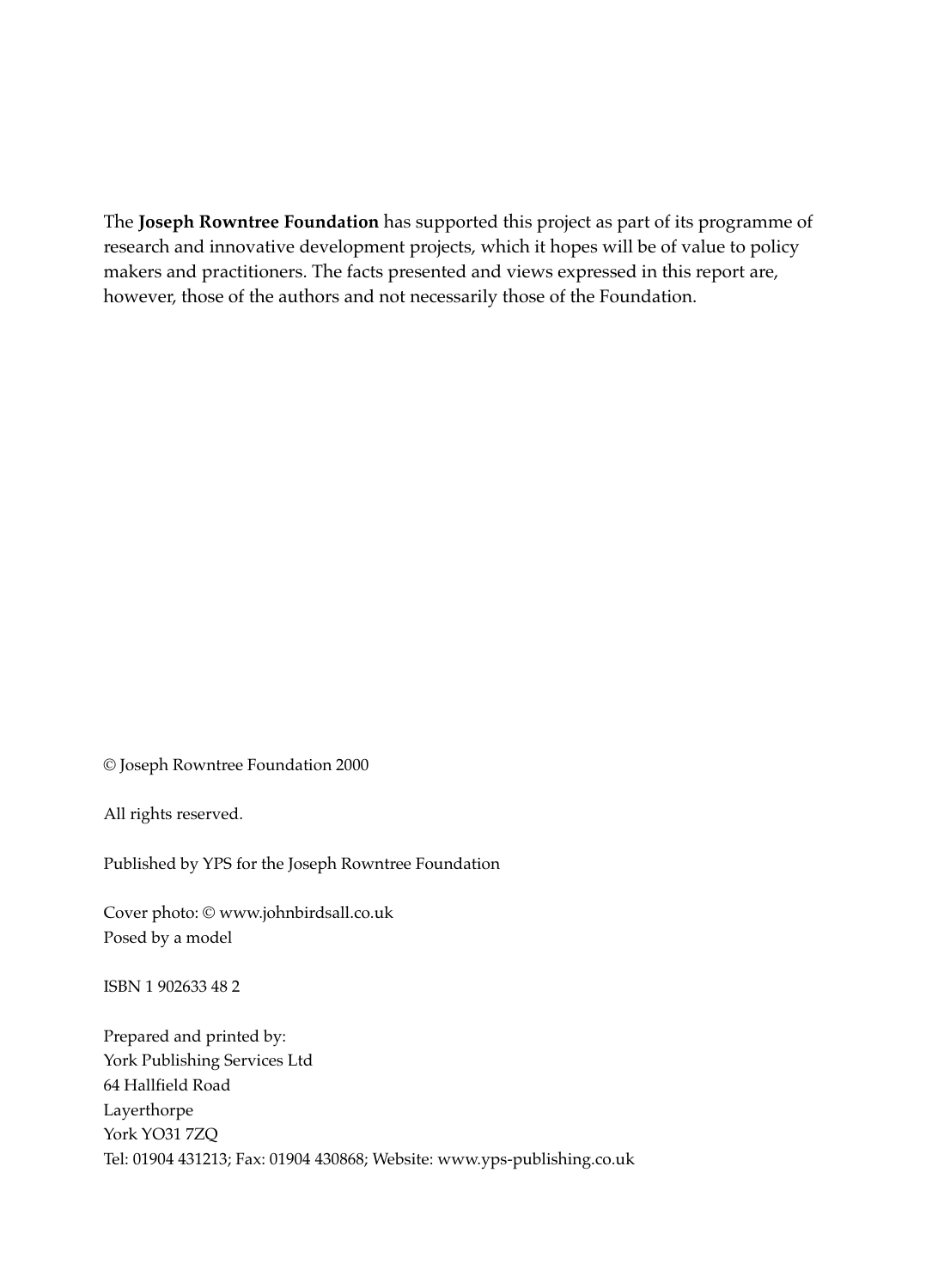The **Joseph Rowntree Foundation** has supported this project as part of its programme of research and innovative development projects, which it hopes will be of value to policy makers and practitioners. The facts presented and views expressed in this report are, however, those of the authors and not necessarily those of the Foundation.

© Joseph Rowntree Foundation 2000

All rights reserved.

Published by YPS for the Joseph Rowntree Foundation

Cover photo: © www.johnbirdsall.co.uk
Posed by a model

ISBN 1 902633 48 2

Prepared and printed by:
York Publishing Services Ltd
64 Hallfield Road
Layerthorpe
York YO31 7ZQ
Tel: 01904 431213; Fax: 01904 430868; Website: www.yps-publishing.co.uk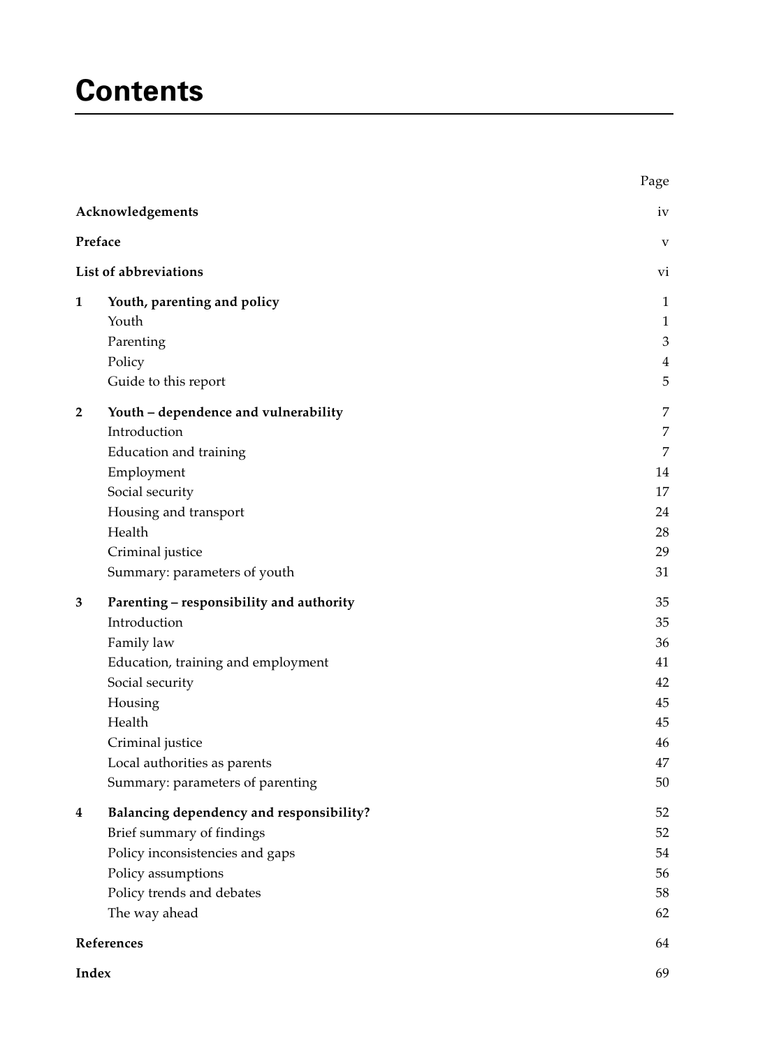# Contents

| | | Page |
|---|---|---|
| **Acknowledgements** | | iv |
| **Preface** | | v |
| **List of abbreviations** | | vi |
| **1** | **Youth, parenting and policy** | 1 |
| | Youth | 1 |
| | Parenting | 3 |
| | Policy | 4 |
| | Guide to this report | 5 |
| **2** | **Youth – dependence and vulnerability** | 7 |
| | Introduction | 7 |
| | Education and training | 7 |
| | Employment | 14 |
| | Social security | 17 |
| | Housing and transport | 24 |
| | Health | 28 |
| | Criminal justice | 29 |
| | Summary: parameters of youth | 31 |
| **3** | **Parenting – responsibility and authority** | 35 |
| | Introduction | 35 |
| | Family law | 36 |
| | Education, training and employment | 41 |
| | Social security | 42 |
| | Housing | 45 |
| | Health | 45 |
| | Criminal justice | 46 |
| | Local authorities as parents | 47 |
| | Summary: parameters of parenting | 50 |
| **4** | **Balancing dependency and responsibility?** | 52 |
| | Brief summary of findings | 52 |
| | Policy inconsistencies and gaps | 54 |
| | Policy assumptions | 56 |
| | Policy trends and debates | 58 |
| | The way ahead | 62 |
| **References** | | 64 |
| **Index** | | 69 |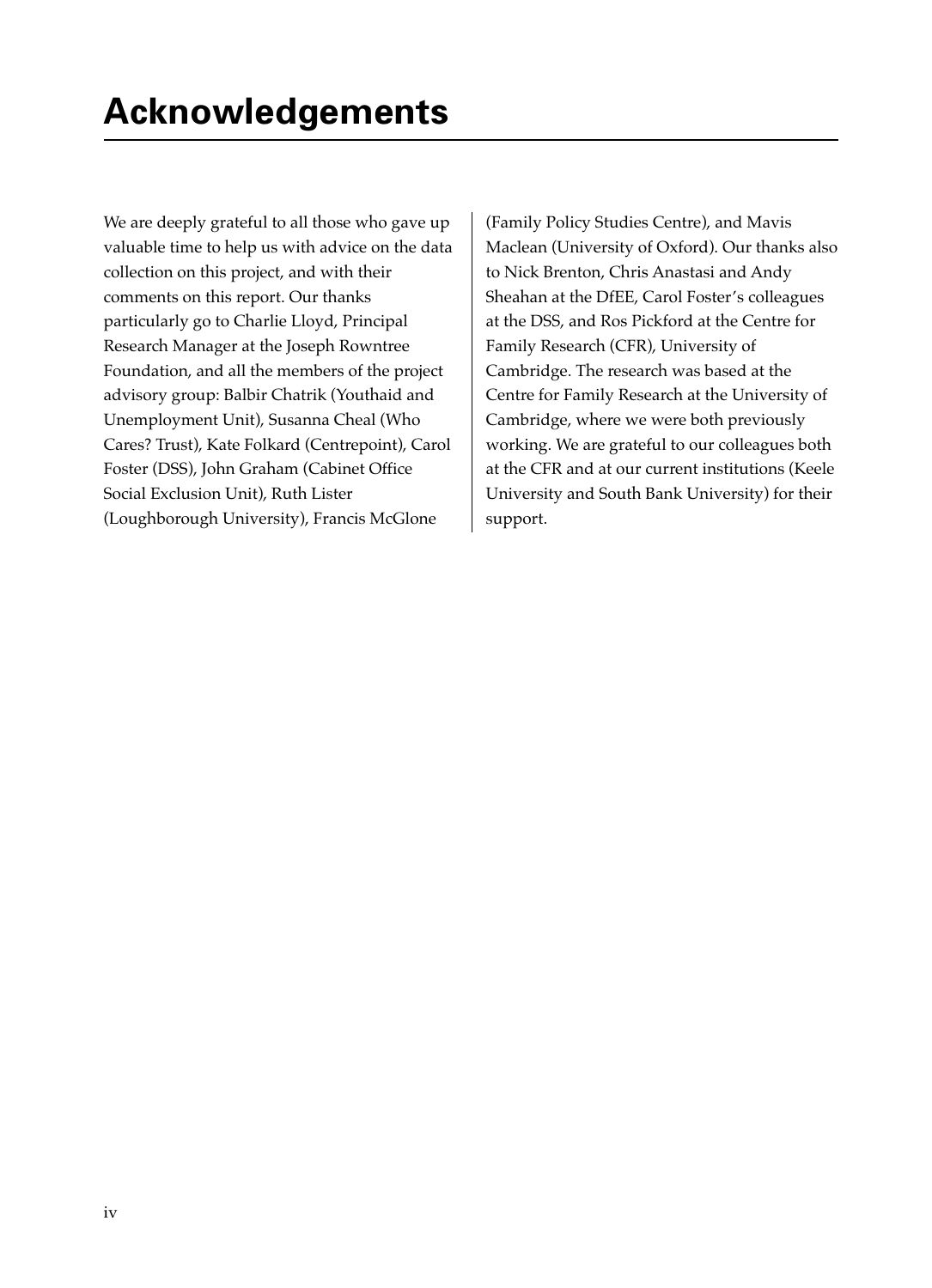# Acknowledgements

We are deeply grateful to all those who gave up valuable time to help us with advice on the data collection on this project, and with their comments on this report. Our thanks particularly go to Charlie Lloyd, Principal Research Manager at the Joseph Rowntree Foundation, and all the members of the project advisory group: Balbir Chatrik (Youthaid and Unemployment Unit), Susanna Cheal (Who Cares? Trust), Kate Folkard (Centrepoint), Carol Foster (DSS), John Graham (Cabinet Office Social Exclusion Unit), Ruth Lister (Loughborough University), Francis McGlone (Family Policy Studies Centre), and Mavis Maclean (University of Oxford). Our thanks also to Nick Brenton, Chris Anastasi and Andy Sheahan at the DfEE, Carol Foster's colleagues at the DSS, and Ros Pickford at the Centre for Family Research (CFR), University of Cambridge. The research was based at the Centre for Family Research at the University of Cambridge, where we were both previously working. We are grateful to our colleagues both at the CFR and at our current institutions (Keele University and South Bank University) for their support.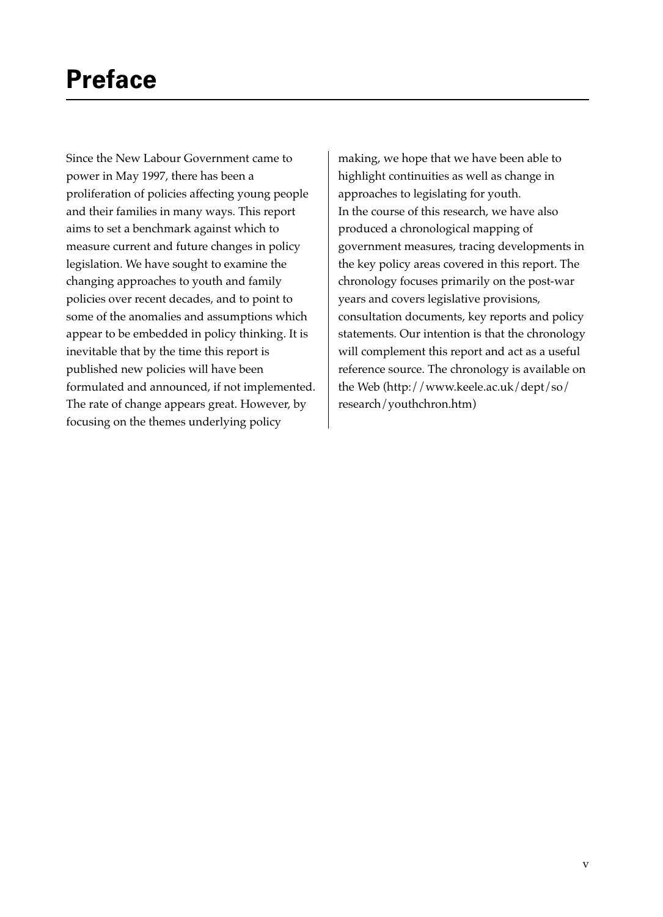# Preface

Since the New Labour Government came to power in May 1997, there has been a proliferation of policies affecting young people and their families in many ways. This report aims to set a benchmark against which to measure current and future changes in policy legislation. We have sought to examine the changing approaches to youth and family policies over recent decades, and to point to some of the anomalies and assumptions which appear to be embedded in policy thinking. It is inevitable that by the time this report is published new policies will have been formulated and announced, if not implemented. The rate of change appears great. However, by focusing on the themes underlying policy making, we hope that we have been able to highlight continuities as well as change in approaches to legislating for youth.

In the course of this research, we have also produced a chronological mapping of government measures, tracing developments in the key policy areas covered in this report. The chronology focuses primarily on the post-war years and covers legislative provisions, consultation documents, key reports and policy statements. Our intention is that the chronology will complement this report and act as a useful reference source. The chronology is available on the Web (http://www.keele.ac.uk/dept/so/research/youthchron.htm)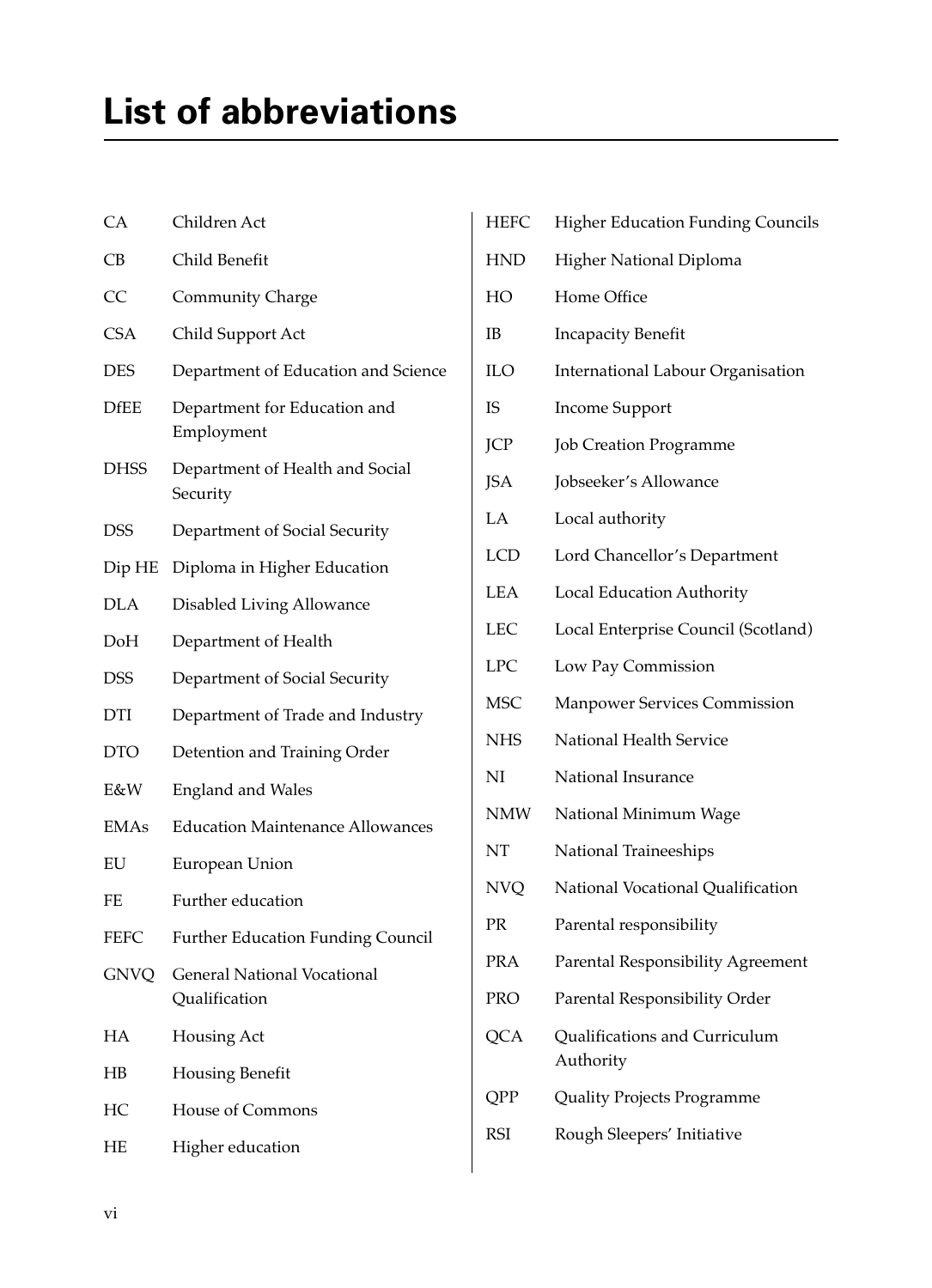# List of abbreviations

| | |
|---|---|
| CA | Children Act |
| CB | Child Benefit |
| CC | Community Charge |
| CSA | Child Support Act |
| DES | Department of Education and Science |
| DfEE | Department for Education and Employment |
| DHSS | Department of Health and Social Security |
| DSS | Department of Social Security |
| Dip HE | Diploma in Higher Education |
| DLA | Disabled Living Allowance |
| DoH | Department of Health |
| DSS | Department of Social Security |
| DTI | Department of Trade and Industry |
| DTO | Detention and Training Order |
| E&W | England and Wales |
| EMAs | Education Maintenance Allowances |
| EU | European Union |
| FE | Further education |
| FEFC | Further Education Funding Council |
| GNVQ | General National Vocational Qualification |
| HA | Housing Act |
| HB | Housing Benefit |
| HC | House of Commons |
| HE | Higher education |
| HEFC | Higher Education Funding Councils |
| HND | Higher National Diploma |
| HO | Home Office |
| IB | Incapacity Benefit |
| ILO | International Labour Organisation |
| IS | Income Support |
| JCP | Job Creation Programme |
| JSA | Jobseeker's Allowance |
| LA | Local authority |
| LCD | Lord Chancellor's Department |
| LEA | Local Education Authority |
| LEC | Local Enterprise Council (Scotland) |
| LPC | Low Pay Commission |
| MSC | Manpower Services Commission |
| NHS | National Health Service |
| NI | National Insurance |
| NMW | National Minimum Wage |
| NT | National Traineeships |
| NVQ | National Vocational Qualification |
| PR | Parental responsibility |
| PRA | Parental Responsibility Agreement |
| PRO | Parental Responsibility Order |
| QCA | Qualifications and Curriculum Authority |
| QPP | Quality Projects Programme |
| RSI | Rough Sleepers' Initiative |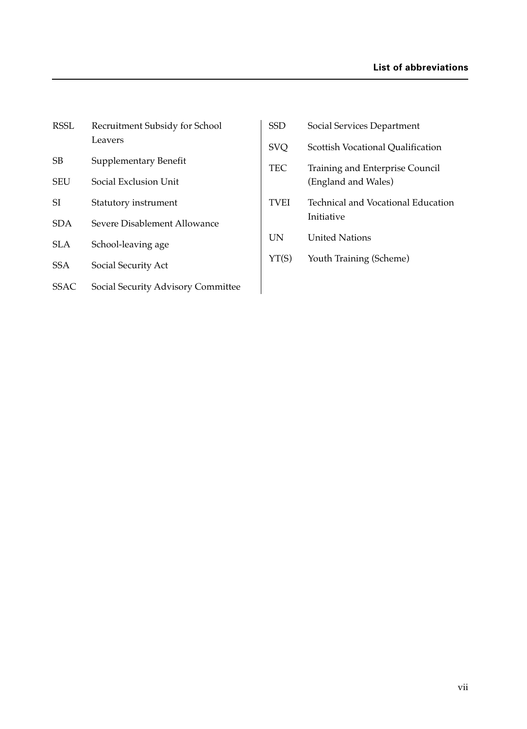| | |
|---|---|
| RSSL | Recruitment Subsidy for School Leavers |
| SB | Supplementary Benefit |
| SEU | Social Exclusion Unit |
| SI | Statutory instrument |
| SDA | Severe Disablement Allowance |
| SLA | School-leaving age |
| SSA | Social Security Act |
| SSAC | Social Security Advisory Committee |
| SSD | Social Services Department |
| SVQ | Scottish Vocational Qualification |
| TEC | Training and Enterprise Council (England and Wales) |
| TVEI | Technical and Vocational Education Initiative |
| UN | United Nations |
| YT(S) | Youth Training (Scheme) |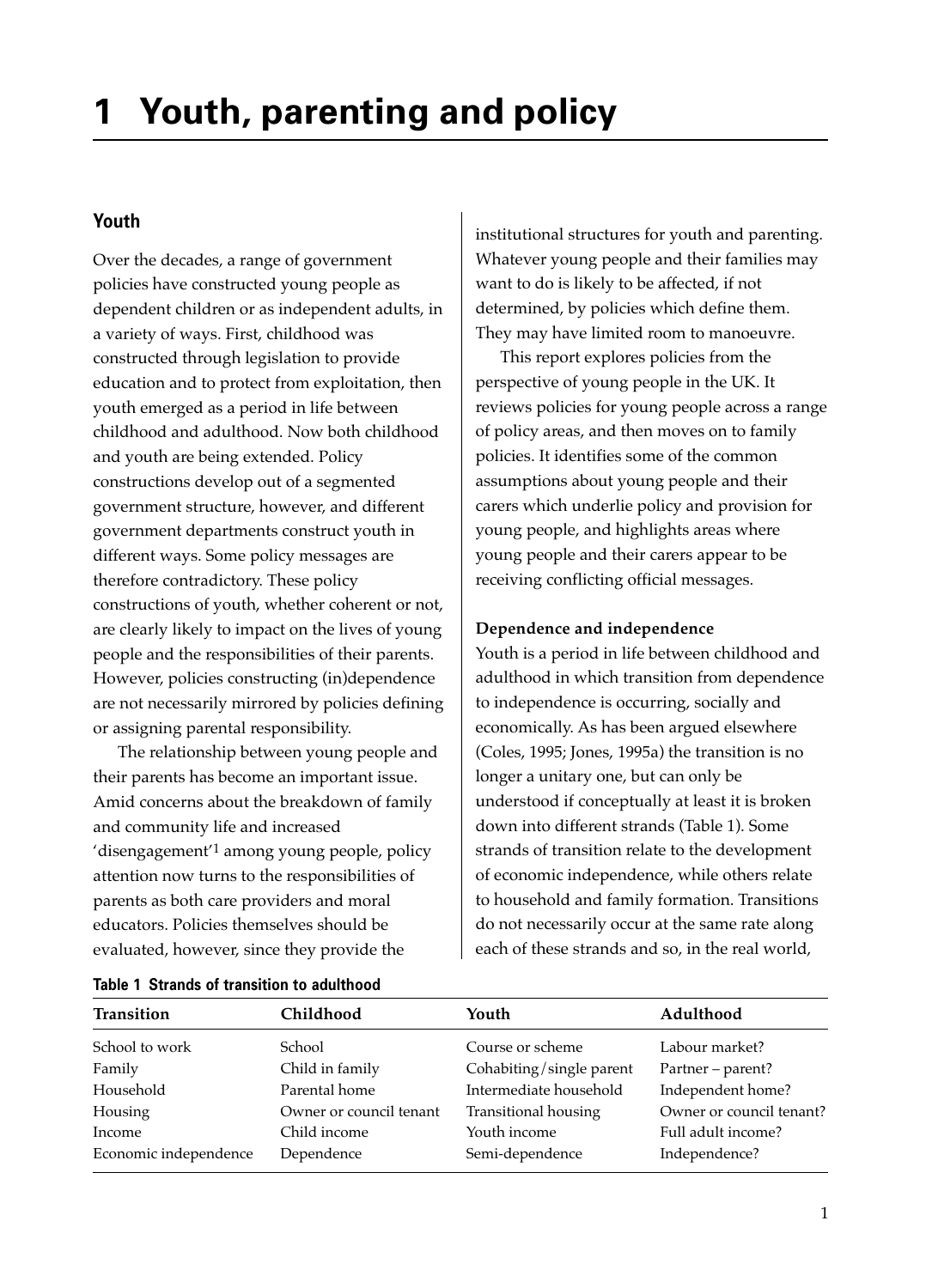# 1 Youth, parenting and policy

## Youth

Over the decades, a range of government policies have constructed young people as dependent children or as independent adults, in a variety of ways. First, childhood was constructed through legislation to provide education and to protect from exploitation, then youth emerged as a period in life between childhood and adulthood. Now both childhood and youth are being extended. Policy constructions develop out of a segmented government structure, however, and different government departments construct youth in different ways. Some policy messages are therefore contradictory. These policy constructions of youth, whether coherent or not, are clearly likely to impact on the lives of young people and the responsibilities of their parents. However, policies constructing (in)dependence are not necessarily mirrored by policies defining or assigning parental responsibility.

The relationship between young people and their parents has become an important issue. Amid concerns about the breakdown of family and community life and increased 'disengagement'[1] among young people, policy attention now turns to the responsibilities of parents as both care providers and moral educators. Policies themselves should be evaluated, however, since they provide the institutional structures for youth and parenting. Whatever young people and their families may want to do is likely to be affected, if not determined, by policies which define them. They may have limited room to manoeuvre.

This report explores policies from the perspective of young people in the UK. It reviews policies for young people across a range of policy areas, and then moves on to family policies. It identifies some of the common assumptions about young people and their carers which underlie policy and provision for young people, and highlights areas where young people and their carers appear to be receiving conflicting official messages.

### Dependence and independence

Youth is a period in life between childhood and adulthood in which transition from dependence to independence is occurring, socially and economically. As has been argued elsewhere (Coles, 1995; Jones, 1995a) the transition is no longer a unitary one, but can only be understood if conceptually at least it is broken down into different strands (Table 1). Some strands of transition relate to the development of economic independence, while others relate to household and family formation. Transitions do not necessarily occur at the same rate along each of these strands and so, in the real world,

**Table 1 Strands of transition to adulthood**

| Transition | Childhood | Youth | Adulthood |
|---|---|---|---|
| School to work | School | Course or scheme | Labour market? |
| Family | Child in family | Cohabiting/single parent | Partner – parent? |
| Household | Parental home | Intermediate household | Independent home? |
| Housing | Owner or council tenant | Transitional housing | Owner or council tenant? |
| Income | Child income | Youth income | Full adult income? |
| Economic independence | Dependence | Semi-dependence | Independence? |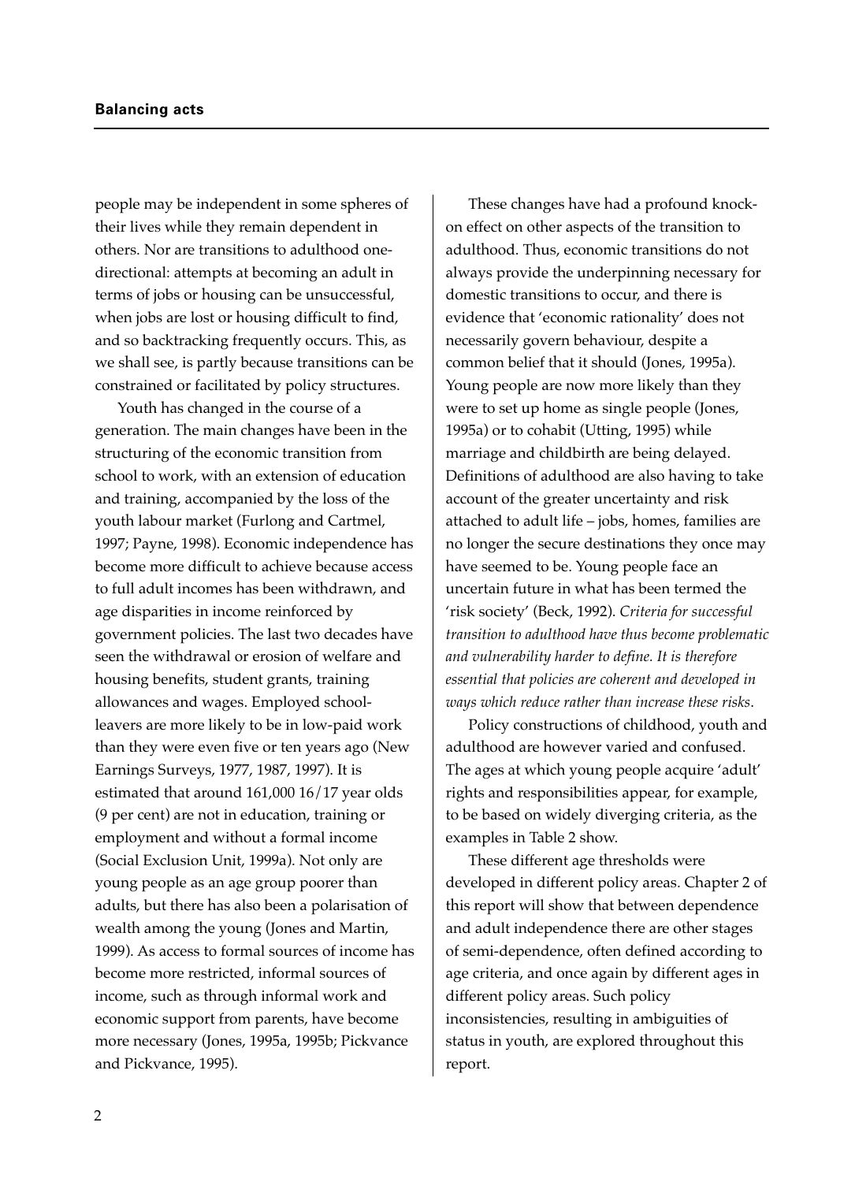people may be independent in some spheres of their lives while they remain dependent in others. Nor are transitions to adulthood one-directional: attempts at becoming an adult in terms of jobs or housing can be unsuccessful, when jobs are lost or housing difficult to find, and so backtracking frequently occurs. This, as we shall see, is partly because transitions can be constrained or facilitated by policy structures.

Youth has changed in the course of a generation. The main changes have been in the structuring of the economic transition from school to work, with an extension of education and training, accompanied by the loss of the youth labour market (Furlong and Cartmel, 1997; Payne, 1998). Economic independence has become more difficult to achieve because access to full adult incomes has been withdrawn, and age disparities in income reinforced by government policies. The last two decades have seen the withdrawal or erosion of welfare and housing benefits, student grants, training allowances and wages. Employed school-leavers are more likely to be in low-paid work than they were even five or ten years ago (New Earnings Surveys, 1977, 1987, 1997). It is estimated that around 161,000 16/17 year olds (9 per cent) are not in education, training or employment and without a formal income (Social Exclusion Unit, 1999a). Not only are young people as an age group poorer than adults, but there has also been a polarisation of wealth among the young (Jones and Martin, 1999). As access to formal sources of income has become more restricted, informal sources of income, such as through informal work and economic support from parents, have become more necessary (Jones, 1995a, 1995b; Pickvance and Pickvance, 1995).

These changes have had a profound knock-on effect on other aspects of the transition to adulthood. Thus, economic transitions do not always provide the underpinning necessary for domestic transitions to occur, and there is evidence that 'economic rationality' does not necessarily govern behaviour, despite a common belief that it should (Jones, 1995a). Young people are now more likely than they were to set up home as single people (Jones, 1995a) or to cohabit (Utting, 1995) while marriage and childbirth are being delayed. Definitions of adulthood are also having to take account of the greater uncertainty and risk attached to adult life – jobs, homes, families are no longer the secure destinations they once may have seemed to be. Young people face an uncertain future in what has been termed the 'risk society' (Beck, 1992). *Criteria for successful transition to adulthood have thus become problematic and vulnerability harder to define. It is therefore essential that policies are coherent and developed in ways which reduce rather than increase these risks*.

Policy constructions of childhood, youth and adulthood are however varied and confused. The ages at which young people acquire 'adult' rights and responsibilities appear, for example, to be based on widely diverging criteria, as the examples in Table 2 show.

These different age thresholds were developed in different policy areas. Chapter 2 of this report will show that between dependence and adult independence there are other stages of semi-dependence, often defined according to age criteria, and once again by different ages in different policy areas. Such policy inconsistencies, resulting in ambiguities of status in youth, are explored throughout this report.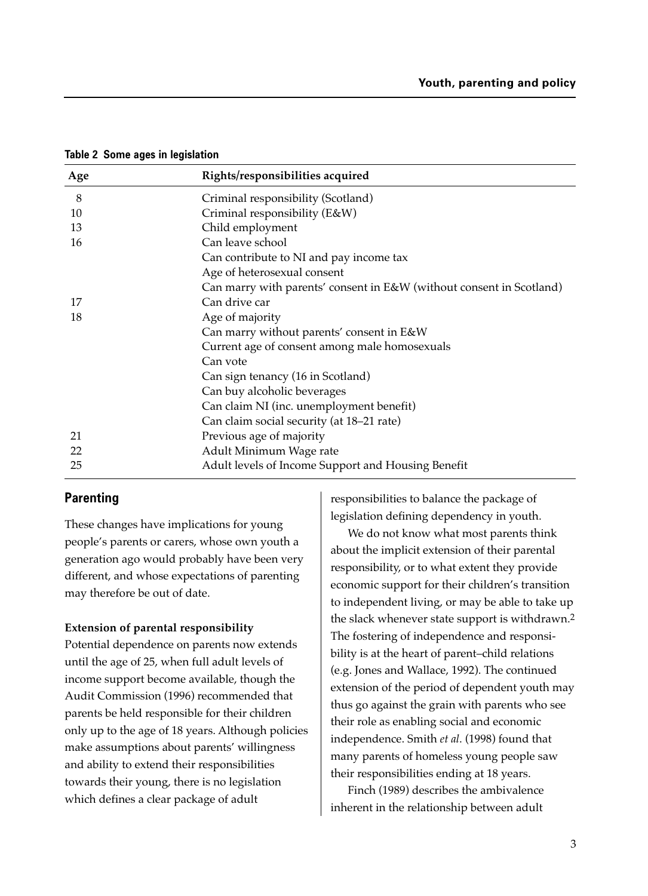**Table 2 Some ages in legislation**

| Age | Rights/responsibilities acquired |
|---|---|
| 8 | Criminal responsibility (Scotland) |
| 10 | Criminal responsibility (E&W) |
| 13 | Child employment |
| 16 | Can leave school |
| | Can contribute to NI and pay income tax |
| | Age of heterosexual consent |
| | Can marry with parents' consent in E&W (without consent in Scotland) |
| 17 | Can drive car |
| 18 | Age of majority |
| | Can marry without parents' consent in E&W |
| | Current age of consent among male homosexuals |
| | Can vote |
| | Can sign tenancy (16 in Scotland) |
| | Can buy alcoholic beverages |
| | Can claim NI (inc. unemployment benefit) |
| | Can claim social security (at 18–21 rate) |
| 21 | Previous age of majority |
| 22 | Adult Minimum Wage rate |
| 25 | Adult levels of Income Support and Housing Benefit |

## Parenting

These changes have implications for young people's parents or carers, whose own youth a generation ago would probably have been very different, and whose expectations of parenting may therefore be out of date.

**Extension of parental responsibility**

Potential dependence on parents now extends until the age of 25, when full adult levels of income support become available, though the Audit Commission (1996) recommended that parents be held responsible for their children only up to the age of 18 years. Although policies make assumptions about parents' willingness and ability to extend their responsibilities towards their young, there is no legislation which defines a clear package of adult responsibilities to balance the package of legislation defining dependency in youth.

We do not know what most parents think about the implicit extension of their parental responsibility, or to what extent they provide economic support for their children's transition to independent living, or may be able to take up the slack whenever state support is withdrawn.[2] The fostering of independence and responsibility is at the heart of parent–child relations (e.g. Jones and Wallace, 1992). The continued extension of the period of dependent youth may thus go against the grain with parents who see their role as enabling social and economic independence. Smith *et al.* (1998) found that many parents of homeless young people saw their responsibilities ending at 18 years.

Finch (1989) describes the ambivalence inherent in the relationship between adult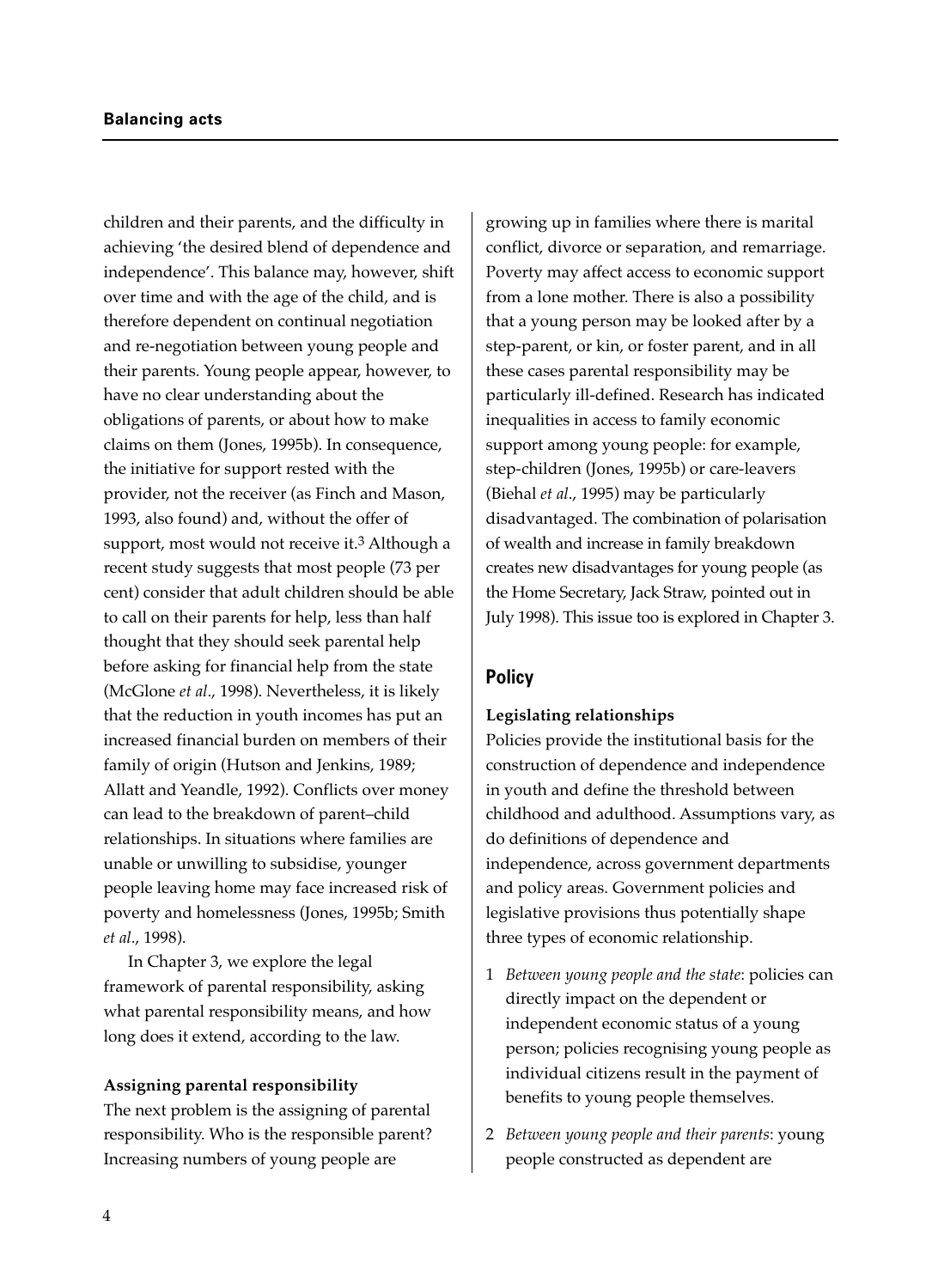children and their parents, and the difficulty in achieving 'the desired blend of dependence and independence'. This balance may, however, shift over time and with the age of the child, and is therefore dependent on continual negotiation and re-negotiation between young people and their parents. Young people appear, however, to have no clear understanding about the obligations of parents, or about how to make claims on them (Jones, 1995b). In consequence, the initiative for support rested with the provider, not the receiver (as Finch and Mason, 1993, also found) and, without the offer of support, most would not receive it.[3] Although a recent study suggests that most people (73 per cent) consider that adult children should be able to call on their parents for help, less than half thought that they should seek parental help before asking for financial help from the state (McGlone *et al*., 1998). Nevertheless, it is likely that the reduction in youth incomes has put an increased financial burden on members of their family of origin (Hutson and Jenkins, 1989; Allatt and Yeandle, 1992). Conflicts over money can lead to the breakdown of parent–child relationships. In situations where families are unable or unwilling to subsidise, younger people leaving home may face increased risk of poverty and homelessness (Jones, 1995b; Smith *et al*., 1998).

In Chapter 3, we explore the legal framework of parental responsibility, asking what parental responsibility means, and how long does it extend, according to the law.

**Assigning parental responsibility**

The next problem is the assigning of parental responsibility. Who is the responsible parent? Increasing numbers of young people are growing up in families where there is marital conflict, divorce or separation, and remarriage. Poverty may affect access to economic support from a lone mother. There is also a possibility that a young person may be looked after by a step-parent, or kin, or foster parent, and in all these cases parental responsibility may be particularly ill-defined. Research has indicated inequalities in access to family economic support among young people: for example, step-children (Jones, 1995b) or care-leavers (Biehal *et al*., 1995) may be particularly disadvantaged. The combination of polarisation of wealth and increase in family breakdown creates new disadvantages for young people (as the Home Secretary, Jack Straw, pointed out in July 1998). This issue too is explored in Chapter 3.

## Policy

**Legislating relationships**

Policies provide the institutional basis for the construction of dependence and independence in youth and define the threshold between childhood and adulthood. Assumptions vary, as do definitions of dependence and independence, across government departments and policy areas. Government policies and legislative provisions thus potentially shape three types of economic relationship.

1. *Between young people and the state*: policies can directly impact on the dependent or independent economic status of a young person; policies recognising young people as individual citizens result in the payment of benefits to young people themselves.
2. *Between young people and their parents*: young people constructed as dependent are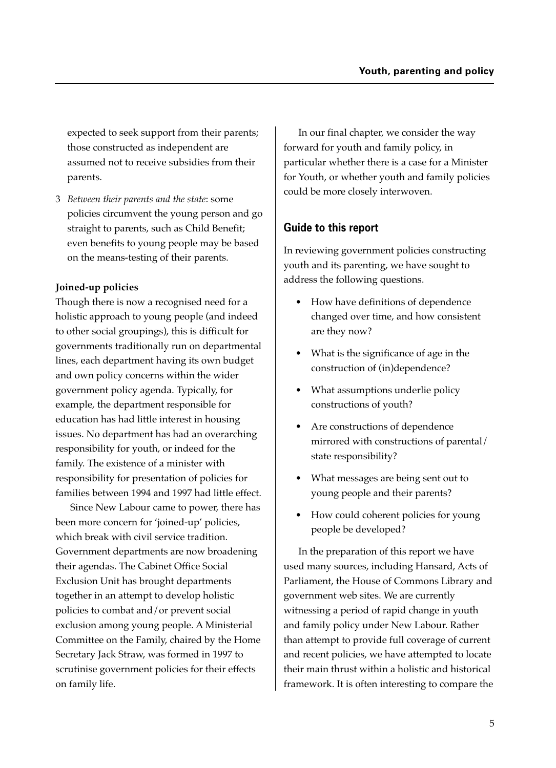expected to seek support from their parents; those constructed as independent are assumed not to receive subsidies from their parents.

3 *Between their parents and the state*: some policies circumvent the young person and go straight to parents, such as Child Benefit; even benefits to young people may be based on the means-testing of their parents.

**Joined-up policies**

Though there is now a recognised need for a holistic approach to young people (and indeed to other social groupings), this is difficult for governments traditionally run on departmental lines, each department having its own budget and own policy concerns within the wider government policy agenda. Typically, for example, the department responsible for education has had little interest in housing issues. No department has had an overarching responsibility for youth, or indeed for the family. The existence of a minister with responsibility for presentation of policies for families between 1994 and 1997 had little effect.

Since New Labour came to power, there has been more concern for 'joined-up' policies, which break with civil service tradition. Government departments are now broadening their agendas. The Cabinet Office Social Exclusion Unit has brought departments together in an attempt to develop holistic policies to combat and/or prevent social exclusion among young people. A Ministerial Committee on the Family, chaired by the Home Secretary Jack Straw, was formed in 1997 to scrutinise government policies for their effects on family life.

In our final chapter, we consider the way forward for youth and family policy, in particular whether there is a case for a Minister for Youth, or whether youth and family policies could be more closely interwoven.

## Guide to this report

In reviewing government policies constructing youth and its parenting, we have sought to address the following questions.

- How have definitions of dependence changed over time, and how consistent are they now?
- What is the significance of age in the construction of (in)dependence?
- What assumptions underlie policy constructions of youth?
- Are constructions of dependence mirrored with constructions of parental/state responsibility?
- What messages are being sent out to young people and their parents?
- How could coherent policies for young people be developed?

In the preparation of this report we have used many sources, including Hansard, Acts of Parliament, the House of Commons Library and government web sites. We are currently witnessing a period of rapid change in youth and family policy under New Labour. Rather than attempt to provide full coverage of current and recent policies, we have attempted to locate their main thrust within a holistic and historical framework. It is often interesting to compare the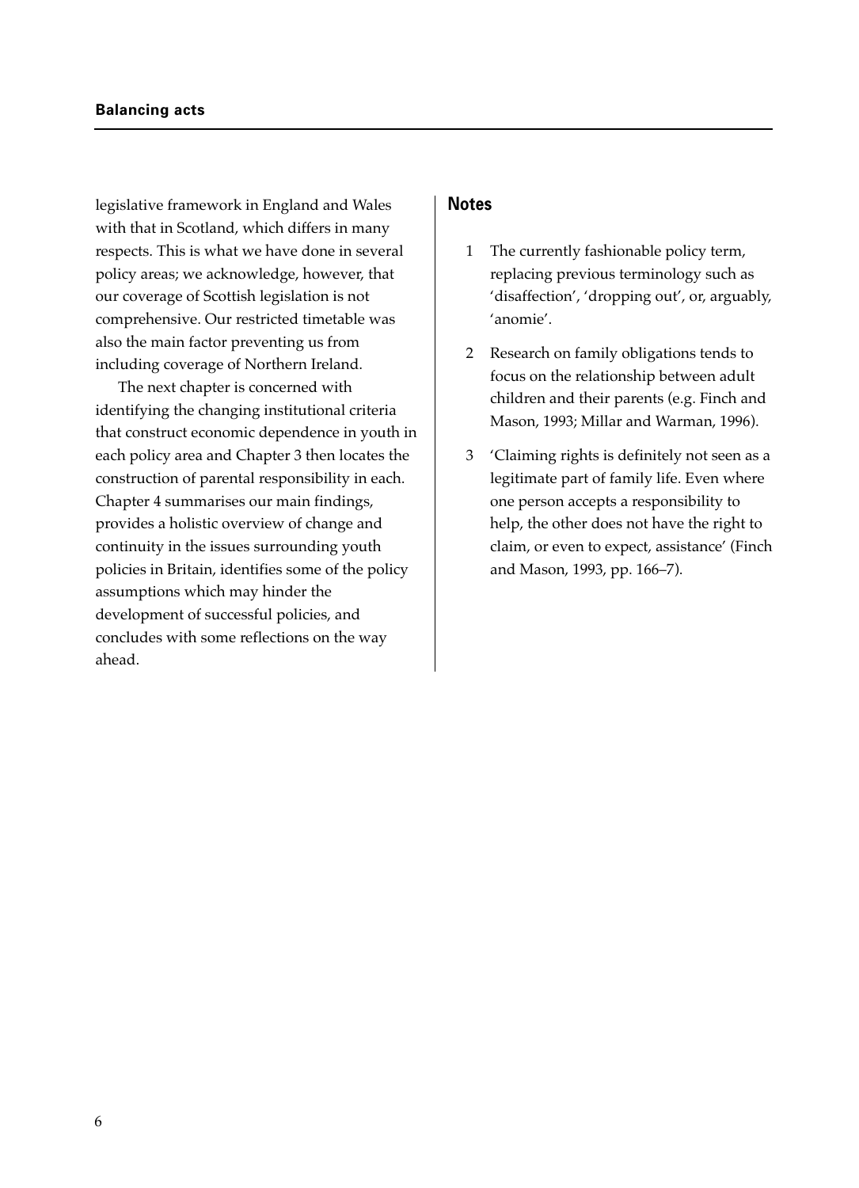legislative framework in England and Wales with that in Scotland, which differs in many respects. This is what we have done in several policy areas; we acknowledge, however, that our coverage of Scottish legislation is not comprehensive. Our restricted timetable was also the main factor preventing us from including coverage of Northern Ireland.

The next chapter is concerned with identifying the changing institutional criteria that construct economic dependence in youth in each policy area and Chapter 3 then locates the construction of parental responsibility in each. Chapter 4 summarises our main findings, provides a holistic overview of change and continuity in the issues surrounding youth policies in Britain, identifies some of the policy assumptions which may hinder the development of successful policies, and concludes with some reflections on the way ahead.

## Notes

1. The currently fashionable policy term, replacing previous terminology such as 'disaffection', 'dropping out', or, arguably, 'anomie'.
2. Research on family obligations tends to focus on the relationship between adult children and their parents (e.g. Finch and Mason, 1993; Millar and Warman, 1996).
3. 'Claiming rights is definitely not seen as a legitimate part of family life. Even where one person accepts a responsibility to help, the other does not have the right to claim, or even to expect, assistance' (Finch and Mason, 1993, pp. 166–7).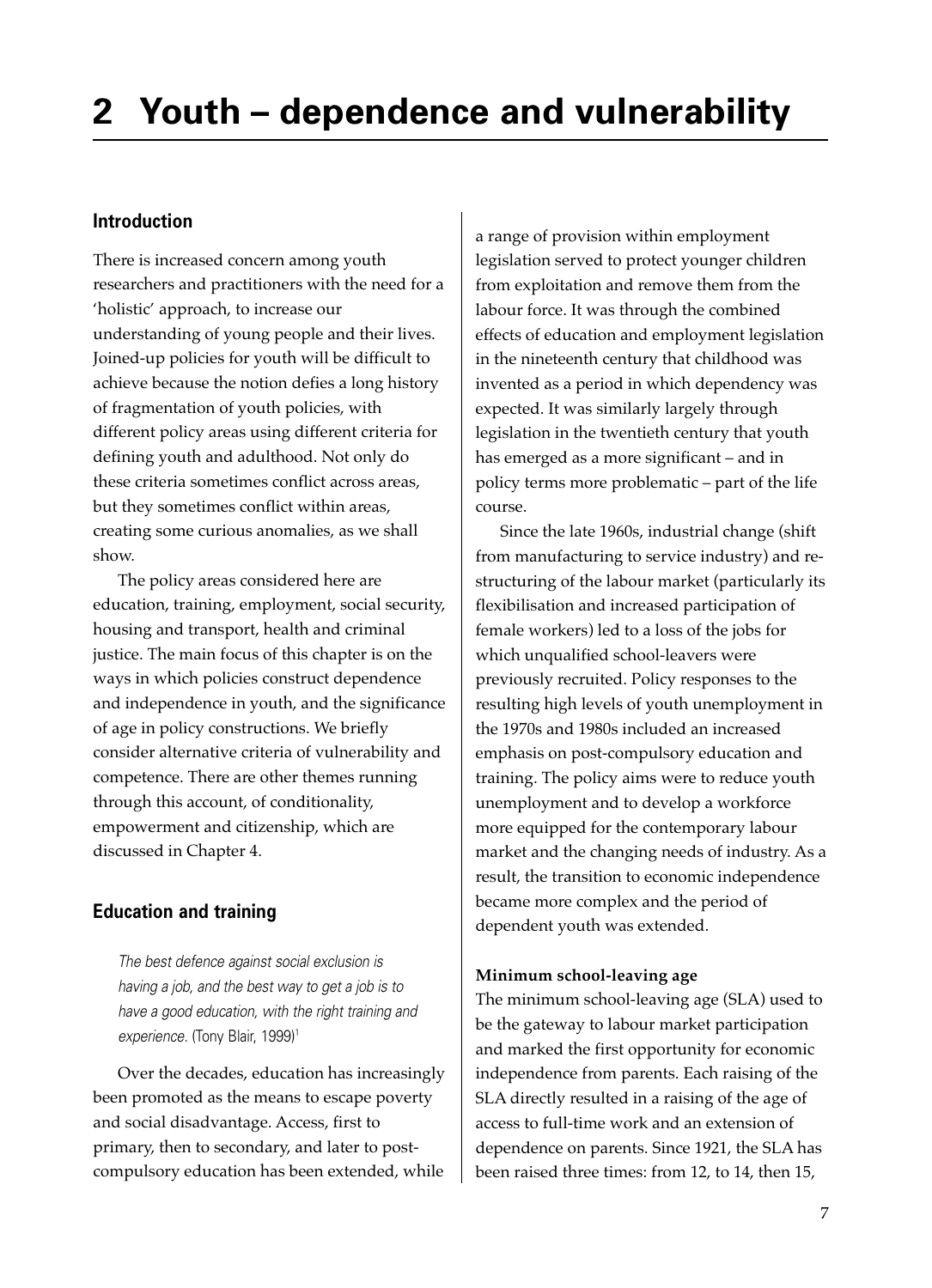# 2 Youth – dependence and vulnerability

## Introduction

There is increased concern among youth researchers and practitioners with the need for a 'holistic' approach, to increase our understanding of young people and their lives. Joined-up policies for youth will be difficult to achieve because the notion defies a long history of fragmentation of youth policies, with different policy areas using different criteria for defining youth and adulthood. Not only do these criteria sometimes conflict across areas, but they sometimes conflict within areas, creating some curious anomalies, as we shall show.

The policy areas considered here are education, training, employment, social security, housing and transport, health and criminal justice. The main focus of this chapter is on the ways in which policies construct dependence and independence in youth, and the significance of age in policy constructions. We briefly consider alternative criteria of vulnerability and competence. There are other themes running through this account, of conditionality, empowerment and citizenship, which are discussed in Chapter 4.

## Education and training

> *The best defence against social exclusion is having a job, and the best way to get a job is to have a good education, with the right training and experience.* (Tony Blair, 1999)[1]

Over the decades, education has increasingly been promoted as the means to escape poverty and social disadvantage. Access, first to primary, then to secondary, and later to post-compulsory education has been extended, while a range of provision within employment legislation served to protect younger children from exploitation and remove them from the labour force. It was through the combined effects of education and employment legislation in the nineteenth century that childhood was invented as a period in which dependency was expected. It was similarly largely through legislation in the twentieth century that youth has emerged as a more significant – and in policy terms more problematic – part of the life course.

Since the late 1960s, industrial change (shift from manufacturing to service industry) and re-structuring of the labour market (particularly its flexibilisation and increased participation of female workers) led to a loss of the jobs for which unqualified school-leavers were previously recruited. Policy responses to the resulting high levels of youth unemployment in the 1970s and 1980s included an increased emphasis on post-compulsory education and training. The policy aims were to reduce youth unemployment and to develop a workforce more equipped for the contemporary labour market and the changing needs of industry. As a result, the transition to economic independence became more complex and the period of dependent youth was extended.

**Minimum school-leaving age**

The minimum school-leaving age (SLA) used to be the gateway to labour market participation and marked the first opportunity for economic independence from parents. Each raising of the SLA directly resulted in a raising of the age of access to full-time work and an extension of dependence on parents. Since 1921, the SLA has been raised three times: from 12, to 14, then 15,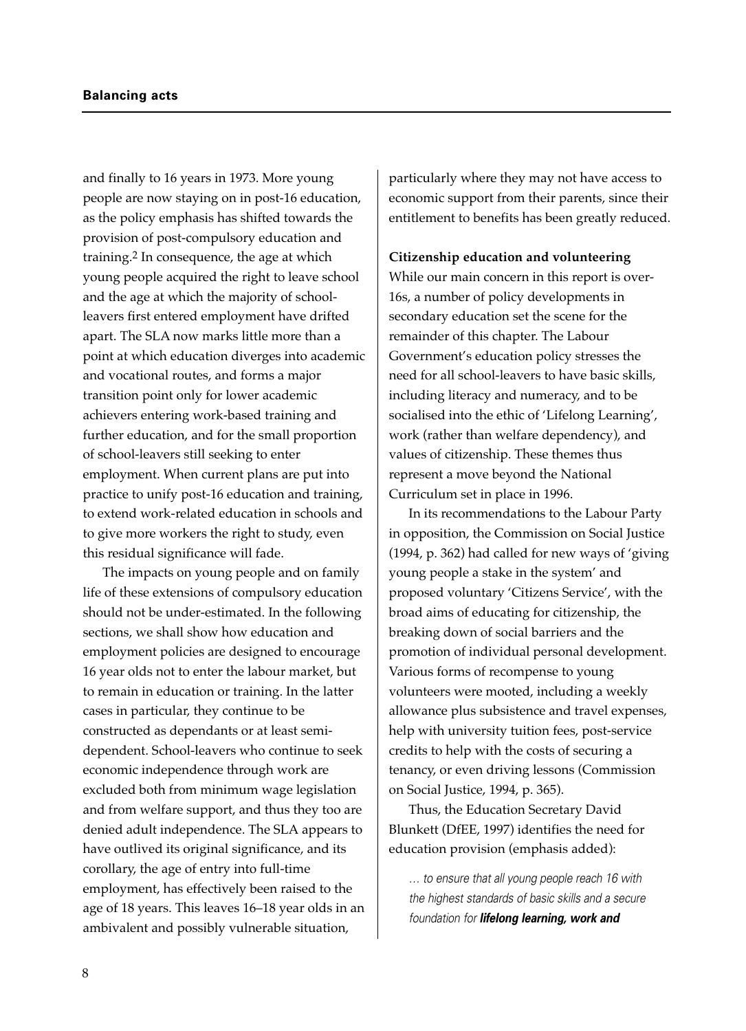and finally to 16 years in 1973. More young people are now staying on in post-16 education, as the policy emphasis has shifted towards the provision of post-compulsory education and training.[2] In consequence, the age at which young people acquired the right to leave school and the age at which the majority of school-leavers first entered employment have drifted apart. The SLA now marks little more than a point at which education diverges into academic and vocational routes, and forms a major transition point only for lower academic achievers entering work-based training and further education, and for the small proportion of school-leavers still seeking to enter employment. When current plans are put into practice to unify post-16 education and training, to extend work-related education in schools and to give more workers the right to study, even this residual significance will fade.

The impacts on young people and on family life of these extensions of compulsory education should not be under-estimated. In the following sections, we shall show how education and employment policies are designed to encourage 16 year olds not to enter the labour market, but to remain in education or training. In the latter cases in particular, they continue to be constructed as dependants or at least semi-dependent. School-leavers who continue to seek economic independence through work are excluded both from minimum wage legislation and from welfare support, and thus they too are denied adult independence. The SLA appears to have outlived its original significance, and its corollary, the age of entry into full-time employment, has effectively been raised to the age of 18 years. This leaves 16–18 year olds in an ambivalent and possibly vulnerable situation, particularly where they may not have access to economic support from their parents, since their entitlement to benefits has been greatly reduced.

**Citizenship education and volunteering**

While our main concern in this report is over-16s, a number of policy developments in secondary education set the scene for the remainder of this chapter. The Labour Government's education policy stresses the need for all school-leavers to have basic skills, including literacy and numeracy, and to be socialised into the ethic of 'Lifelong Learning', work (rather than welfare dependency), and values of citizenship. These themes thus represent a move beyond the National Curriculum set in place in 1996.

In its recommendations to the Labour Party in opposition, the Commission on Social Justice (1994, p. 362) had called for new ways of 'giving young people a stake in the system' and proposed voluntary 'Citizens Service', with the broad aims of educating for citizenship, the breaking down of social barriers and the promotion of individual personal development. Various forms of recompense to young volunteers were mooted, including a weekly allowance plus subsistence and travel expenses, help with university tuition fees, post-service credits to help with the costs of securing a tenancy, or even driving lessons (Commission on Social Justice, 1994, p. 365).

Thus, the Education Secretary David Blunkett (DfEE, 1997) identifies the need for education provision (emphasis added):

> *… to ensure that all young people reach 16 with the highest standards of basic skills and a secure foundation for* ***lifelong learning, work and***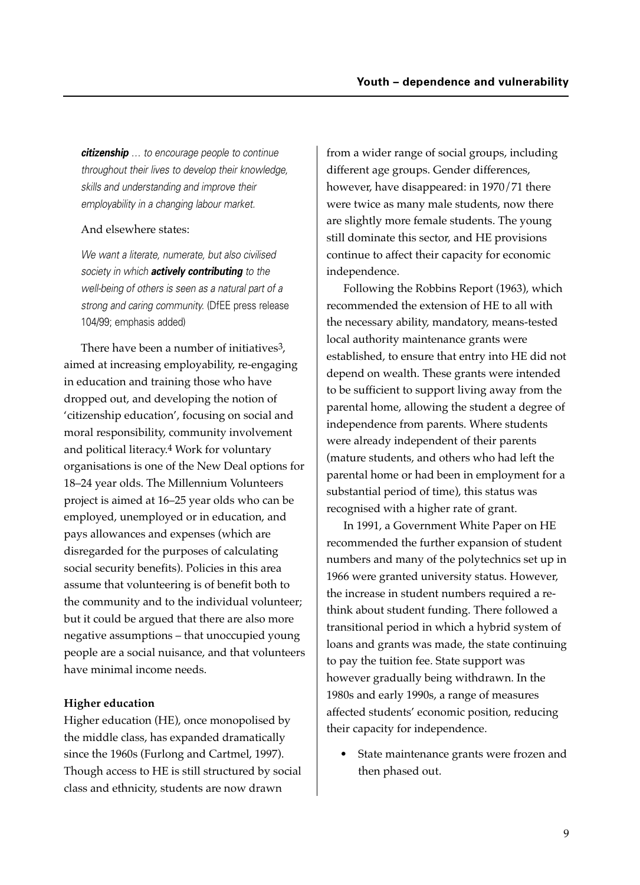*__citizenship__ … to encourage people to continue throughout their lives to develop their knowledge, skills and understanding and improve their employability in a changing labour market.*

And elsewhere states:

*We want a literate, numerate, but also civilised society in which* ***actively contributing*** *to the well-being of others is seen as a natural part of a strong and caring community.* (DfEE press release 104/99; emphasis added)

There have been a number of initiatives[3], aimed at increasing employability, re-engaging in education and training those who have dropped out, and developing the notion of 'citizenship education', focusing on social and moral responsibility, community involvement and political literacy.[4] Work for voluntary organisations is one of the New Deal options for 18–24 year olds. The Millennium Volunteers project is aimed at 16–25 year olds who can be employed, unemployed or in education, and pays allowances and expenses (which are disregarded for the purposes of calculating social security benefits). Policies in this area assume that volunteering is of benefit both to the community and to the individual volunteer; but it could be argued that there are also more negative assumptions – that unoccupied young people are a social nuisance, and that volunteers have minimal income needs.

**Higher education**

Higher education (HE), once monopolised by the middle class, has expanded dramatically since the 1960s (Furlong and Cartmel, 1997). Though access to HE is still structured by social class and ethnicity, students are now drawn from a wider range of social groups, including different age groups. Gender differences, however, have disappeared: in 1970/71 there were twice as many male students, now there are slightly more female students. The young still dominate this sector, and HE provisions continue to affect their capacity for economic independence.

Following the Robbins Report (1963), which recommended the extension of HE to all with the necessary ability, mandatory, means-tested local authority maintenance grants were established, to ensure that entry into HE did not depend on wealth. These grants were intended to be sufficient to support living away from the parental home, allowing the student a degree of independence from parents. Where students were already independent of their parents (mature students, and others who had left the parental home or had been in employment for a substantial period of time), this status was recognised with a higher rate of grant.

In 1991, a Government White Paper on HE recommended the further expansion of student numbers and many of the polytechnics set up in 1966 were granted university status. However, the increase in student numbers required a re-think about student funding. There followed a transitional period in which a hybrid system of loans and grants was made, the state continuing to pay the tuition fee. State support was however gradually being withdrawn. In the 1980s and early 1990s, a range of measures affected students' economic position, reducing their capacity for independence.

- State maintenance grants were frozen and then phased out.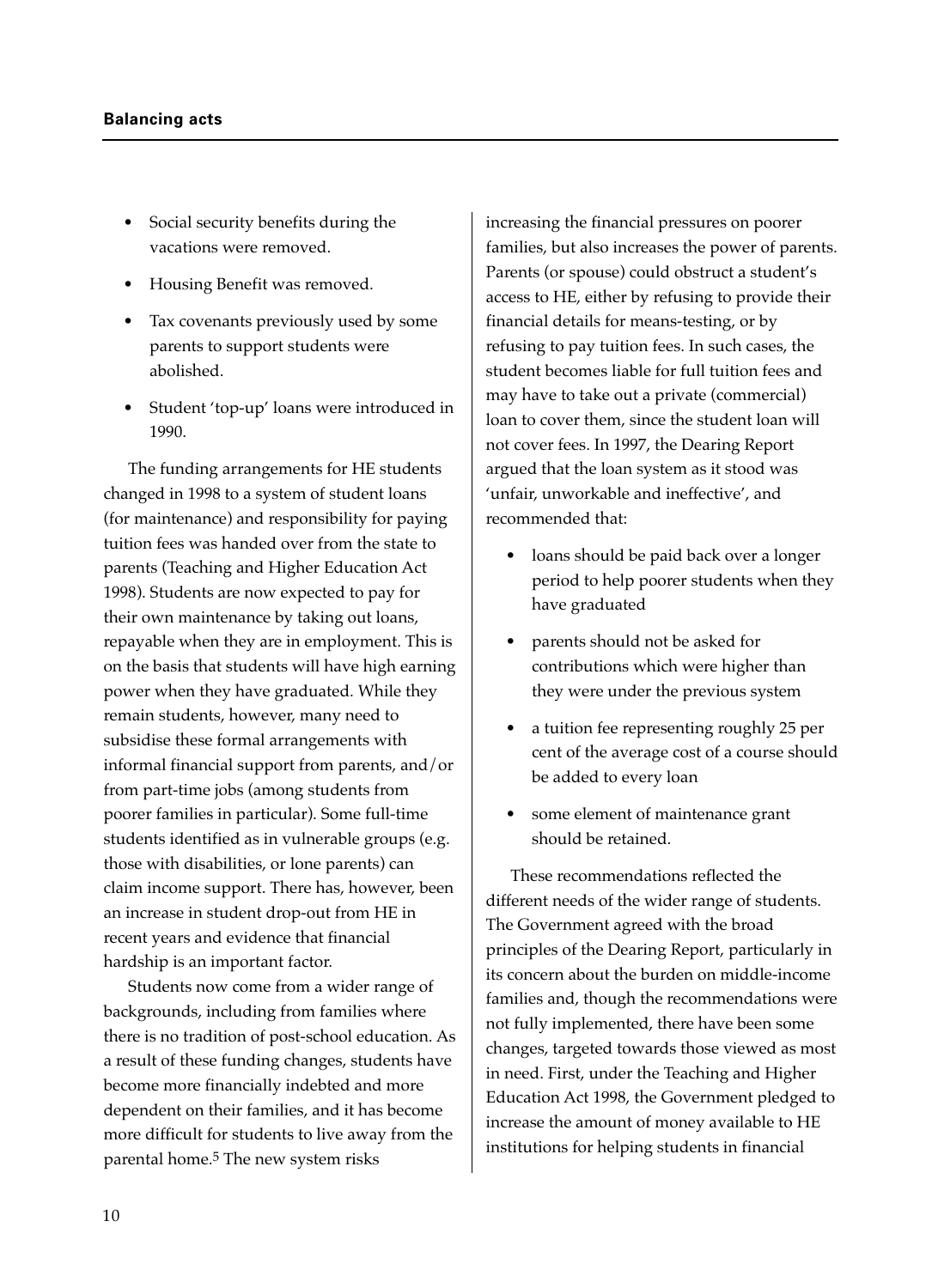- Social security benefits during the vacations were removed.
- Housing Benefit was removed.
- Tax covenants previously used by some parents to support students were abolished.
- Student 'top-up' loans were introduced in 1990.

The funding arrangements for HE students changed in 1998 to a system of student loans (for maintenance) and responsibility for paying tuition fees was handed over from the state to parents (Teaching and Higher Education Act 1998). Students are now expected to pay for their own maintenance by taking out loans, repayable when they are in employment. This is on the basis that students will have high earning power when they have graduated. While they remain students, however, many need to subsidise these formal arrangements with informal financial support from parents, and/or from part-time jobs (among students from poorer families in particular). Some full-time students identified as in vulnerable groups (e.g. those with disabilities, or lone parents) can claim income support. There has, however, been an increase in student drop-out from HE in recent years and evidence that financial hardship is an important factor.

Students now come from a wider range of backgrounds, including from families where there is no tradition of post-school education. As a result of these funding changes, students have become more financially indebted and more dependent on their families, and it has become more difficult for students to live away from the parental home.[5] The new system risks increasing the financial pressures on poorer families, but also increases the power of parents. Parents (or spouse) could obstruct a student's access to HE, either by refusing to provide their financial details for means-testing, or by refusing to pay tuition fees. In such cases, the student becomes liable for full tuition fees and may have to take out a private (commercial) loan to cover them, since the student loan will not cover fees. In 1997, the Dearing Report argued that the loan system as it stood was 'unfair, unworkable and ineffective', and recommended that:

- loans should be paid back over a longer period to help poorer students when they have graduated
- parents should not be asked for contributions which were higher than they were under the previous system
- a tuition fee representing roughly 25 per cent of the average cost of a course should be added to every loan
- some element of maintenance grant should be retained.

These recommendations reflected the different needs of the wider range of students. The Government agreed with the broad principles of the Dearing Report, particularly in its concern about the burden on middle-income families and, though the recommendations were not fully implemented, there have been some changes, targeted towards those viewed as most in need. First, under the Teaching and Higher Education Act 1998, the Government pledged to increase the amount of money available to HE institutions for helping students in financial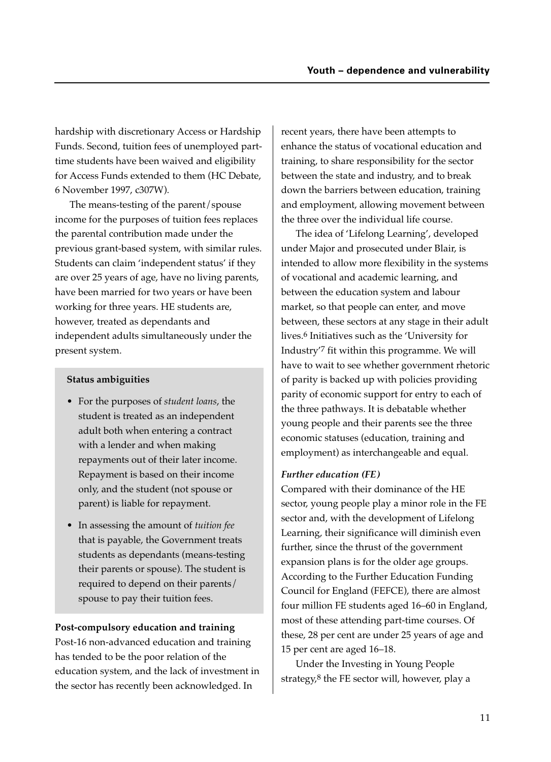hardship with discretionary Access or Hardship Funds. Second, tuition fees of unemployed part-time students have been waived and eligibility for Access Funds extended to them (HC Debate, 6 November 1997, c307W).

The means-testing of the parent/spouse income for the purposes of tuition fees replaces the parental contribution made under the previous grant-based system, with similar rules. Students can claim 'independent status' if they are over 25 years of age, have no living parents, have been married for two years or have been working for three years. HE students are, however, treated as dependants and independent adults simultaneously under the present system.

**Status ambiguities**

- For the purposes of *student loans*, the student is treated as an independent adult both when entering a contract with a lender and when making repayments out of their later income. Repayment is based on their income only, and the student (not spouse or parent) is liable for repayment.
- In assessing the amount of *tuition fee* that is payable, the Government treats students as dependants (means-testing their parents or spouse). The student is required to depend on their parents/spouse to pay their tuition fees.

**Post-compulsory education and training**

Post-16 non-advanced education and training has tended to be the poor relation of the education system, and the lack of investment in the sector has recently been acknowledged. In recent years, there have been attempts to enhance the status of vocational education and training, to share responsibility for the sector between the state and industry, and to break down the barriers between education, training and employment, allowing movement between the three over the individual life course.

The idea of 'Lifelong Learning', developed under Major and prosecuted under Blair, is intended to allow more flexibility in the systems of vocational and academic learning, and between the education system and labour market, so that people can enter, and move between, these sectors at any stage in their adult lives.[6] Initiatives such as the 'University for Industry'[7] fit within this programme. We will have to wait to see whether government rhetoric of parity is backed up with policies providing parity of economic support for entry to each of the three pathways. It is debatable whether young people and their parents see the three economic statuses (education, training and employment) as interchangeable and equal.

***Further education (FE)***

Compared with their dominance of the HE sector, young people play a minor role in the FE sector and, with the development of Lifelong Learning, their significance will diminish even further, since the thrust of the government expansion plans is for the older age groups. According to the Further Education Funding Council for England (FEFCE), there are almost four million FE students aged 16–60 in England, most of these attending part-time courses. Of these, 28 per cent are under 25 years of age and 15 per cent are aged 16–18.

Under the Investing in Young People strategy,[8] the FE sector will, however, play a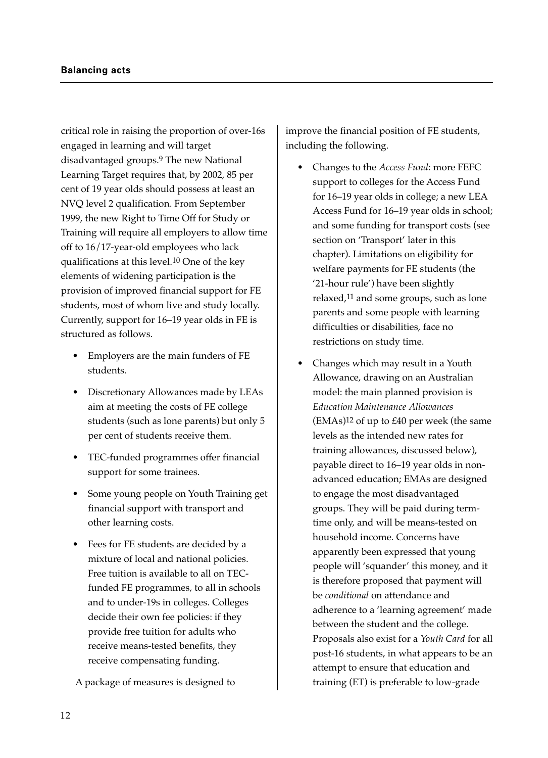critical role in raising the proportion of over-16s engaged in learning and will target disadvantaged groups.[9] The new National Learning Target requires that, by 2002, 85 per cent of 19 year olds should possess at least an NVQ level 2 qualification. From September 1999, the new Right to Time Off for Study or Training will require all employers to allow time off to 16/17-year-old employees who lack qualifications at this level.[10] One of the key elements of widening participation is the provision of improved financial support for FE students, most of whom live and study locally. Currently, support for 16–19 year olds in FE is structured as follows.

- Employers are the main funders of FE students.
- Discretionary Allowances made by LEAs aim at meeting the costs of FE college students (such as lone parents) but only 5 per cent of students receive them.
- TEC-funded programmes offer financial support for some trainees.
- Some young people on Youth Training get financial support with transport and other learning costs.
- Fees for FE students are decided by a mixture of local and national policies. Free tuition is available to all on TEC-funded FE programmes, to all in schools and to under-19s in colleges. Colleges decide their own fee policies: if they provide free tuition for adults who receive means-tested benefits, they receive compensating funding.

A package of measures is designed to improve the financial position of FE students, including the following.

- Changes to the *Access Fund*: more FEFC support to colleges for the Access Fund for 16–19 year olds in college; a new LEA Access Fund for 16–19 year olds in school; and some funding for transport costs (see section on 'Transport' later in this chapter). Limitations on eligibility for welfare payments for FE students (the '21-hour rule') have been slightly relaxed,[11] and some groups, such as lone parents and some people with learning difficulties or disabilities, face no restrictions on study time.
- Changes which may result in a Youth Allowance, drawing on an Australian model: the main planned provision is *Education Maintenance Allowances* (EMAs)[12] of up to £40 per week (the same levels as the intended new rates for training allowances, discussed below), payable direct to 16–19 year olds in non-advanced education; EMAs are designed to engage the most disadvantaged groups. They will be paid during term-time only, and will be means-tested on household income. Concerns have apparently been expressed that young people will 'squander' this money, and it is therefore proposed that payment will be *conditional* on attendance and adherence to a 'learning agreement' made between the student and the college. Proposals also exist for a *Youth Card* for all post-16 students, in what appears to be an attempt to ensure that education and training (ET) is preferable to low-grade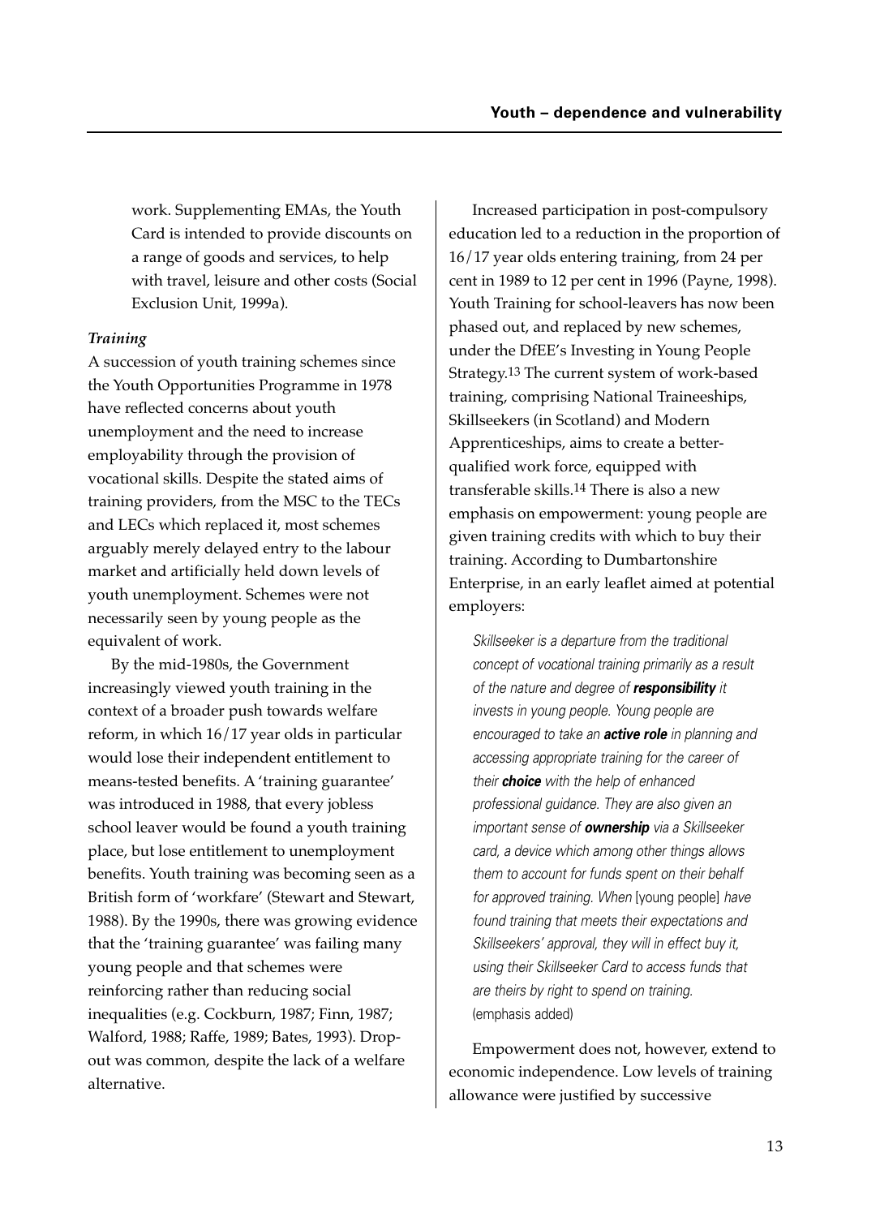work. Supplementing EMAs, the Youth Card is intended to provide discounts on a range of goods and services, to help with travel, leisure and other costs (Social Exclusion Unit, 1999a).

### *Training*

A succession of youth training schemes since the Youth Opportunities Programme in 1978 have reflected concerns about youth unemployment and the need to increase employability through the provision of vocational skills. Despite the stated aims of training providers, from the MSC to the TECs and LECs which replaced it, most schemes arguably merely delayed entry to the labour market and artificially held down levels of youth unemployment. Schemes were not necessarily seen by young people as the equivalent of work.

By the mid-1980s, the Government increasingly viewed youth training in the context of a broader push towards welfare reform, in which 16/17 year olds in particular would lose their independent entitlement to means-tested benefits. A 'training guarantee' was introduced in 1988, that every jobless school leaver would be found a youth training place, but lose entitlement to unemployment benefits. Youth training was becoming seen as a British form of 'workfare' (Stewart and Stewart, 1988). By the 1990s, there was growing evidence that the 'training guarantee' was failing many young people and that schemes were reinforcing rather than reducing social inequalities (e.g. Cockburn, 1987; Finn, 1987; Walford, 1988; Raffe, 1989; Bates, 1993). Drop-out was common, despite the lack of a welfare alternative.

Increased participation in post-compulsory education led to a reduction in the proportion of 16/17 year olds entering training, from 24 per cent in 1989 to 12 per cent in 1996 (Payne, 1998). Youth Training for school-leavers has now been phased out, and replaced by new schemes, under the DfEE's Investing in Young People Strategy.[13] The current system of work-based training, comprising National Traineeships, Skillseekers (in Scotland) and Modern Apprenticeships, aims to create a better-qualified work force, equipped with transferable skills.[14] There is also a new emphasis on empowerment: young people are given training credits with which to buy their training. According to Dumbartonshire Enterprise, in an early leaflet aimed at potential employers:

> *Skillseeker is a departure from the traditional concept of vocational training primarily as a result of the nature and degree of* ***responsibility*** *it invests in young people. Young people are encouraged to take an* ***active role*** *in planning and accessing appropriate training for the career of their* ***choice*** *with the help of enhanced professional guidance. They are also given an important sense of* ***ownership*** *via a Skillseeker card, a device which among other things allows them to account for funds spent on their behalf for approved training. When* [young people] *have found training that meets their expectations and Skillseekers' approval, they will in effect buy it, using their Skillseeker Card to access funds that are theirs by right to spend on training.*
> (emphasis added)

Empowerment does not, however, extend to economic independence. Low levels of training allowance were justified by successive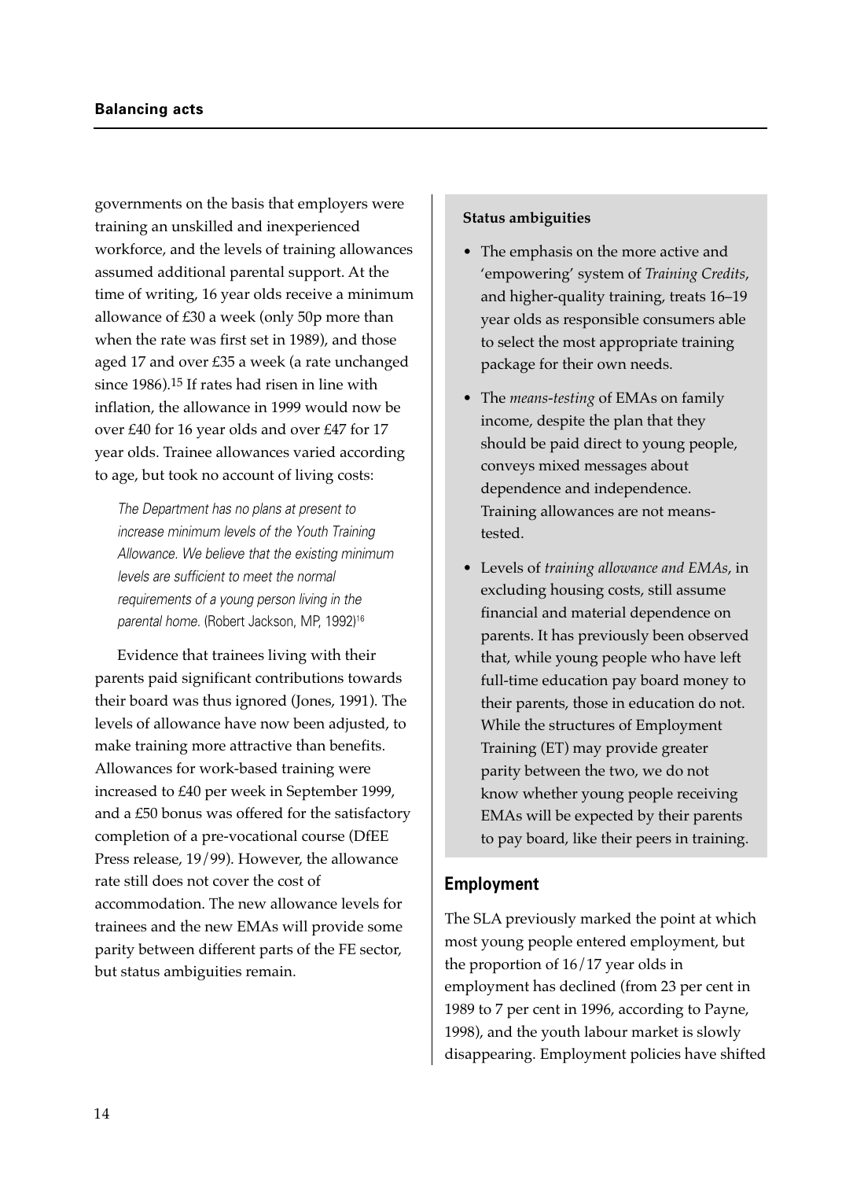governments on the basis that employers were training an unskilled and inexperienced workforce, and the levels of training allowances assumed additional parental support. At the time of writing, 16 year olds receive a minimum allowance of £30 a week (only 50p more than when the rate was first set in 1989), and those aged 17 and over £35 a week (a rate unchanged since 1986).[15] If rates had risen in line with inflation, the allowance in 1999 would now be over £40 for 16 year olds and over £47 for 17 year olds. Trainee allowances varied according to age, but took no account of living costs:

> *The Department has no plans at present to increase minimum levels of the Youth Training Allowance. We believe that the existing minimum levels are sufficient to meet the normal requirements of a young person living in the parental home.* (Robert Jackson, MP, 1992)[16]

Evidence that trainees living with their parents paid significant contributions towards their board was thus ignored (Jones, 1991). The levels of allowance have now been adjusted, to make training more attractive than benefits. Allowances for work-based training were increased to £40 per week in September 1999, and a £50 bonus was offered for the satisfactory completion of a pre-vocational course (DfEE Press release, 19/99). However, the allowance rate still does not cover the cost of accommodation. The new allowance levels for trainees and the new EMAs will provide some parity between different parts of the FE sector, but status ambiguities remain.

**Status ambiguities**

- The emphasis on the more active and 'empowering' system of *Training Credits*, and higher-quality training, treats 16–19 year olds as responsible consumers able to select the most appropriate training package for their own needs.
- The *means-testing* of EMAs on family income, despite the plan that they should be paid direct to young people, conveys mixed messages about dependence and independence. Training allowances are not means-tested.
- Levels of *training allowance and EMAs*, in excluding housing costs, still assume financial and material dependence on parents. It has previously been observed that, while young people who have left full-time education pay board money to their parents, those in education do not. While the structures of Employment Training (ET) may provide greater parity between the two, we do not know whether young people receiving EMAs will be expected by their parents to pay board, like their peers in training.

## Employment

The SLA previously marked the point at which most young people entered employment, but the proportion of 16/17 year olds in employment has declined (from 23 per cent in 1989 to 7 per cent in 1996, according to Payne, 1998), and the youth labour market is slowly disappearing. Employment policies have shifted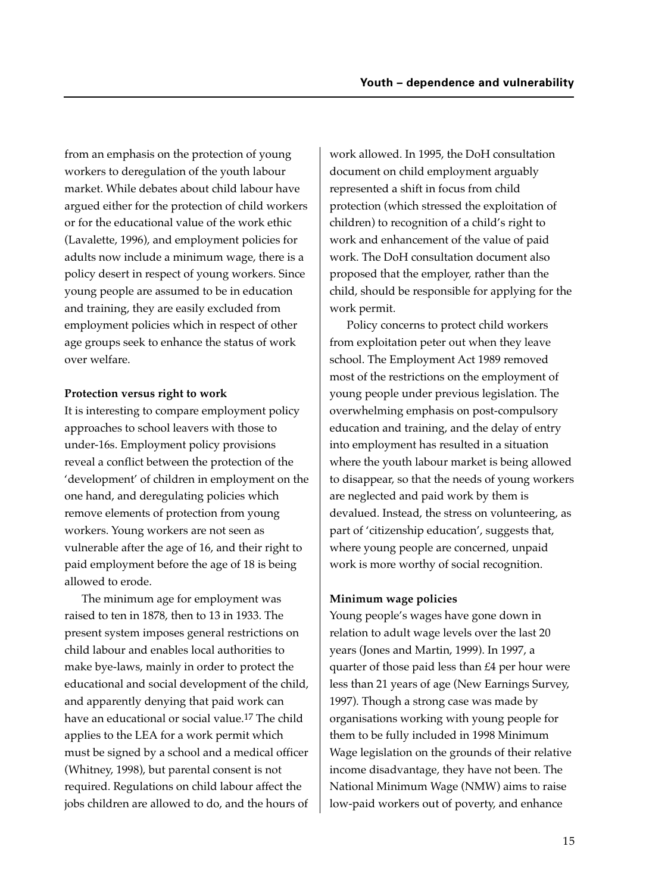from an emphasis on the protection of young workers to deregulation of the youth labour market. While debates about child labour have argued either for the protection of child workers or for the educational value of the work ethic (Lavalette, 1996), and employment policies for adults now include a minimum wage, there is a policy desert in respect of young workers. Since young people are assumed to be in education and training, they are easily excluded from employment policies which in respect of other age groups seek to enhance the status of work over welfare.

**Protection versus right to work**

It is interesting to compare employment policy approaches to school leavers with those to under-16s. Employment policy provisions reveal a conflict between the protection of the 'development' of children in employment on the one hand, and deregulating policies which remove elements of protection from young workers. Young workers are not seen as vulnerable after the age of 16, and their right to paid employment before the age of 18 is being allowed to erode.

The minimum age for employment was raised to ten in 1878, then to 13 in 1933. The present system imposes general restrictions on child labour and enables local authorities to make bye-laws, mainly in order to protect the educational and social development of the child, and apparently denying that paid work can have an educational or social value.[17] The child applies to the LEA for a work permit which must be signed by a school and a medical officer (Whitney, 1998), but parental consent is not required. Regulations on child labour affect the jobs children are allowed to do, and the hours of work allowed. In 1995, the DoH consultation document on child employment arguably represented a shift in focus from child protection (which stressed the exploitation of children) to recognition of a child's right to work and enhancement of the value of paid work. The DoH consultation document also proposed that the employer, rather than the child, should be responsible for applying for the work permit.

Policy concerns to protect child workers from exploitation peter out when they leave school. The Employment Act 1989 removed most of the restrictions on the employment of young people under previous legislation. The overwhelming emphasis on post-compulsory education and training, and the delay of entry into employment has resulted in a situation where the youth labour market is being allowed to disappear, so that the needs of young workers are neglected and paid work by them is devalued. Instead, the stress on volunteering, as part of 'citizenship education', suggests that, where young people are concerned, unpaid work is more worthy of social recognition.

**Minimum wage policies**

Young people's wages have gone down in relation to adult wage levels over the last 20 years (Jones and Martin, 1999). In 1997, a quarter of those paid less than £4 per hour were less than 21 years of age (New Earnings Survey, 1997). Though a strong case was made by organisations working with young people for them to be fully included in 1998 Minimum Wage legislation on the grounds of their relative income disadvantage, they have not been. The National Minimum Wage (NMW) aims to raise low-paid workers out of poverty, and enhance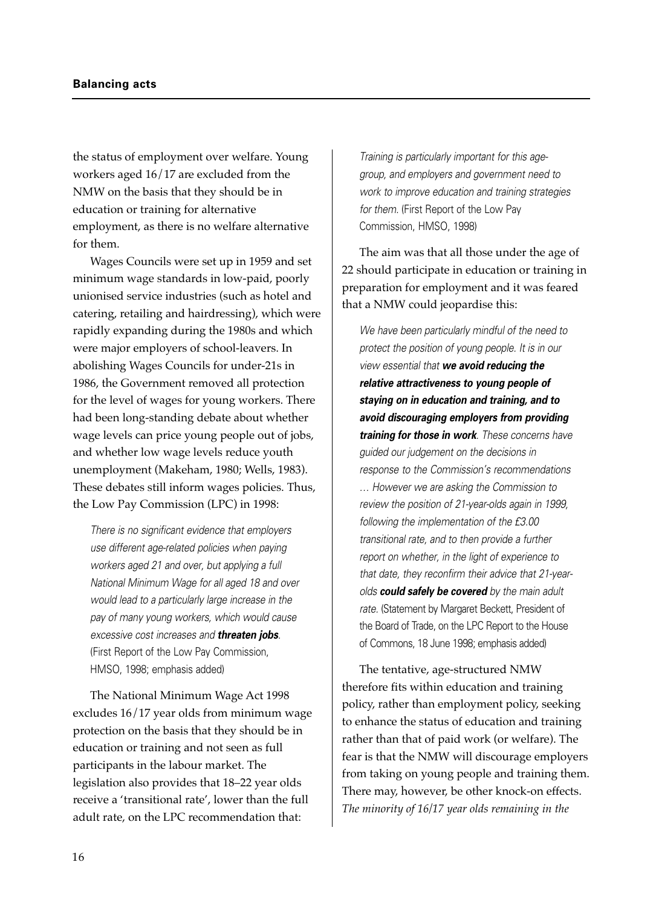the status of employment over welfare. Young workers aged 16/17 are excluded from the NMW on the basis that they should be in education or training for alternative employment, as there is no welfare alternative for them.

Wages Councils were set up in 1959 and set minimum wage standards in low-paid, poorly unionised service industries (such as hotel and catering, retailing and hairdressing), which were rapidly expanding during the 1980s and which were major employers of school-leavers. In abolishing Wages Councils for under-21s in 1986, the Government removed all protection for the level of wages for young workers. There had been long-standing debate about whether wage levels can price young people out of jobs, and whether low wage levels reduce youth unemployment (Makeham, 1980; Wells, 1983). These debates still inform wages policies. Thus, the Low Pay Commission (LPC) in 1998:

> *There is no significant evidence that employers use different age-related policies when paying workers aged 21 and over, but applying a full National Minimum Wage for all aged 18 and over would lead to a particularly large increase in the pay of many young workers, which would cause excessive cost increases and* ***threaten jobs****.* (First Report of the Low Pay Commission, HMSO, 1998; emphasis added)

The National Minimum Wage Act 1998 excludes 16/17 year olds from minimum wage protection on the basis that they should be in education or training and not seen as full participants in the labour market. The legislation also provides that 18–22 year olds receive a 'transitional rate', lower than the full adult rate, on the LPC recommendation that:

> *Training is particularly important for this age-group, and employers and government need to work to improve education and training strategies for them.* (First Report of the Low Pay Commission, HMSO, 1998)

The aim was that all those under the age of 22 should participate in education or training in preparation for employment and it was feared that a NMW could jeopardise this:

> *We have been particularly mindful of the need to protect the position of young people. It is in our view essential that* ***we avoid reducing the relative attractiveness to young people of staying on in education and training, and to avoid discouraging employers from providing training for those in work****. These concerns have guided our judgement on the decisions in response to the Commission's recommendations … However we are asking the Commission to review the position of 21-year-olds again in 1999, following the implementation of the £3.00 transitional rate, and to then provide a further report on whether, in the light of experience to that date, they reconfirm their advice that 21-year-olds* ***could safely be covered*** *by the main adult rate.* (Statement by Margaret Beckett, President of the Board of Trade, on the LPC Report to the House of Commons, 18 June 1998; emphasis added)

The tentative, age-structured NMW therefore fits within education and training policy, rather than employment policy, seeking to enhance the status of education and training rather than that of paid work (or welfare). The fear is that the NMW will discourage employers from taking on young people and training them. There may, however, be other knock-on effects. *The minority of 16/17 year olds remaining in the*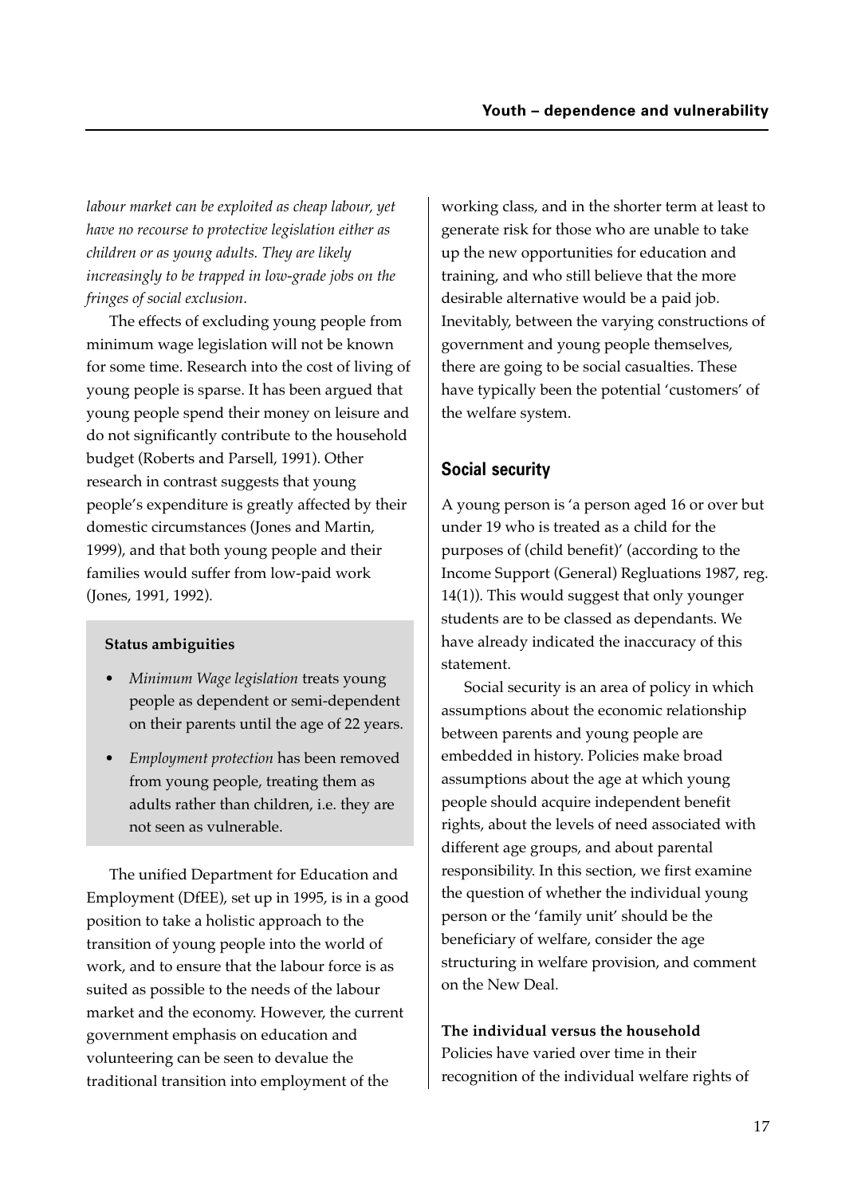*labour market can be exploited as cheap labour, yet have no recourse to protective legislation either as children or as young adults. They are likely increasingly to be trapped in low-grade jobs on the fringes of social exclusion*.

The effects of excluding young people from minimum wage legislation will not be known for some time. Research into the cost of living of young people is sparse. It has been argued that young people spend their money on leisure and do not significantly contribute to the household budget (Roberts and Parsell, 1991). Other research in contrast suggests that young people's expenditure is greatly affected by their domestic circumstances (Jones and Martin, 1999), and that both young people and their families would suffer from low-paid work (Jones, 1991, 1992).

**Status ambiguities**

- *Minimum Wage legislation* treats young people as dependent or semi-dependent on their parents until the age of 22 years.
- *Employment protection* has been removed from young people, treating them as adults rather than children, i.e. they are not seen as vulnerable.

The unified Department for Education and Employment (DfEE), set up in 1995, is in a good position to take a holistic approach to the transition of young people into the world of work, and to ensure that the labour force is as suited as possible to the needs of the labour market and the economy. However, the current government emphasis on education and volunteering can be seen to devalue the traditional transition into employment of the working class, and in the shorter term at least to generate risk for those who are unable to take up the new opportunities for education and training, and who still believe that the more desirable alternative would be a paid job. Inevitably, between the varying constructions of government and young people themselves, there are going to be social casualties. These have typically been the potential 'customers' of the welfare system.

## Social security

A young person is 'a person aged 16 or over but under 19 who is treated as a child for the purposes of (child benefit)' (according to the Income Support (General) Regluations 1987, reg. 14(1)). This would suggest that only younger students are to be classed as dependants. We have already indicated the inaccuracy of this statement.

Social security is an area of policy in which assumptions about the economic relationship between parents and young people are embedded in history. Policies make broad assumptions about the age at which young people should acquire independent benefit rights, about the levels of need associated with different age groups, and about parental responsibility. In this section, we first examine the question of whether the individual young person or the 'family unit' should be the beneficiary of welfare, consider the age structuring in welfare provision, and comment on the New Deal.

**The individual versus the household**

Policies have varied over time in their recognition of the individual welfare rights of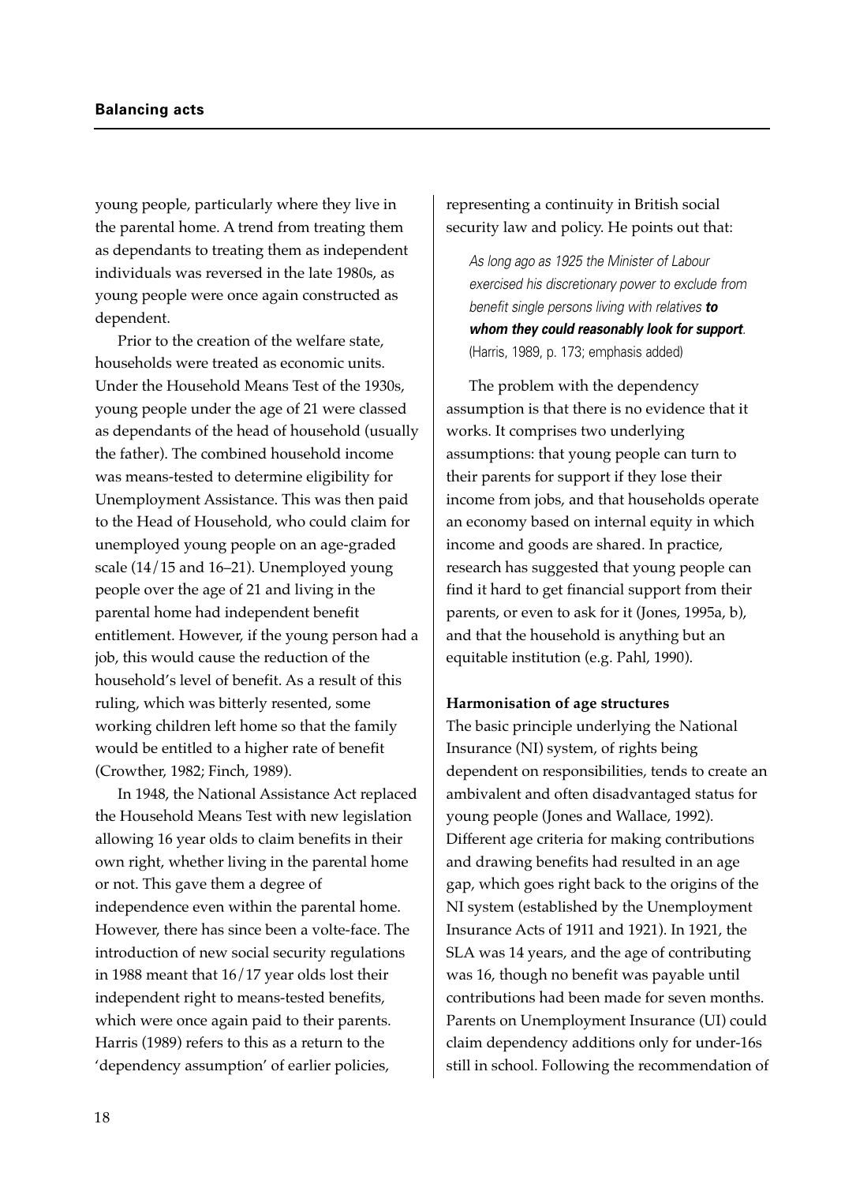young people, particularly where they live in the parental home. A trend from treating them as dependants to treating them as independent individuals was reversed in the late 1980s, as young people were once again constructed as dependent.

Prior to the creation of the welfare state, households were treated as economic units. Under the Household Means Test of the 1930s, young people under the age of 21 were classed as dependants of the head of household (usually the father). The combined household income was means-tested to determine eligibility for Unemployment Assistance. This was then paid to the Head of Household, who could claim for unemployed young people on an age-graded scale (14/15 and 16–21). Unemployed young people over the age of 21 and living in the parental home had independent benefit entitlement. However, if the young person had a job, this would cause the reduction of the household's level of benefit. As a result of this ruling, which was bitterly resented, some working children left home so that the family would be entitled to a higher rate of benefit (Crowther, 1982; Finch, 1989).

In 1948, the National Assistance Act replaced the Household Means Test with new legislation allowing 16 year olds to claim benefits in their own right, whether living in the parental home or not. This gave them a degree of independence even within the parental home. However, there has since been a volte-face. The introduction of new social security regulations in 1988 meant that 16/17 year olds lost their independent right to means-tested benefits, which were once again paid to their parents. Harris (1989) refers to this as a return to the 'dependency assumption' of earlier policies, representing a continuity in British social security law and policy. He points out that:

> *As long ago as 1925 the Minister of Labour exercised his discretionary power to exclude from benefit single persons living with relatives* ***to whom they could reasonably look for support****.* (Harris, 1989, p. 173; emphasis added)

The problem with the dependency assumption is that there is no evidence that it works. It comprises two underlying assumptions: that young people can turn to their parents for support if they lose their income from jobs, and that households operate an economy based on internal equity in which income and goods are shared. In practice, research has suggested that young people can find it hard to get financial support from their parents, or even to ask for it (Jones, 1995a, b), and that the household is anything but an equitable institution (e.g. Pahl, 1990).

**Harmonisation of age structures**

The basic principle underlying the National Insurance (NI) system, of rights being dependent on responsibilities, tends to create an ambivalent and often disadvantaged status for young people (Jones and Wallace, 1992). Different age criteria for making contributions and drawing benefits had resulted in an age gap, which goes right back to the origins of the NI system (established by the Unemployment Insurance Acts of 1911 and 1921). In 1921, the SLA was 14 years, and the age of contributing was 16, though no benefit was payable until contributions had been made for seven months. Parents on Unemployment Insurance (UI) could claim dependency additions only for under-16s still in school. Following the recommendation of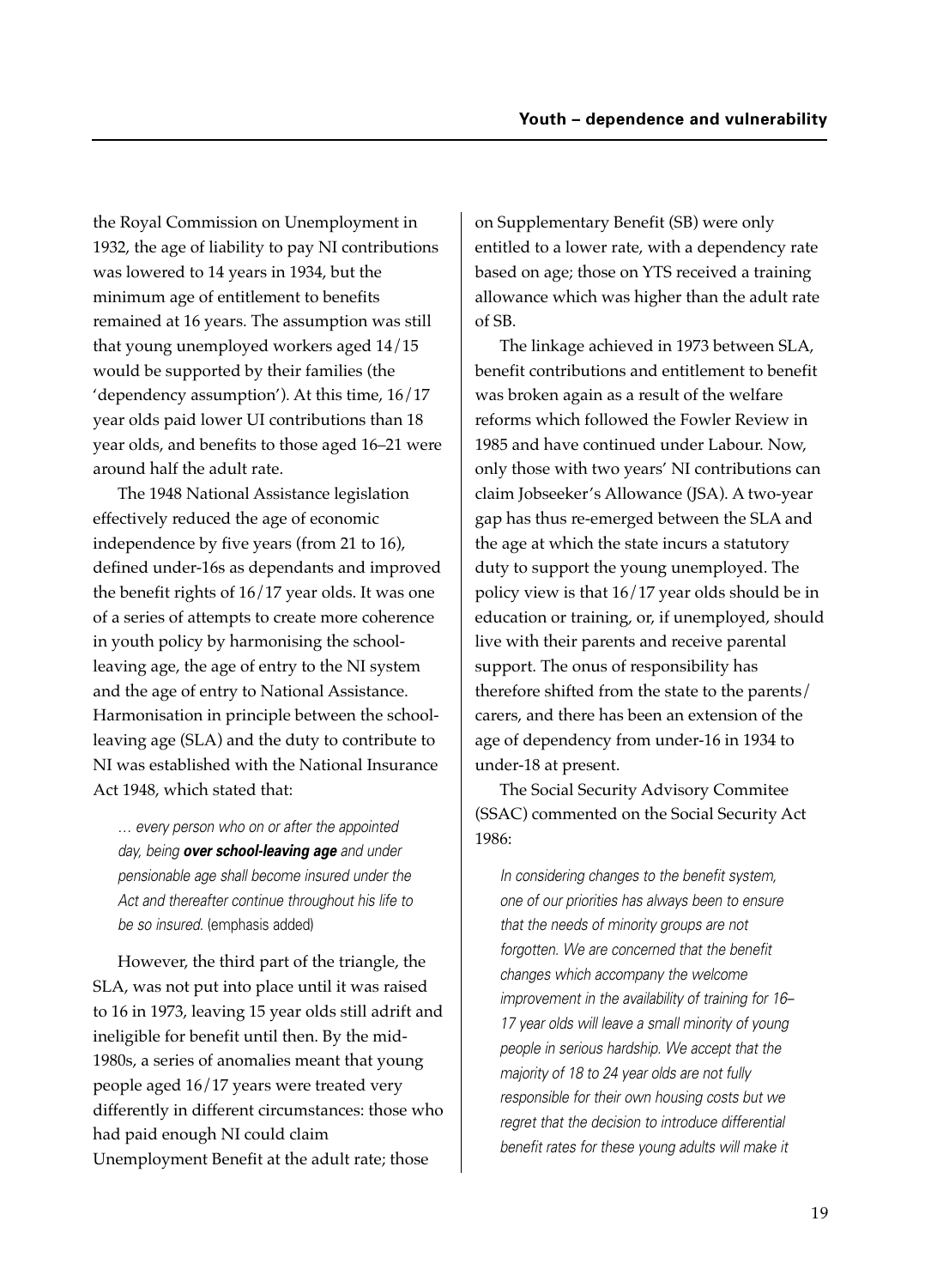the Royal Commission on Unemployment in 1932, the age of liability to pay NI contributions was lowered to 14 years in 1934, but the minimum age of entitlement to benefits remained at 16 years. The assumption was still that young unemployed workers aged 14/15 would be supported by their families (the 'dependency assumption'). At this time, 16/17 year olds paid lower UI contributions than 18 year olds, and benefits to those aged 16–21 were around half the adult rate.

The 1948 National Assistance legislation effectively reduced the age of economic independence by five years (from 21 to 16), defined under-16s as dependants and improved the benefit rights of 16/17 year olds. It was one of a series of attempts to create more coherence in youth policy by harmonising the school-leaving age, the age of entry to the NI system and the age of entry to National Assistance. Harmonisation in principle between the school-leaving age (SLA) and the duty to contribute to NI was established with the National Insurance Act 1948, which stated that:

> *… every person who on or after the appointed day, being* ***over school-leaving age*** *and under pensionable age shall become insured under the Act and thereafter continue throughout his life to be so insured.* (emphasis added)

However, the third part of the triangle, the SLA, was not put into place until it was raised to 16 in 1973, leaving 15 year olds still adrift and ineligible for benefit until then. By the mid-1980s, a series of anomalies meant that young people aged 16/17 years were treated very differently in different circumstances: those who had paid enough NI could claim Unemployment Benefit at the adult rate; those on Supplementary Benefit (SB) were only entitled to a lower rate, with a dependency rate based on age; those on YTS received a training allowance which was higher than the adult rate of SB.

The linkage achieved in 1973 between SLA, benefit contributions and entitlement to benefit was broken again as a result of the welfare reforms which followed the Fowler Review in 1985 and have continued under Labour. Now, only those with two years' NI contributions can claim Jobseeker's Allowance (JSA). A two-year gap has thus re-emerged between the SLA and the age at which the state incurs a statutory duty to support the young unemployed. The policy view is that 16/17 year olds should be in education or training, or, if unemployed, should live with their parents and receive parental support. The onus of responsibility has therefore shifted from the state to the parents/carers, and there has been an extension of the age of dependency from under-16 in 1934 to under-18 at present.

The Social Security Advisory Commitee (SSAC) commented on the Social Security Act 1986:

> *In considering changes to the benefit system, one of our priorities has always been to ensure that the needs of minority groups are not forgotten. We are concerned that the benefit changes which accompany the welcome improvement in the availability of training for 16–17 year olds will leave a small minority of young people in serious hardship. We accept that the majority of 18 to 24 year olds are not fully responsible for their own housing costs but we regret that the decision to introduce differential benefit rates for these young adults will make it*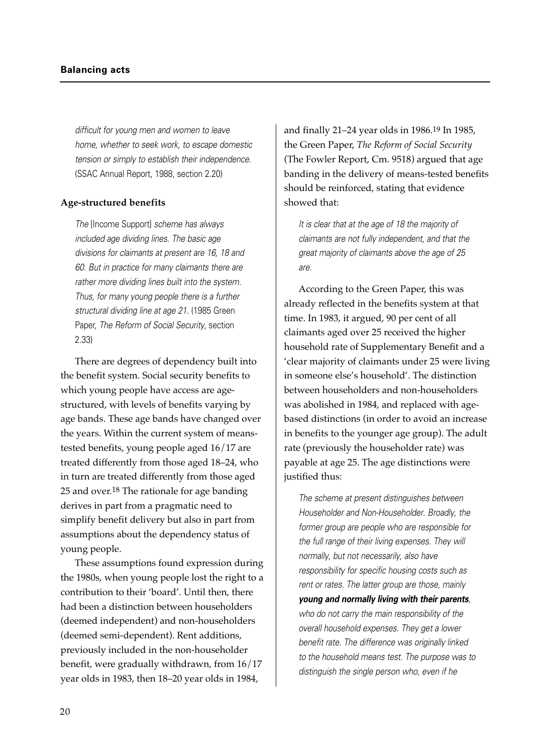*difficult for young men and women to leave home, whether to seek work, to escape domestic tension or simply to establish their independence.* (SSAC Annual Report, 1988, section 2.20)

### Age-structured benefits

> *The* [Income Support] *scheme has always included age dividing lines. The basic age divisions for claimants at present are 16, 18 and 60. But in practice for many claimants there are rather more dividing lines built into the system. Thus, for many young people there is a further structural dividing line at age 21.* (1985 Green Paper, *The Reform of Social Security*, section 2.33)

There are degrees of dependency built into the benefit system. Social security benefits to which young people have access are age-structured, with levels of benefits varying by age bands. These age bands have changed over the years. Within the current system of means-tested benefits, young people aged 16/17 are treated differently from those aged 18–24, who in turn are treated differently from those aged 25 and over.[18] The rationale for age banding derives in part from a pragmatic need to simplify benefit delivery but also in part from assumptions about the dependency status of young people.

These assumptions found expression during the 1980s, when young people lost the right to a contribution to their 'board'. Until then, there had been a distinction between householders (deemed independent) and non-householders (deemed semi-dependent). Rent additions, previously included in the non-householder benefit, were gradually withdrawn, from 16/17 year olds in 1983, then 18–20 year olds in 1984, and finally 21–24 year olds in 1986.[19] In 1985, the Green Paper, *The Reform of Social Security* (The Fowler Report, Cm. 9518) argued that age banding in the delivery of means-tested benefits should be reinforced, stating that evidence showed that:

> *It is clear that at the age of 18 the majority of claimants are not fully independent, and that the great majority of claimants above the age of 25 are.*

According to the Green Paper, this was already reflected in the benefits system at that time. In 1983, it argued, 90 per cent of all claimants aged over 25 received the higher household rate of Supplementary Benefit and a 'clear majority of claimants under 25 were living in someone else's household'. The distinction between householders and non-householders was abolished in 1984, and replaced with age-based distinctions (in order to avoid an increase in benefits to the younger age group). The adult rate (previously the householder rate) was payable at age 25. The age distinctions were justified thus:

> *The scheme at present distinguishes between Householder and Non-Householder. Broadly, the former group are people who are responsible for the full range of their living expenses. They will normally, but not necessarily, also have responsibility for specific housing costs such as rent or rates. The latter group are those, mainly* ***young and normally living with their parents****, who do not carry the main responsibility of the overall household expenses. They get a lower benefit rate. The difference was originally linked to the household means test. The purpose was to distinguish the single person who, even if he*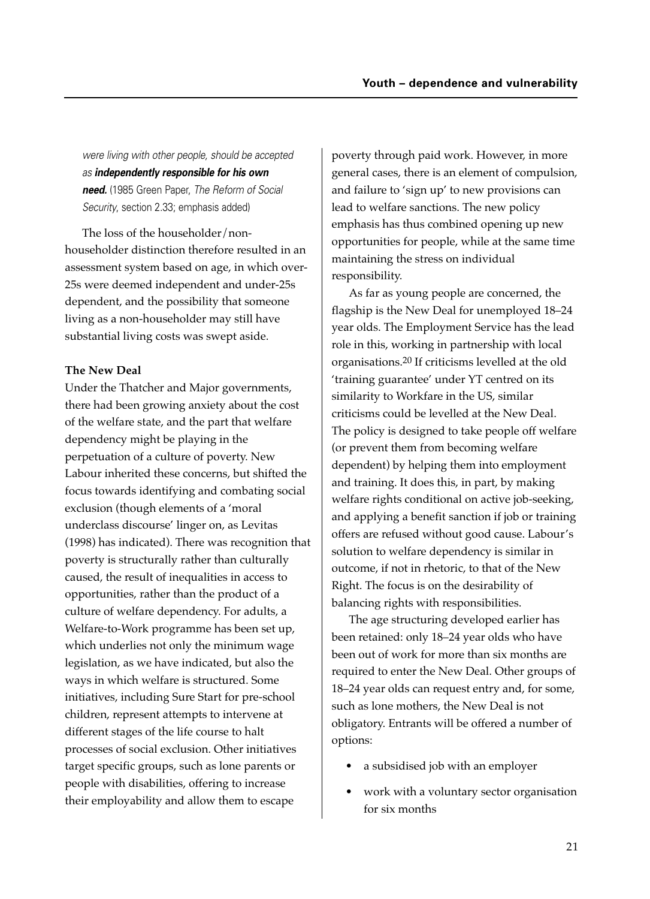*were living with other people, should be accepted as* ***independently responsible for his own need.*** (1985 Green Paper, *The Reform of Social Security*, section 2.33; emphasis added)

The loss of the householder/non-householder distinction therefore resulted in an assessment system based on age, in which over-25s were deemed independent and under-25s dependent, and the possibility that someone living as a non-householder may still have substantial living costs was swept aside.

**The New Deal**

Under the Thatcher and Major governments, there had been growing anxiety about the cost of the welfare state, and the part that welfare dependency might be playing in the perpetuation of a culture of poverty. New Labour inherited these concerns, but shifted the focus towards identifying and combating social exclusion (though elements of a 'moral underclass discourse' linger on, as Levitas (1998) has indicated). There was recognition that poverty is structurally rather than culturally caused, the result of inequalities in access to opportunities, rather than the product of a culture of welfare dependency. For adults, a Welfare-to-Work programme has been set up, which underlies not only the minimum wage legislation, as we have indicated, but also the ways in which welfare is structured. Some initiatives, including Sure Start for pre-school children, represent attempts to intervene at different stages of the life course to halt processes of social exclusion. Other initiatives target specific groups, such as lone parents or people with disabilities, offering to increase their employability and allow them to escape poverty through paid work. However, in more general cases, there is an element of compulsion, and failure to 'sign up' to new provisions can lead to welfare sanctions. The new policy emphasis has thus combined opening up new opportunities for people, while at the same time maintaining the stress on individual responsibility.

As far as young people are concerned, the flagship is the New Deal for unemployed 18–24 year olds. The Employment Service has the lead role in this, working in partnership with local organisations.[20] If criticisms levelled at the old 'training guarantee' under YT centred on its similarity to Workfare in the US, similar criticisms could be levelled at the New Deal. The policy is designed to take people off welfare (or prevent them from becoming welfare dependent) by helping them into employment and training. It does this, in part, by making welfare rights conditional on active job-seeking, and applying a benefit sanction if job or training offers are refused without good cause. Labour's solution to welfare dependency is similar in outcome, if not in rhetoric, to that of the New Right. The focus is on the desirability of balancing rights with responsibilities.

The age structuring developed earlier has been retained: only 18–24 year olds who have been out of work for more than six months are required to enter the New Deal. Other groups of 18–24 year olds can request entry and, for some, such as lone mothers, the New Deal is not obligatory. Entrants will be offered a number of options:

- a subsidised job with an employer
- work with a voluntary sector organisation for six months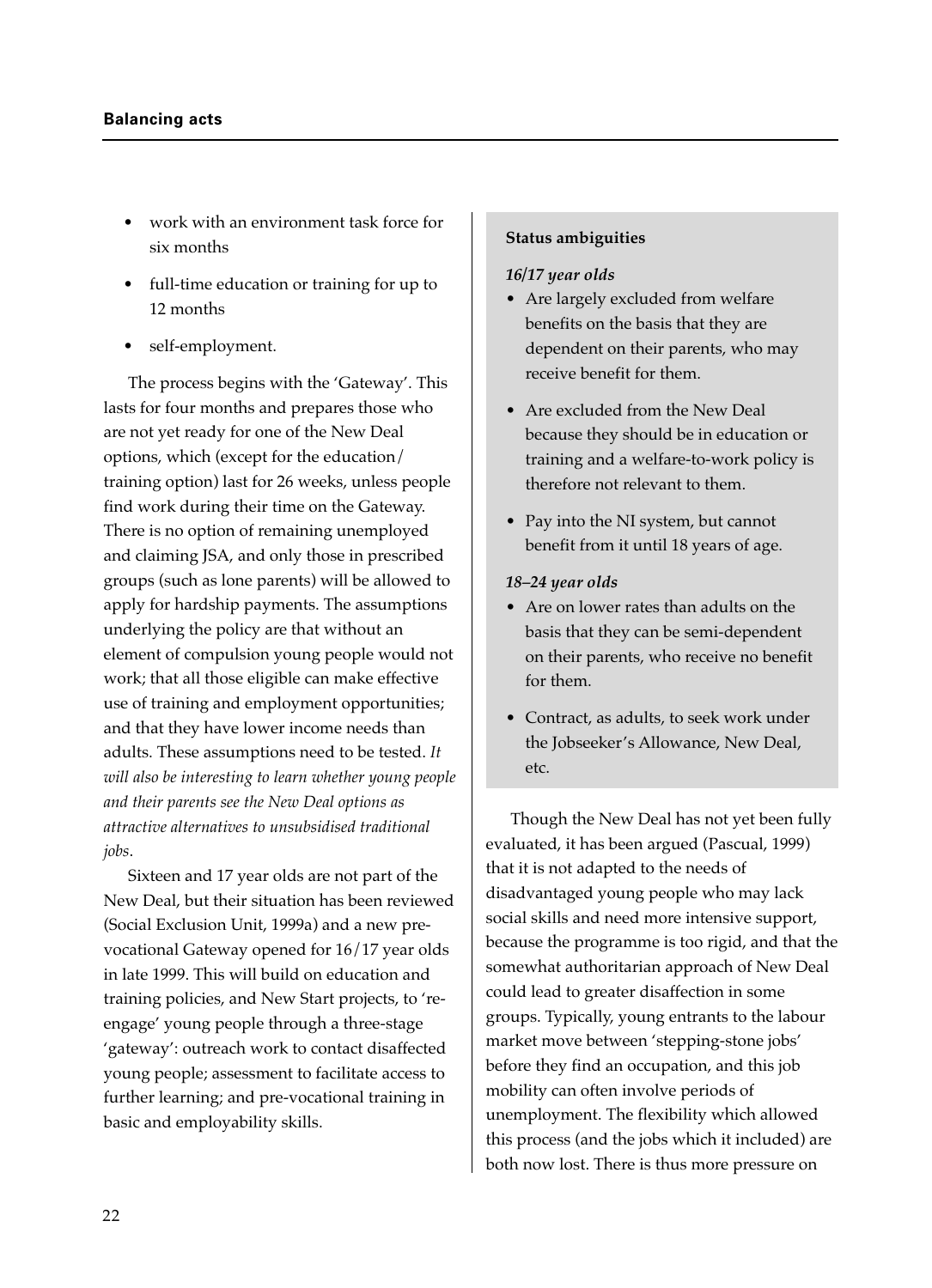- work with an environment task force for six months
- full-time education or training for up to 12 months
- self-employment.

The process begins with the 'Gateway'. This lasts for four months and prepares those who are not yet ready for one of the New Deal options, which (except for the education/training option) last for 26 weeks, unless people find work during their time on the Gateway. There is no option of remaining unemployed and claiming JSA, and only those in prescribed groups (such as lone parents) will be allowed to apply for hardship payments. The assumptions underlying the policy are that without an element of compulsion young people would not work; that all those eligible can make effective use of training and employment opportunities; and that they have lower income needs than adults. These assumptions need to be tested. *It will also be interesting to learn whether young people and their parents see the New Deal options as attractive alternatives to unsubsidised traditional jobs*.

Sixteen and 17 year olds are not part of the New Deal, but their situation has been reviewed (Social Exclusion Unit, 1999a) and a new pre-vocational Gateway opened for 16/17 year olds in late 1999. This will build on education and training policies, and New Start projects, to 're-engage' young people through a three-stage 'gateway': outreach work to contact disaffected young people; assessment to facilitate access to further learning; and pre-vocational training in basic and employability skills.

**Status ambiguities**

***16/17 year olds***

- Are largely excluded from welfare benefits on the basis that they are dependent on their parents, who may receive benefit for them.
- Are excluded from the New Deal because they should be in education or training and a welfare-to-work policy is therefore not relevant to them.
- Pay into the NI system, but cannot benefit from it until 18 years of age.

***18–24 year olds***

- Are on lower rates than adults on the basis that they can be semi-dependent on their parents, who receive no benefit for them.
- Contract, as adults, to seek work under the Jobseeker's Allowance, New Deal, etc.

Though the New Deal has not yet been fully evaluated, it has been argued (Pascual, 1999) that it is not adapted to the needs of disadvantaged young people who may lack social skills and need more intensive support, because the programme is too rigid, and that the somewhat authoritarian approach of New Deal could lead to greater disaffection in some groups. Typically, young entrants to the labour market move between 'stepping-stone jobs' before they find an occupation, and this job mobility can often involve periods of unemployment. The flexibility which allowed this process (and the jobs which it included) are both now lost. There is thus more pressure on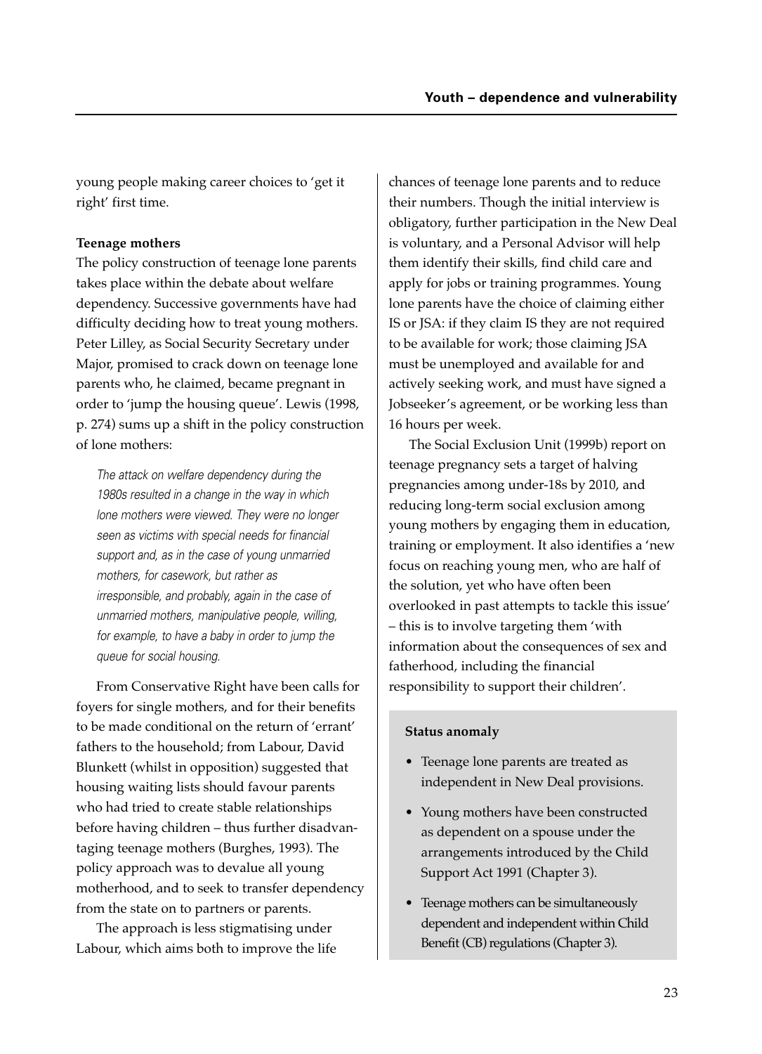young people making career choices to 'get it right' first time.

**Teenage mothers**

The policy construction of teenage lone parents takes place within the debate about welfare dependency. Successive governments have had difficulty deciding how to treat young mothers. Peter Lilley, as Social Security Secretary under Major, promised to crack down on teenage lone parents who, he claimed, became pregnant in order to 'jump the housing queue'. Lewis (1998, p. 274) sums up a shift in the policy construction of lone mothers:

> *The attack on welfare dependency during the 1980s resulted in a change in the way in which lone mothers were viewed. They were no longer seen as victims with special needs for financial support and, as in the case of young unmarried mothers, for casework, but rather as irresponsible, and probably, again in the case of unmarried mothers, manipulative people, willing, for example, to have a baby in order to jump the queue for social housing.*

From Conservative Right have been calls for foyers for single mothers, and for their benefits to be made conditional on the return of 'errant' fathers to the household; from Labour, David Blunkett (whilst in opposition) suggested that housing waiting lists should favour parents who had tried to create stable relationships before having children – thus further disadvantaging teenage mothers (Burghes, 1993). The policy approach was to devalue all young motherhood, and to seek to transfer dependency from the state on to partners or parents.

The approach is less stigmatising under Labour, which aims both to improve the life chances of teenage lone parents and to reduce their numbers. Though the initial interview is obligatory, further participation in the New Deal is voluntary, and a Personal Advisor will help them identify their skills, find child care and apply for jobs or training programmes. Young lone parents have the choice of claiming either IS or JSA: if they claim IS they are not required to be available for work; those claiming JSA must be unemployed and available for and actively seeking work, and must have signed a Jobseeker's agreement, or be working less than 16 hours per week.

The Social Exclusion Unit (1999b) report on teenage pregnancy sets a target of halving pregnancies among under-18s by 2010, and reducing long-term social exclusion among young mothers by engaging them in education, training or employment. It also identifies a 'new focus on reaching young men, who are half of the solution, yet who have often been overlooked in past attempts to tackle this issue' – this is to involve targeting them 'with information about the consequences of sex and fatherhood, including the financial responsibility to support their children'.

**Status anomaly**

- Teenage lone parents are treated as independent in New Deal provisions.
- Young mothers have been constructed as dependent on a spouse under the arrangements introduced by the Child Support Act 1991 (Chapter 3).
- Teenage mothers can be simultaneously dependent and independent within Child Benefit (CB) regulations (Chapter 3).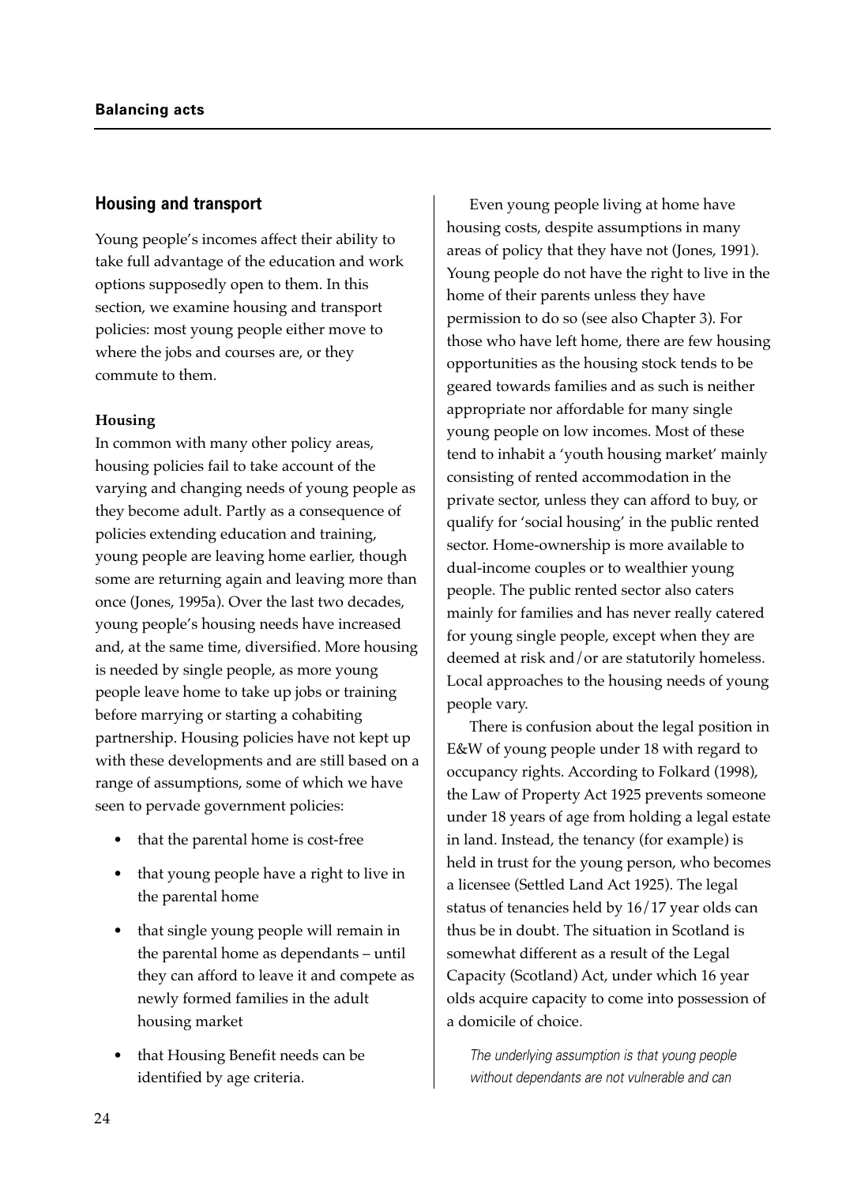## Housing and transport

Young people's incomes affect their ability to take full advantage of the education and work options supposedly open to them. In this section, we examine housing and transport policies: most young people either move to where the jobs and courses are, or they commute to them.

### Housing

In common with many other policy areas, housing policies fail to take account of the varying and changing needs of young people as they become adult. Partly as a consequence of policies extending education and training, young people are leaving home earlier, though some are returning again and leaving more than once (Jones, 1995a). Over the last two decades, young people's housing needs have increased and, at the same time, diversified. More housing is needed by single people, as more young people leave home to take up jobs or training before marrying or starting a cohabiting partnership. Housing policies have not kept up with these developments and are still based on a range of assumptions, some of which we have seen to pervade government policies:

- that the parental home is cost-free
- that young people have a right to live in the parental home
- that single young people will remain in the parental home as dependants – until they can afford to leave it and compete as newly formed families in the adult housing market
- that Housing Benefit needs can be identified by age criteria.

Even young people living at home have housing costs, despite assumptions in many areas of policy that they have not (Jones, 1991). Young people do not have the right to live in the home of their parents unless they have permission to do so (see also Chapter 3). For those who have left home, there are few housing opportunities as the housing stock tends to be geared towards families and as such is neither appropriate nor affordable for many single young people on low incomes. Most of these tend to inhabit a 'youth housing market' mainly consisting of rented accommodation in the private sector, unless they can afford to buy, or qualify for 'social housing' in the public rented sector. Home-ownership is more available to dual-income couples or to wealthier young people. The public rented sector also caters mainly for families and has never really catered for young single people, except when they are deemed at risk and/or are statutorily homeless. Local approaches to the housing needs of young people vary.

There is confusion about the legal position in E&W of young people under 18 with regard to occupancy rights. According to Folkard (1998), the Law of Property Act 1925 prevents someone under 18 years of age from holding a legal estate in land. Instead, the tenancy (for example) is held in trust for the young person, who becomes a licensee (Settled Land Act 1925). The legal status of tenancies held by 16/17 year olds can thus be in doubt. The situation in Scotland is somewhat different as a result of the Legal Capacity (Scotland) Act, under which 16 year olds acquire capacity to come into possession of a domicile of choice.

*The underlying assumption is that young people without dependants are not vulnerable and can*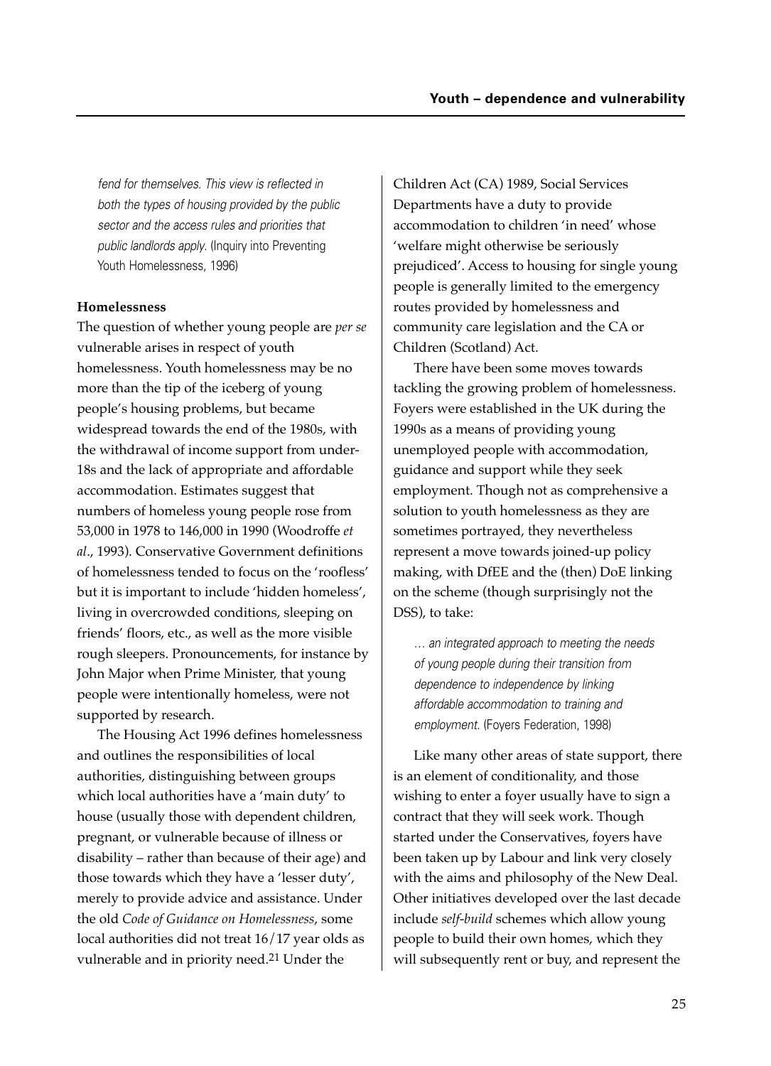*fend for themselves. This view is reflected in both the types of housing provided by the public sector and the access rules and priorities that public landlords apply.* (Inquiry into Preventing Youth Homelessness, 1996)

**Homelessness**

The question of whether young people are *per se* vulnerable arises in respect of youth homelessness. Youth homelessness may be no more than the tip of the iceberg of young people's housing problems, but became widespread towards the end of the 1980s, with the withdrawal of income support from under-18s and the lack of appropriate and affordable accommodation. Estimates suggest that numbers of homeless young people rose from 53,000 in 1978 to 146,000 in 1990 (Woodroffe *et al*., 1993). Conservative Government definitions of homelessness tended to focus on the 'roofless' but it is important to include 'hidden homeless', living in overcrowded conditions, sleeping on friends' floors, etc., as well as the more visible rough sleepers. Pronouncements, for instance by John Major when Prime Minister, that young people were intentionally homeless, were not supported by research.

The Housing Act 1996 defines homelessness and outlines the responsibilities of local authorities, distinguishing between groups which local authorities have a 'main duty' to house (usually those with dependent children, pregnant, or vulnerable because of illness or disability – rather than because of their age) and those towards which they have a 'lesser duty', merely to provide advice and assistance. Under the old *Code of Guidance on Homelessness*, some local authorities did not treat 16/17 year olds as vulnerable and in priority need.[21] Under the Children Act (CA) 1989, Social Services Departments have a duty to provide accommodation to children 'in need' whose 'welfare might otherwise be seriously prejudiced'. Access to housing for single young people is generally limited to the emergency routes provided by homelessness and community care legislation and the CA or Children (Scotland) Act.

There have been some moves towards tackling the growing problem of homelessness. Foyers were established in the UK during the 1990s as a means of providing young unemployed people with accommodation, guidance and support while they seek employment. Though not as comprehensive a solution to youth homelessness as they are sometimes portrayed, they nevertheless represent a move towards joined-up policy making, with DfEE and the (then) DoE linking on the scheme (though surprisingly not the DSS), to take:

> *... an integrated approach to meeting the needs of young people during their transition from dependence to independence by linking affordable accommodation to training and employment.* (Foyers Federation, 1998)

Like many other areas of state support, there is an element of conditionality, and those wishing to enter a foyer usually have to sign a contract that they will seek work. Though started under the Conservatives, foyers have been taken up by Labour and link very closely with the aims and philosophy of the New Deal. Other initiatives developed over the last decade include *self-build* schemes which allow young people to build their own homes, which they will subsequently rent or buy, and represent the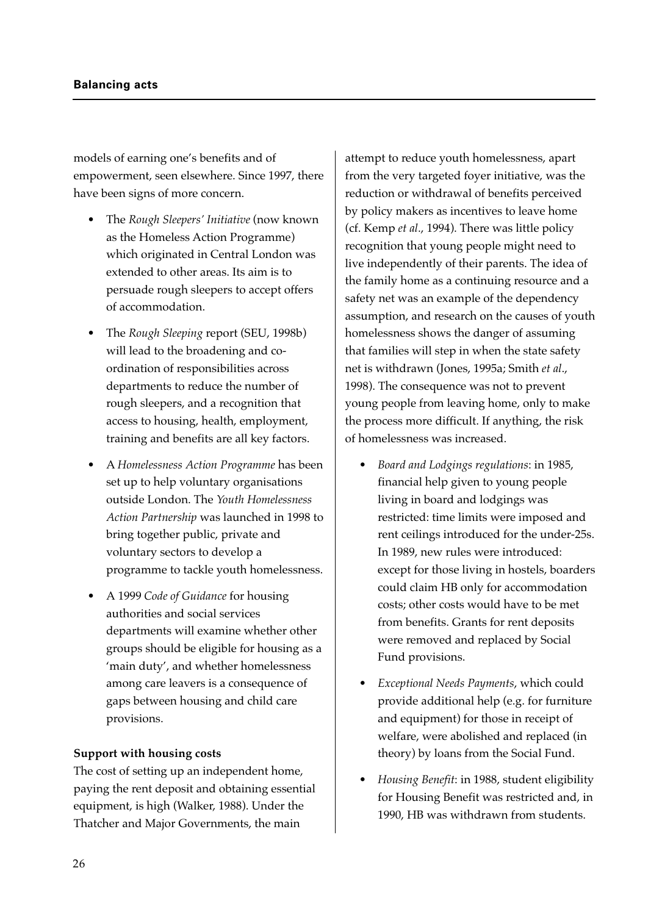models of earning one's benefits and of empowerment, seen elsewhere. Since 1997, there have been signs of more concern.

- The *Rough Sleepers' Initiative* (now known as the Homeless Action Programme) which originated in Central London was extended to other areas. Its aim is to persuade rough sleepers to accept offers of accommodation.
- The *Rough Sleeping* report (SEU, 1998b) will lead to the broadening and co-ordination of responsibilities across departments to reduce the number of rough sleepers, and a recognition that access to housing, health, employment, training and benefits are all key factors.
- A *Homelessness Action Programme* has been set up to help voluntary organisations outside London. The *Youth Homelessness Action Partnership* was launched in 1998 to bring together public, private and voluntary sectors to develop a programme to tackle youth homelessness.
- A 1999 *Code of Guidance* for housing authorities and social services departments will examine whether other groups should be eligible for housing as a 'main duty', and whether homelessness among care leavers is a consequence of gaps between housing and child care provisions.

**Support with housing costs**

The cost of setting up an independent home, paying the rent deposit and obtaining essential equipment, is high (Walker, 1988). Under the Thatcher and Major Governments, the main attempt to reduce youth homelessness, apart from the very targeted foyer initiative, was the reduction or withdrawal of benefits perceived by policy makers as incentives to leave home (cf. Kemp *et al*., 1994). There was little policy recognition that young people might need to live independently of their parents. The idea of the family home as a continuing resource and a safety net was an example of the dependency assumption, and research on the causes of youth homelessness shows the danger of assuming that families will step in when the state safety net is withdrawn (Jones, 1995a; Smith *et al*., 1998). The consequence was not to prevent young people from leaving home, only to make the process more difficult. If anything, the risk of homelessness was increased.

- *Board and Lodgings regulations*: in 1985, financial help given to young people living in board and lodgings was restricted: time limits were imposed and rent ceilings introduced for the under-25s. In 1989, new rules were introduced: except for those living in hostels, boarders could claim HB only for accommodation costs; other costs would have to be met from benefits. Grants for rent deposits were removed and replaced by Social Fund provisions.
- *Exceptional Needs Payments*, which could provide additional help (e.g. for furniture and equipment) for those in receipt of welfare, were abolished and replaced (in theory) by loans from the Social Fund.
- *Housing Benefit*: in 1988, student eligibility for Housing Benefit was restricted and, in 1990, HB was withdrawn from students.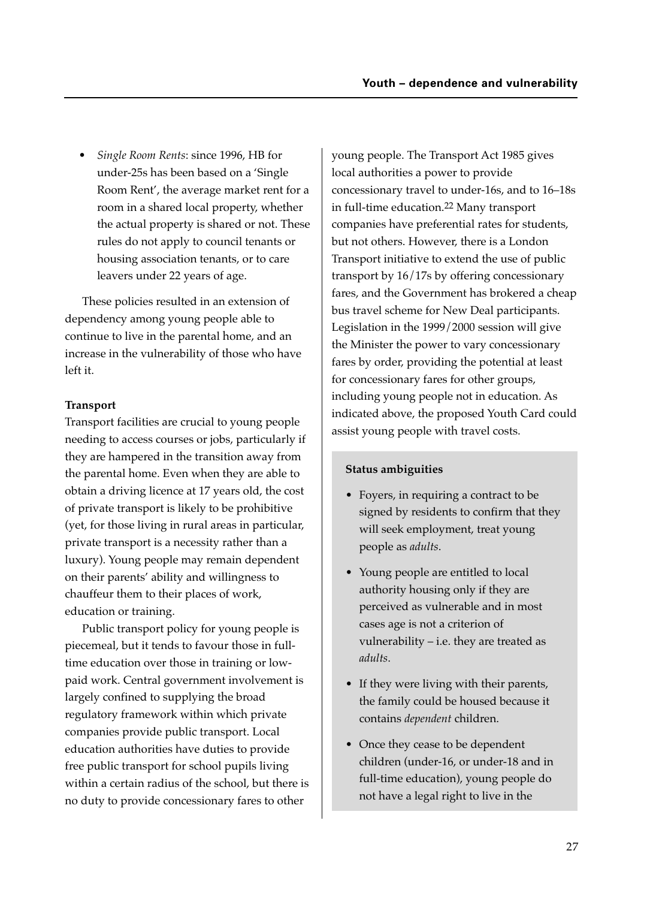- *Single Room Rents*: since 1996, HB for under-25s has been based on a 'Single Room Rent', the average market rent for a room in a shared local property, whether the actual property is shared or not. These rules do not apply to council tenants or housing association tenants, or to care leavers under 22 years of age.

These policies resulted in an extension of dependency among young people able to continue to live in the parental home, and an increase in the vulnerability of those who have left it.

**Transport**

Transport facilities are crucial to young people needing to access courses or jobs, particularly if they are hampered in the transition away from the parental home. Even when they are able to obtain a driving licence at 17 years old, the cost of private transport is likely to be prohibitive (yet, for those living in rural areas in particular, private transport is a necessity rather than a luxury). Young people may remain dependent on their parents' ability and willingness to chauffeur them to their places of work, education or training.

Public transport policy for young people is piecemeal, but it tends to favour those in full-time education over those in training or low-paid work. Central government involvement is largely confined to supplying the broad regulatory framework within which private companies provide public transport. Local education authorities have duties to provide free public transport for school pupils living within a certain radius of the school, but there is no duty to provide concessionary fares to other young people. The Transport Act 1985 gives local authorities a power to provide concessionary travel to under-16s, and to 16–18s in full-time education.[22] Many transport companies have preferential rates for students, but not others. However, there is a London Transport initiative to extend the use of public transport by 16/17s by offering concessionary fares, and the Government has brokered a cheap bus travel scheme for New Deal participants. Legislation in the 1999/2000 session will give the Minister the power to vary concessionary fares by order, providing the potential at least for concessionary fares for other groups, including young people not in education. As indicated above, the proposed Youth Card could assist young people with travel costs.

**Status ambiguities**

- Foyers, in requiring a contract to be signed by residents to confirm that they will seek employment, treat young people as *adults*.
- Young people are entitled to local authority housing only if they are perceived as vulnerable and in most cases age is not a criterion of vulnerability – i.e. they are treated as *adults*.
- If they were living with their parents, the family could be housed because it contains *dependent* children.
- Once they cease to be dependent children (under-16, or under-18 and in full-time education), young people do not have a legal right to live in the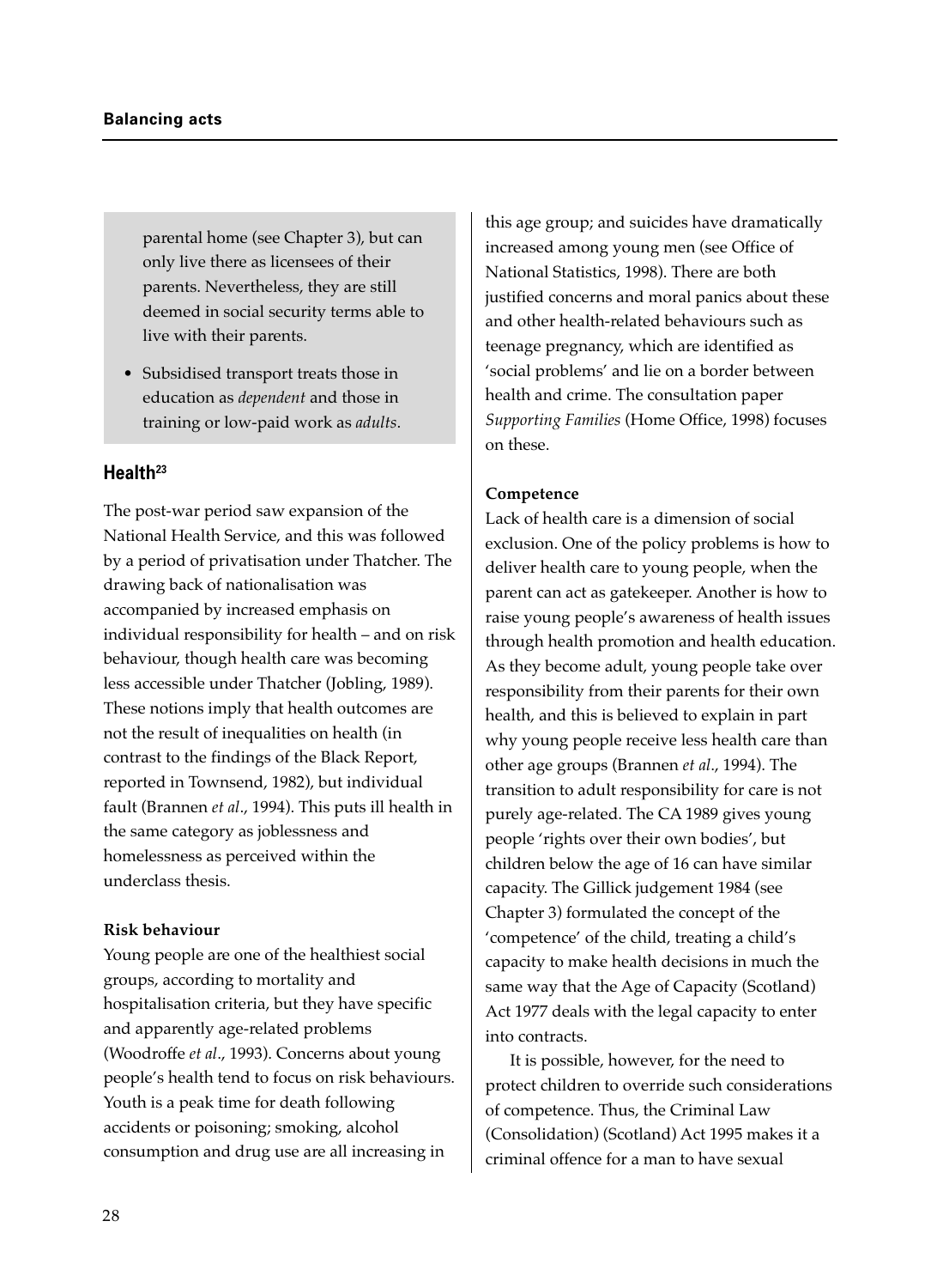parental home (see Chapter 3), but can only live there as licensees of their parents. Nevertheless, they are still deemed in social security terms able to live with their parents.

- Subsidised transport treats those in education as *dependent* and those in training or low-paid work as *adults*.

## Health[23]

The post-war period saw expansion of the National Health Service, and this was followed by a period of privatisation under Thatcher. The drawing back of nationalisation was accompanied by increased emphasis on individual responsibility for health – and on risk behaviour, though health care was becoming less accessible under Thatcher (Jobling, 1989). These notions imply that health outcomes are not the result of inequalities on health (in contrast to the findings of the Black Report, reported in Townsend, 1982), but individual fault (Brannen *et al*., 1994). This puts ill health in the same category as joblessness and homelessness as perceived within the underclass thesis.

### Risk behaviour

Young people are one of the healthiest social groups, according to mortality and hospitalisation criteria, but they have specific and apparently age-related problems (Woodroffe *et al*., 1993). Concerns about young people's health tend to focus on risk behaviours. Youth is a peak time for death following accidents or poisoning; smoking, alcohol consumption and drug use are all increasing in this age group; and suicides have dramatically increased among young men (see Office of National Statistics, 1998). There are both justified concerns and moral panics about these and other health-related behaviours such as teenage pregnancy, which are identified as 'social problems' and lie on a border between health and crime. The consultation paper *Supporting Families* (Home Office, 1998) focuses on these.

### Competence

Lack of health care is a dimension of social exclusion. One of the policy problems is how to deliver health care to young people, when the parent can act as gatekeeper. Another is how to raise young people's awareness of health issues through health promotion and health education. As they become adult, young people take over responsibility from their parents for their own health, and this is believed to explain in part why young people receive less health care than other age groups (Brannen *et al*., 1994). The transition to adult responsibility for care is not purely age-related. The CA 1989 gives young people 'rights over their own bodies', but children below the age of 16 can have similar capacity. The Gillick judgement 1984 (see Chapter 3) formulated the concept of the 'competence' of the child, treating a child's capacity to make health decisions in much the same way that the Age of Capacity (Scotland) Act 1977 deals with the legal capacity to enter into contracts.

It is possible, however, for the need to protect children to override such considerations of competence. Thus, the Criminal Law (Consolidation) (Scotland) Act 1995 makes it a criminal offence for a man to have sexual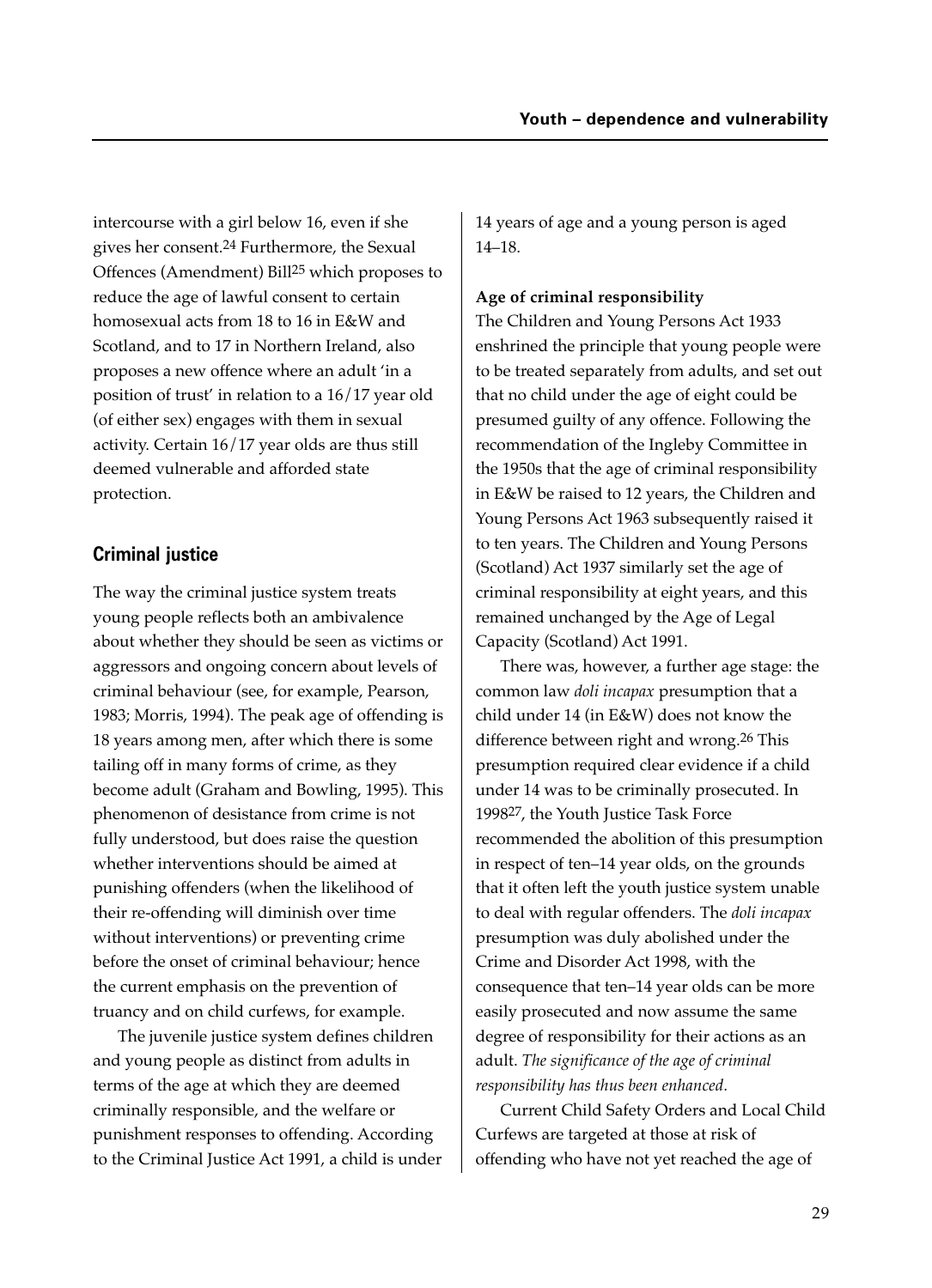intercourse with a girl below 16, even if she gives her consent.[24] Furthermore, the Sexual Offences (Amendment) Bill[25] which proposes to reduce the age of lawful consent to certain homosexual acts from 18 to 16 in E&W and Scotland, and to 17 in Northern Ireland, also proposes a new offence where an adult 'in a position of trust' in relation to a 16/17 year old (of either sex) engages with them in sexual activity. Certain 16/17 year olds are thus still deemed vulnerable and afforded state protection.

## Criminal justice

The way the criminal justice system treats young people reflects both an ambivalence about whether they should be seen as victims or aggressors and ongoing concern about levels of criminal behaviour (see, for example, Pearson, 1983; Morris, 1994). The peak age of offending is 18 years among men, after which there is some tailing off in many forms of crime, as they become adult (Graham and Bowling, 1995). This phenomenon of desistance from crime is not fully understood, but does raise the question whether interventions should be aimed at punishing offenders (when the likelihood of their re-offending will diminish over time without interventions) or preventing crime before the onset of criminal behaviour; hence the current emphasis on the prevention of truancy and on child curfews, for example.

The juvenile justice system defines children and young people as distinct from adults in terms of the age at which they are deemed criminally responsible, and the welfare or punishment responses to offending. According to the Criminal Justice Act 1991, a child is under 14 years of age and a young person is aged 14–18.

**Age of criminal responsibility**

The Children and Young Persons Act 1933 enshrined the principle that young people were to be treated separately from adults, and set out that no child under the age of eight could be presumed guilty of any offence. Following the recommendation of the Ingleby Committee in the 1950s that the age of criminal responsibility in E&W be raised to 12 years, the Children and Young Persons Act 1963 subsequently raised it to ten years. The Children and Young Persons (Scotland) Act 1937 similarly set the age of criminal responsibility at eight years, and this remained unchanged by the Age of Legal Capacity (Scotland) Act 1991.

There was, however, a further age stage: the common law *doli incapax* presumption that a child under 14 (in E&W) does not know the difference between right and wrong.[26] This presumption required clear evidence if a child under 14 was to be criminally prosecuted. In 1998[27], the Youth Justice Task Force recommended the abolition of this presumption in respect of ten–14 year olds, on the grounds that it often left the youth justice system unable to deal with regular offenders. The *doli incapax* presumption was duly abolished under the Crime and Disorder Act 1998, with the consequence that ten–14 year olds can be more easily prosecuted and now assume the same degree of responsibility for their actions as an adult. *The significance of the age of criminal responsibility has thus been enhanced*.

Current Child Safety Orders and Local Child Curfews are targeted at those at risk of offending who have not yet reached the age of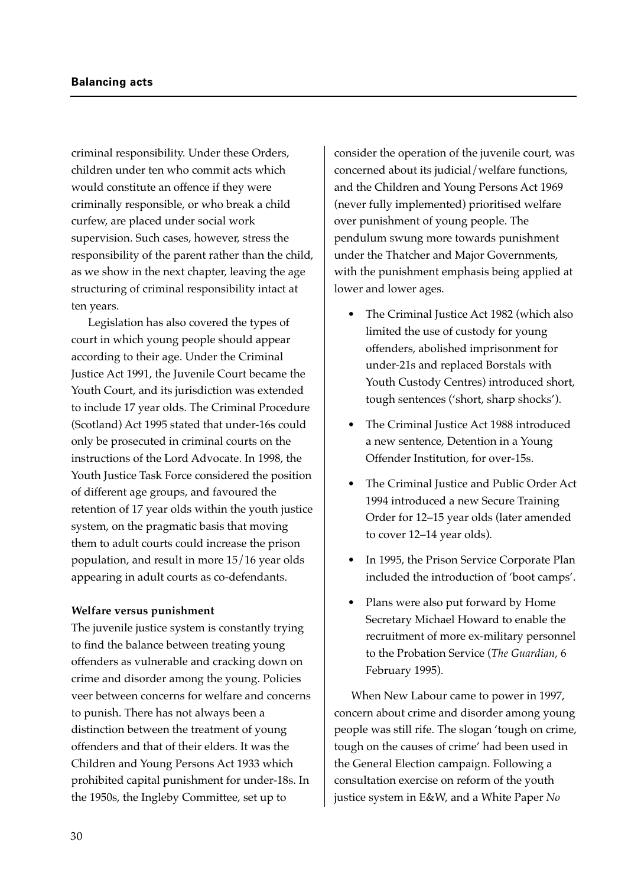criminal responsibility. Under these Orders, children under ten who commit acts which would constitute an offence if they were criminally responsible, or who break a child curfew, are placed under social work supervision. Such cases, however, stress the responsibility of the parent rather than the child, as we show in the next chapter, leaving the age structuring of criminal responsibility intact at ten years.

Legislation has also covered the types of court in which young people should appear according to their age. Under the Criminal Justice Act 1991, the Juvenile Court became the Youth Court, and its jurisdiction was extended to include 17 year olds. The Criminal Procedure (Scotland) Act 1995 stated that under-16s could only be prosecuted in criminal courts on the instructions of the Lord Advocate. In 1998, the Youth Justice Task Force considered the position of different age groups, and favoured the retention of 17 year olds within the youth justice system, on the pragmatic basis that moving them to adult courts could increase the prison population, and result in more 15/16 year olds appearing in adult courts as co-defendants.

**Welfare versus punishment**

The juvenile justice system is constantly trying to find the balance between treating young offenders as vulnerable and cracking down on crime and disorder among the young. Policies veer between concerns for welfare and concerns to punish. There has not always been a distinction between the treatment of young offenders and that of their elders. It was the Children and Young Persons Act 1933 which prohibited capital punishment for under-18s. In the 1950s, the Ingleby Committee, set up to consider the operation of the juvenile court, was concerned about its judicial/welfare functions, and the Children and Young Persons Act 1969 (never fully implemented) prioritised welfare over punishment of young people. The pendulum swung more towards punishment under the Thatcher and Major Governments, with the punishment emphasis being applied at lower and lower ages.

- The Criminal Justice Act 1982 (which also limited the use of custody for young offenders, abolished imprisonment for under-21s and replaced Borstals with Youth Custody Centres) introduced short, tough sentences ('short, sharp shocks').
- The Criminal Justice Act 1988 introduced a new sentence, Detention in a Young Offender Institution, for over-15s.
- The Criminal Justice and Public Order Act 1994 introduced a new Secure Training Order for 12–15 year olds (later amended to cover 12–14 year olds).
- In 1995, the Prison Service Corporate Plan included the introduction of 'boot camps'.
- Plans were also put forward by Home Secretary Michael Howard to enable the recruitment of more ex-military personnel to the Probation Service (*The Guardian*, 6 February 1995).

When New Labour came to power in 1997, concern about crime and disorder among young people was still rife. The slogan 'tough on crime, tough on the causes of crime' had been used in the General Election campaign. Following a consultation exercise on reform of the youth justice system in E&W, and a White Paper *No*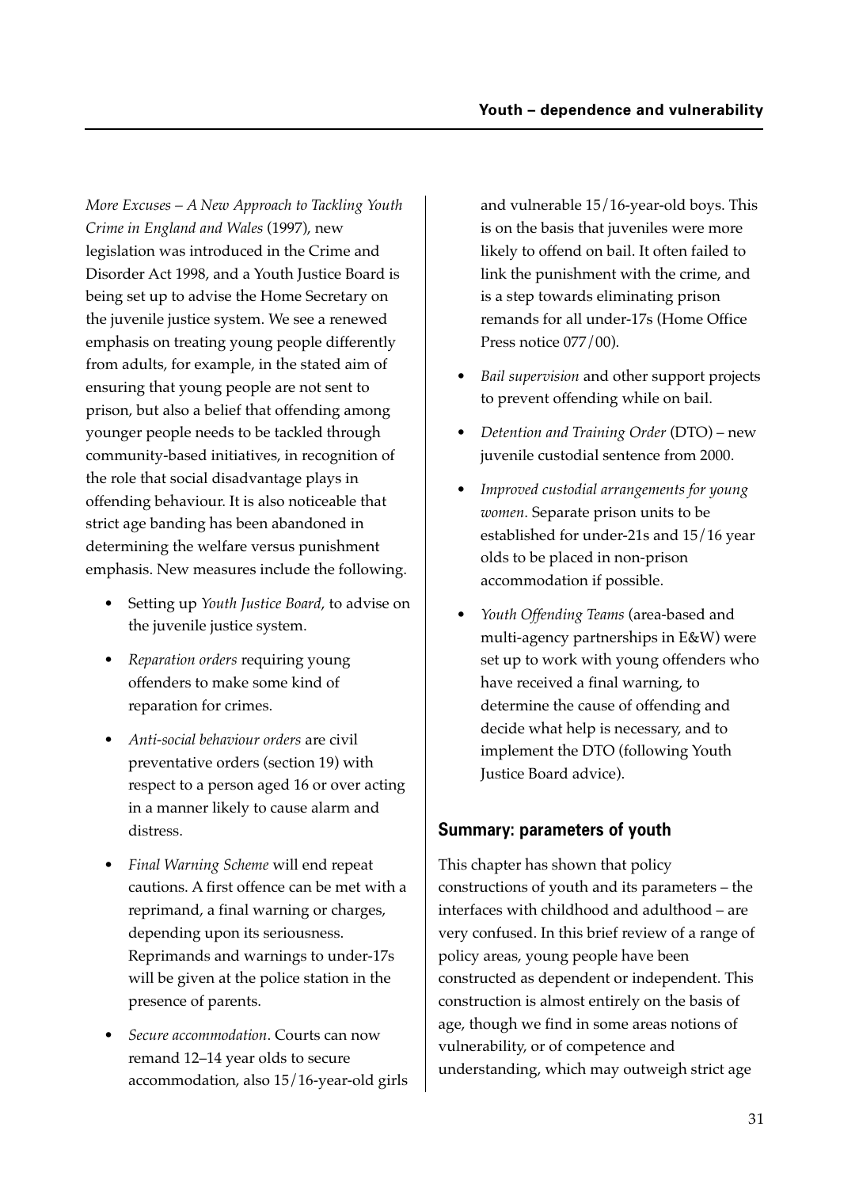*More Excuses – A New Approach to Tackling Youth Crime in England and Wales* (1997), new legislation was introduced in the Crime and Disorder Act 1998, and a Youth Justice Board is being set up to advise the Home Secretary on the juvenile justice system. We see a renewed emphasis on treating young people differently from adults, for example, in the stated aim of ensuring that young people are not sent to prison, but also a belief that offending among younger people needs to be tackled through community-based initiatives, in recognition of the role that social disadvantage plays in offending behaviour. It is also noticeable that strict age banding has been abandoned in determining the welfare versus punishment emphasis. New measures include the following.

- Setting up *Youth Justice Board*, to advise on the juvenile justice system.
- *Reparation orders* requiring young offenders to make some kind of reparation for crimes.
- *Anti-social behaviour orders* are civil preventative orders (section 19) with respect to a person aged 16 or over acting in a manner likely to cause alarm and distress.
- *Final Warning Scheme* will end repeat cautions. A first offence can be met with a reprimand, a final warning or charges, depending upon its seriousness. Reprimands and warnings to under-17s will be given at the police station in the presence of parents.
- *Secure accommodation*. Courts can now remand 12–14 year olds to secure accommodation, also 15/16-year-old girls and vulnerable 15/16-year-old boys. This is on the basis that juveniles were more likely to offend on bail. It often failed to link the punishment with the crime, and is a step towards eliminating prison remands for all under-17s (Home Office Press notice 077/00).
- *Bail supervision* and other support projects to prevent offending while on bail.
- *Detention and Training Order* (DTO) – new juvenile custodial sentence from 2000.
- *Improved custodial arrangements for young women*. Separate prison units to be established for under-21s and 15/16 year olds to be placed in non-prison accommodation if possible.
- *Youth Offending Teams* (area-based and multi-agency partnerships in E&W) were set up to work with young offenders who have received a final warning, to determine the cause of offending and decide what help is necessary, and to implement the DTO (following Youth Justice Board advice).

## Summary: parameters of youth

This chapter has shown that policy constructions of youth and its parameters – the interfaces with childhood and adulthood – are very confused. In this brief review of a range of policy areas, young people have been constructed as dependent or independent. This construction is almost entirely on the basis of age, though we find in some areas notions of vulnerability, or of competence and understanding, which may outweigh strict age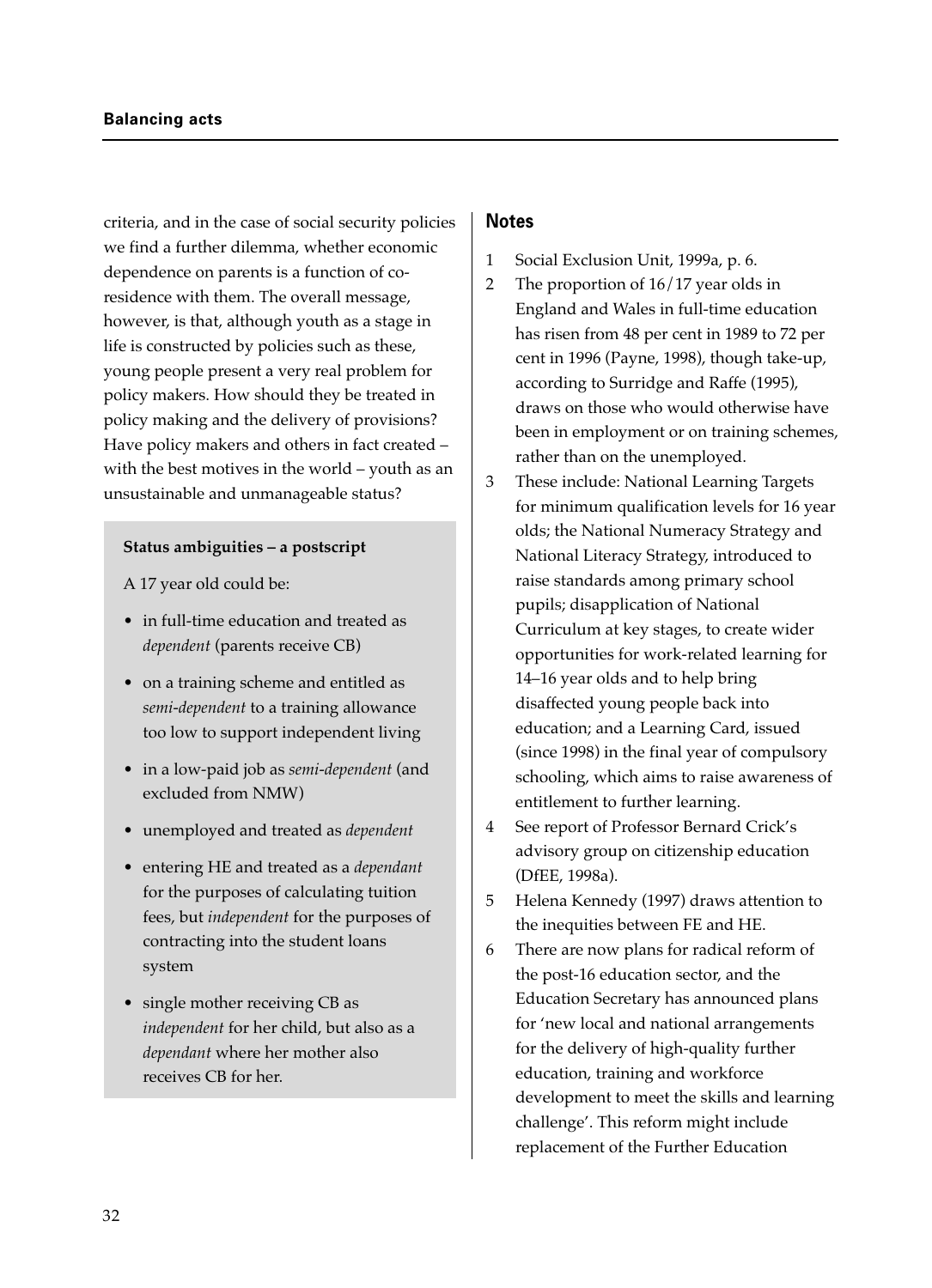criteria, and in the case of social security policies we find a further dilemma, whether economic dependence on parents is a function of co-residence with them. The overall message, however, is that, although youth as a stage in life is constructed by policies such as these, young people present a very real problem for policy makers. How should they be treated in policy making and the delivery of provisions? Have policy makers and others in fact created – with the best motives in the world – youth as an unsustainable and unmanageable status?

**Status ambiguities – a postscript**

A 17 year old could be:

- in full-time education and treated as *dependent* (parents receive CB)
- on a training scheme and entitled as *semi-dependent* to a training allowance too low to support independent living
- in a low-paid job as *semi-dependent* (and excluded from NMW)
- unemployed and treated as *dependent*
- entering HE and treated as a *dependant* for the purposes of calculating tuition fees, but *independent* for the purposes of contracting into the student loans system
- single mother receiving CB as *independent* for her child, but also as a *dependant* where her mother also receives CB for her.

## Notes

1. Social Exclusion Unit, 1999a, p. 6.
2. The proportion of 16/17 year olds in England and Wales in full-time education has risen from 48 per cent in 1989 to 72 per cent in 1996 (Payne, 1998), though take-up, according to Surridge and Raffe (1995), draws on those who would otherwise have been in employment or on training schemes, rather than on the unemployed.
3. These include: National Learning Targets for minimum qualification levels for 16 year olds; the National Numeracy Strategy and National Literacy Strategy, introduced to raise standards among primary school pupils; disapplication of National Curriculum at key stages, to create wider opportunities for work-related learning for 14–16 year olds and to help bring disaffected young people back into education; and a Learning Card, issued (since 1998) in the final year of compulsory schooling, which aims to raise awareness of entitlement to further learning.
4. See report of Professor Bernard Crick's advisory group on citizenship education (DfEE, 1998a).
5. Helena Kennedy (1997) draws attention to the inequities between FE and HE.
6. There are now plans for radical reform of the post-16 education sector, and the Education Secretary has announced plans for 'new local and national arrangements for the delivery of high-quality further education, training and workforce development to meet the skills and learning challenge'. This reform might include replacement of the Further Education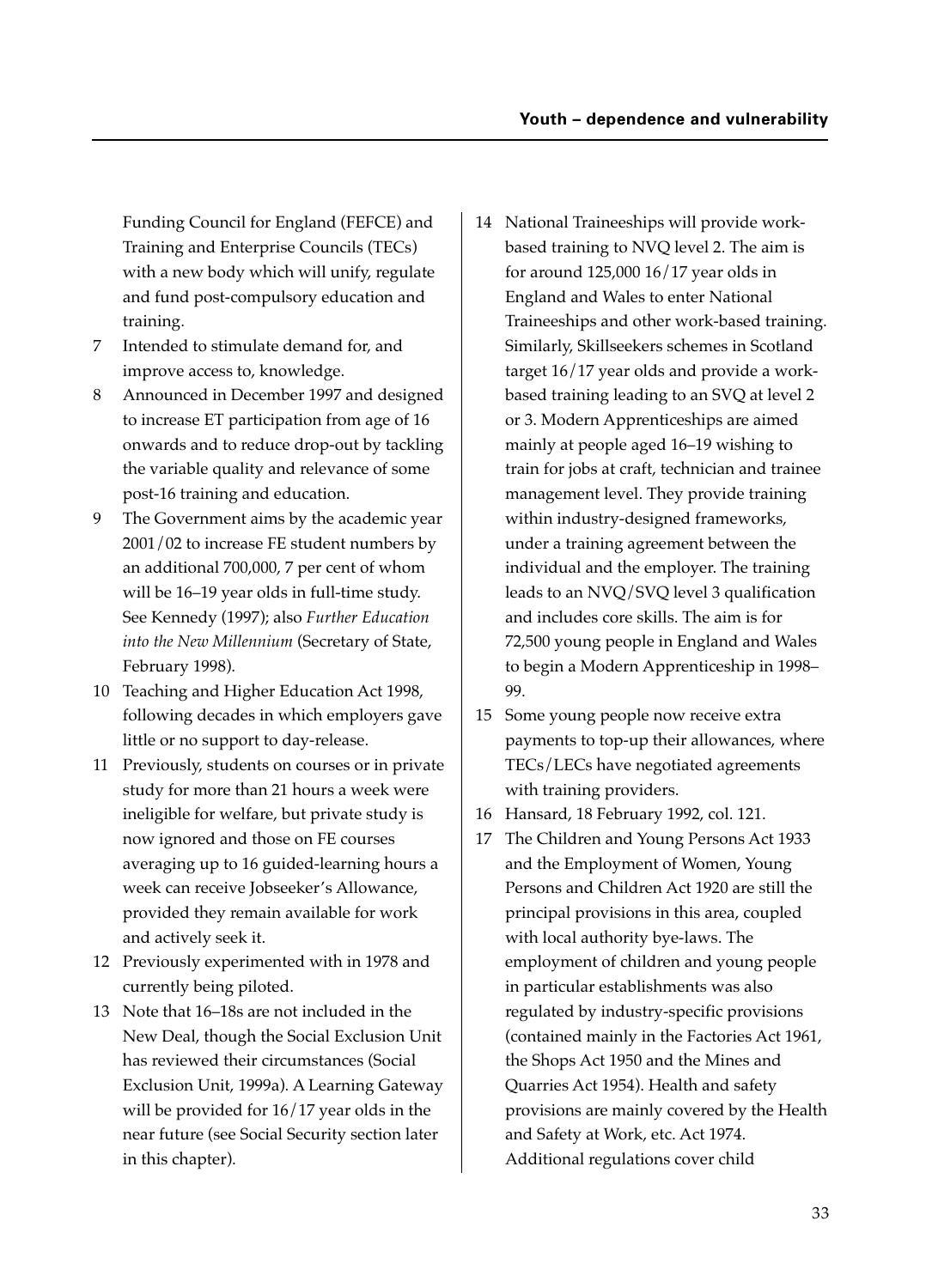Funding Council for England (FEFCE) and Training and Enterprise Councils (TECs) with a new body which will unify, regulate and fund post-compulsory education and training.

7 Intended to stimulate demand for, and improve access to, knowledge.

8 Announced in December 1997 and designed to increase ET participation from age of 16 onwards and to reduce drop-out by tackling the variable quality and relevance of some post-16 training and education.

9 The Government aims by the academic year 2001/02 to increase FE student numbers by an additional 700,000, 7 per cent of whom will be 16–19 year olds in full-time study. See Kennedy (1997); also *Further Education into the New Millennium* (Secretary of State, February 1998).

10 Teaching and Higher Education Act 1998, following decades in which employers gave little or no support to day-release.

11 Previously, students on courses or in private study for more than 21 hours a week were ineligible for welfare, but private study is now ignored and those on FE courses averaging up to 16 guided-learning hours a week can receive Jobseeker's Allowance, provided they remain available for work and actively seek it.

12 Previously experimented with in 1978 and currently being piloted.

13 Note that 16–18s are not included in the New Deal, though the Social Exclusion Unit has reviewed their circumstances (Social Exclusion Unit, 1999a). A Learning Gateway will be provided for 16/17 year olds in the near future (see Social Security section later in this chapter).

14 National Traineeships will provide work-based training to NVQ level 2. The aim is for around 125,000 16/17 year olds in England and Wales to enter National Traineeships and other work-based training. Similarly, Skillseekers schemes in Scotland target 16/17 year olds and provide a work-based training leading to an SVQ at level 2 or 3. Modern Apprenticeships are aimed mainly at people aged 16–19 wishing to train for jobs at craft, technician and trainee management level. They provide training within industry-designed frameworks, under a training agreement between the individual and the employer. The training leads to an NVQ/SVQ level 3 qualification and includes core skills. The aim is for 72,500 young people in England and Wales to begin a Modern Apprenticeship in 1998–99.

15 Some young people now receive extra payments to top-up their allowances, where TECs/LECs have negotiated agreements with training providers.

16 Hansard, 18 February 1992, col. 121.

17 The Children and Young Persons Act 1933 and the Employment of Women, Young Persons and Children Act 1920 are still the principal provisions in this area, coupled with local authority bye-laws. The employment of children and young people in particular establishments was also regulated by industry-specific provisions (contained mainly in the Factories Act 1961, the Shops Act 1950 and the Mines and Quarries Act 1954). Health and safety provisions are mainly covered by the Health and Safety at Work, etc. Act 1974. Additional regulations cover child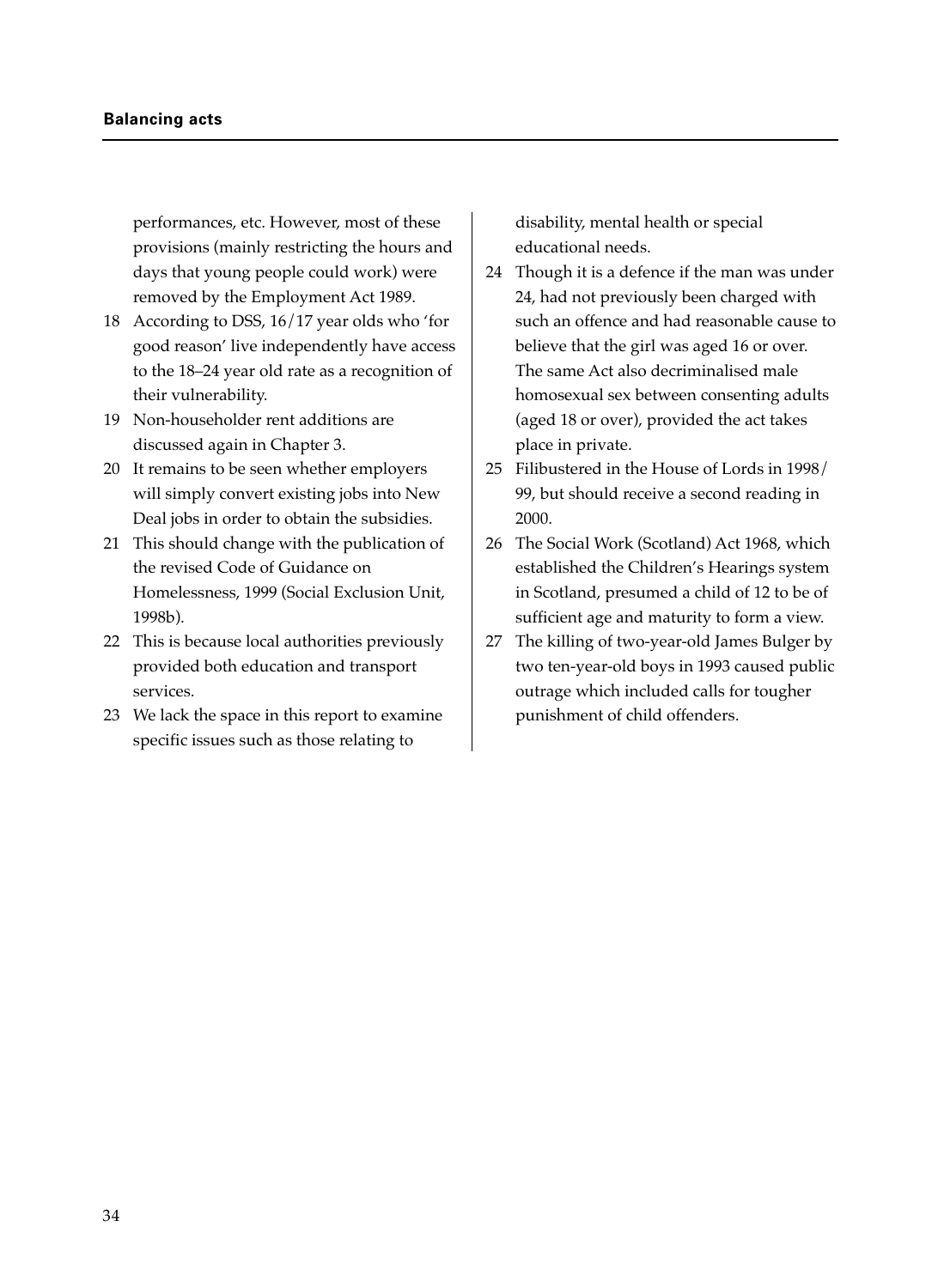performances, etc. However, most of these provisions (mainly restricting the hours and days that young people could work) were removed by the Employment Act 1989.

18 According to DSS, 16/17 year olds who 'for good reason' live independently have access to the 18–24 year old rate as a recognition of their vulnerability.

19 Non-householder rent additions are discussed again in Chapter 3.

20 It remains to be seen whether employers will simply convert existing jobs into New Deal jobs in order to obtain the subsidies.

21 This should change with the publication of the revised Code of Guidance on Homelessness, 1999 (Social Exclusion Unit, 1998b).

22 This is because local authorities previously provided both education and transport services.

23 We lack the space in this report to examine specific issues such as those relating to disability, mental health or special educational needs.

24 Though it is a defence if the man was under 24, had not previously been charged with such an offence and had reasonable cause to believe that the girl was aged 16 or over. The same Act also decriminalised male homosexual sex between consenting adults (aged 18 or over), provided the act takes place in private.

25 Filibustered in the House of Lords in 1998/99, but should receive a second reading in 2000.

26 The Social Work (Scotland) Act 1968, which established the Children's Hearings system in Scotland, presumed a child of 12 to be of sufficient age and maturity to form a view.

27 The killing of two-year-old James Bulger by two ten-year-old boys in 1993 caused public outrage which included calls for tougher punishment of child offenders.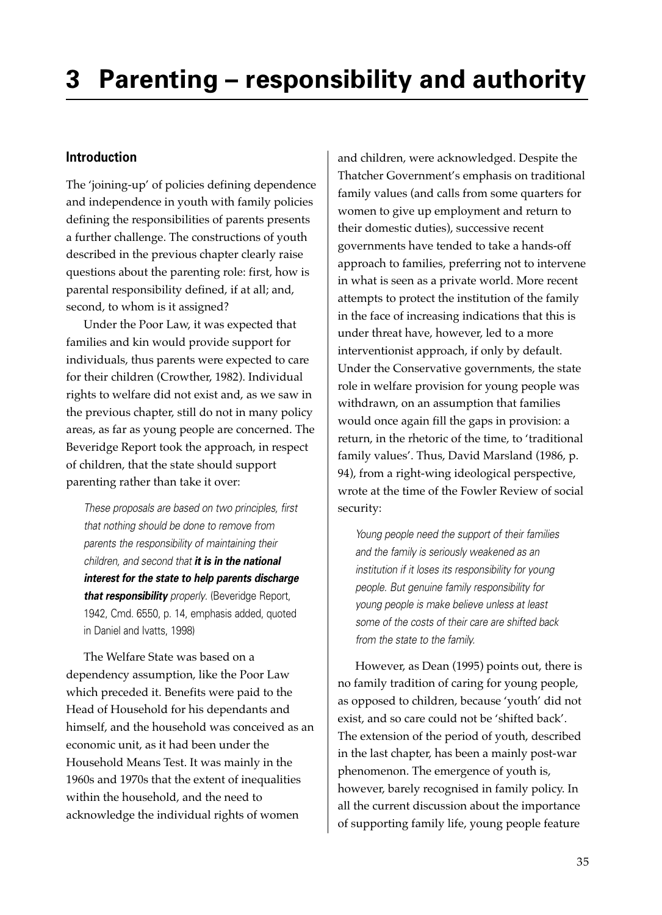# 3 Parenting – responsibility and authority

## Introduction

The 'joining-up' of policies defining dependence and independence in youth with family policies defining the responsibilities of parents presents a further challenge. The constructions of youth described in the previous chapter clearly raise questions about the parenting role: first, how is parental responsibility defined, if at all; and, second, to whom is it assigned?

Under the Poor Law, it was expected that families and kin would provide support for individuals, thus parents were expected to care for their children (Crowther, 1982). Individual rights to welfare did not exist and, as we saw in the previous chapter, still do not in many policy areas, as far as young people are concerned. The Beveridge Report took the approach, in respect of children, that the state should support parenting rather than take it over:

> *These proposals are based on two principles, first that nothing should be done to remove from parents the responsibility of maintaining their children, and second that* ***it is in the national interest for the state to help parents discharge that responsibility*** *properly.* (Beveridge Report, 1942, Cmd. 6550, p. 14, emphasis added, quoted in Daniel and Ivatts, 1998)

The Welfare State was based on a dependency assumption, like the Poor Law which preceded it. Benefits were paid to the Head of Household for his dependants and himself, and the household was conceived as an economic unit, as it had been under the Household Means Test. It was mainly in the 1960s and 1970s that the extent of inequalities within the household, and the need to acknowledge the individual rights of women and children, were acknowledged. Despite the Thatcher Government's emphasis on traditional family values (and calls from some quarters for women to give up employment and return to their domestic duties), successive recent governments have tended to take a hands-off approach to families, preferring not to intervene in what is seen as a private world. More recent attempts to protect the institution of the family in the face of increasing indications that this is under threat have, however, led to a more interventionist approach, if only by default. Under the Conservative governments, the state role in welfare provision for young people was withdrawn, on an assumption that families would once again fill the gaps in provision: a return, in the rhetoric of the time, to 'traditional family values'. Thus, David Marsland (1986, p. 94), from a right-wing ideological perspective, wrote at the time of the Fowler Review of social security:

> *Young people need the support of their families and the family is seriously weakened as an institution if it loses its responsibility for young people. But genuine family responsibility for young people is make believe unless at least some of the costs of their care are shifted back from the state to the family.*

However, as Dean (1995) points out, there is no family tradition of caring for young people, as opposed to children, because 'youth' did not exist, and so care could not be 'shifted back'. The extension of the period of youth, described in the last chapter, has been a mainly post-war phenomenon. The emergence of youth is, however, barely recognised in family policy. In all the current discussion about the importance of supporting family life, young people feature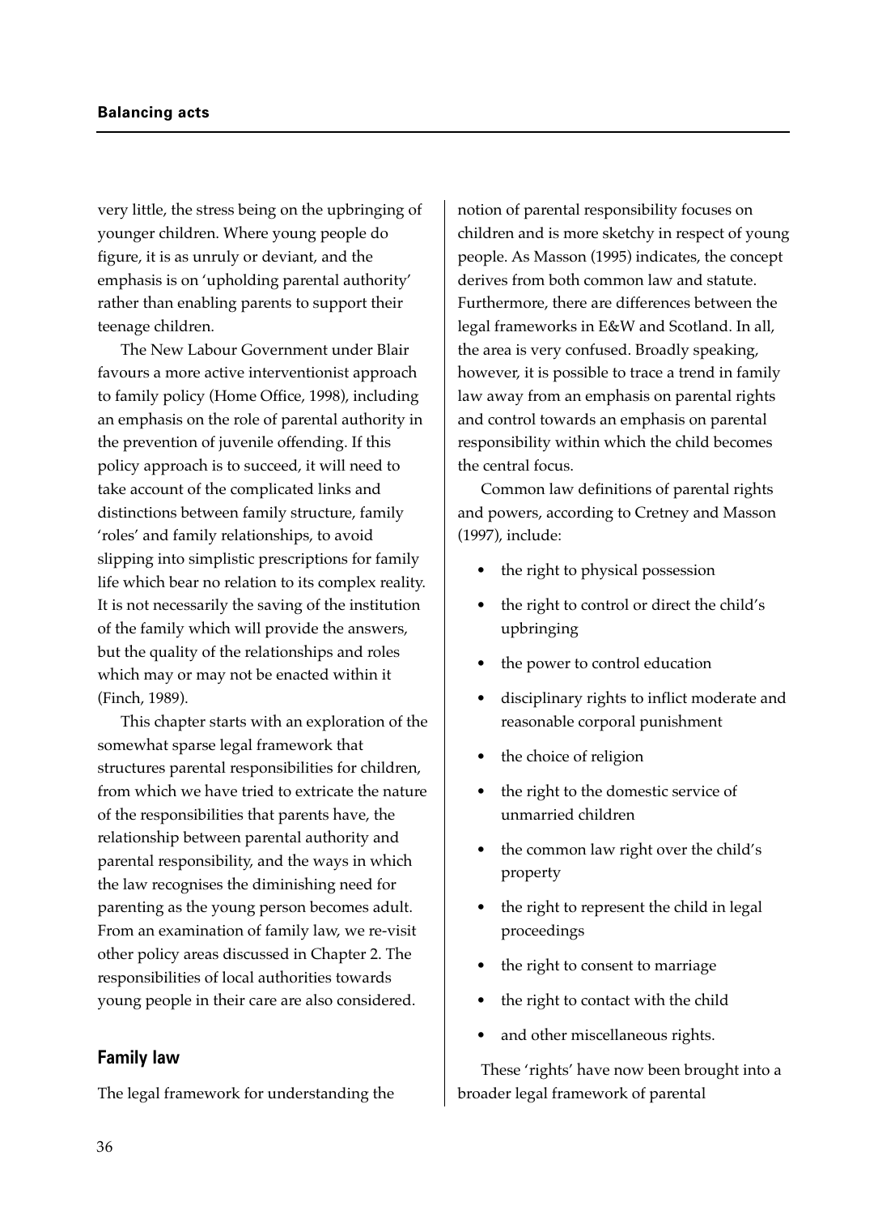very little, the stress being on the upbringing of younger children. Where young people do figure, it is as unruly or deviant, and the emphasis is on 'upholding parental authority' rather than enabling parents to support their teenage children.

The New Labour Government under Blair favours a more active interventionist approach to family policy (Home Office, 1998), including an emphasis on the role of parental authority in the prevention of juvenile offending. If this policy approach is to succeed, it will need to take account of the complicated links and distinctions between family structure, family 'roles' and family relationships, to avoid slipping into simplistic prescriptions for family life which bear no relation to its complex reality. It is not necessarily the saving of the institution of the family which will provide the answers, but the quality of the relationships and roles which may or may not be enacted within it (Finch, 1989).

This chapter starts with an exploration of the somewhat sparse legal framework that structures parental responsibilities for children, from which we have tried to extricate the nature of the responsibilities that parents have, the relationship between parental authority and parental responsibility, and the ways in which the law recognises the diminishing need for parenting as the young person becomes adult. From an examination of family law, we re-visit other policy areas discussed in Chapter 2. The responsibilities of local authorities towards young people in their care are also considered.

## Family law

The legal framework for understanding the notion of parental responsibility focuses on children and is more sketchy in respect of young people. As Masson (1995) indicates, the concept derives from both common law and statute. Furthermore, there are differences between the legal frameworks in E&W and Scotland. In all, the area is very confused. Broadly speaking, however, it is possible to trace a trend in family law away from an emphasis on parental rights and control towards an emphasis on parental responsibility within which the child becomes the central focus.

Common law definitions of parental rights and powers, according to Cretney and Masson (1997), include:

- the right to physical possession
- the right to control or direct the child's upbringing
- the power to control education
- disciplinary rights to inflict moderate and reasonable corporal punishment
- the choice of religion
- the right to the domestic service of unmarried children
- the common law right over the child's property
- the right to represent the child in legal proceedings
- the right to consent to marriage
- the right to contact with the child
- and other miscellaneous rights.

These 'rights' have now been brought into a broader legal framework of parental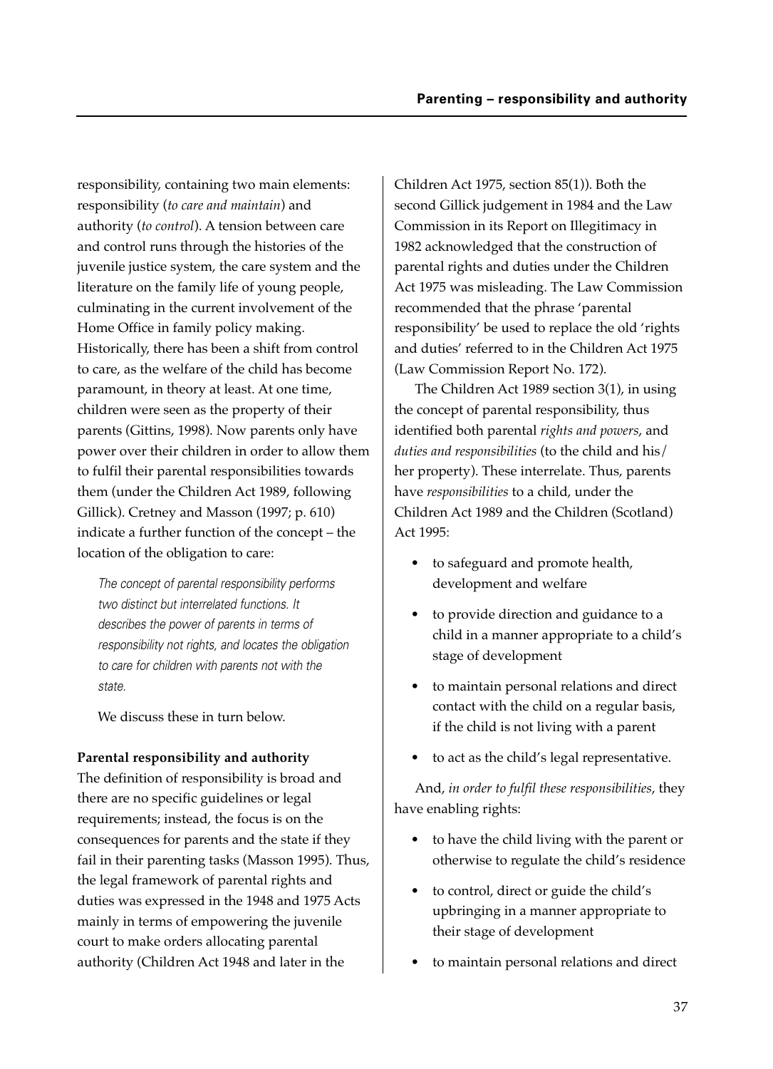responsibility, containing two main elements: responsibility (*to care and maintain*) and authority (*to control*). A tension between care and control runs through the histories of the juvenile justice system, the care system and the literature on the family life of young people, culminating in the current involvement of the Home Office in family policy making. Historically, there has been a shift from control to care, as the welfare of the child has become paramount, in theory at least. At one time, children were seen as the property of their parents (Gittins, 1998). Now parents only have power over their children in order to allow them to fulfil their parental responsibilities towards them (under the Children Act 1989, following Gillick). Cretney and Masson (1997; p. 610) indicate a further function of the concept – the location of the obligation to care:

> *The concept of parental responsibility performs two distinct but interrelated functions. It describes the power of parents in terms of responsibility not rights, and locates the obligation to care for children with parents not with the state.*

We discuss these in turn below.

**Parental responsibility and authority**

The definition of responsibility is broad and there are no specific guidelines or legal requirements; instead, the focus is on the consequences for parents and the state if they fail in their parenting tasks (Masson 1995). Thus, the legal framework of parental rights and duties was expressed in the 1948 and 1975 Acts mainly in terms of empowering the juvenile court to make orders allocating parental authority (Children Act 1948 and later in the Children Act 1975, section 85(1)). Both the second Gillick judgement in 1984 and the Law Commission in its Report on Illegitimacy in 1982 acknowledged that the construction of parental rights and duties under the Children Act 1975 was misleading. The Law Commission recommended that the phrase 'parental responsibility' be used to replace the old 'rights and duties' referred to in the Children Act 1975 (Law Commission Report No. 172).

The Children Act 1989 section 3(1), in using the concept of parental responsibility, thus identified both parental *rights and powers*, and *duties and responsibilities* (to the child and his/her property). These interrelate. Thus, parents have *responsibilities* to a child, under the Children Act 1989 and the Children (Scotland) Act 1995:

- to safeguard and promote health, development and welfare
- to provide direction and guidance to a child in a manner appropriate to a child's stage of development
- to maintain personal relations and direct contact with the child on a regular basis, if the child is not living with a parent
- to act as the child's legal representative.

And, *in order to fulfil these responsibilities*, they have enabling rights:

- to have the child living with the parent or otherwise to regulate the child's residence
- to control, direct or guide the child's upbringing in a manner appropriate to their stage of development
- to maintain personal relations and direct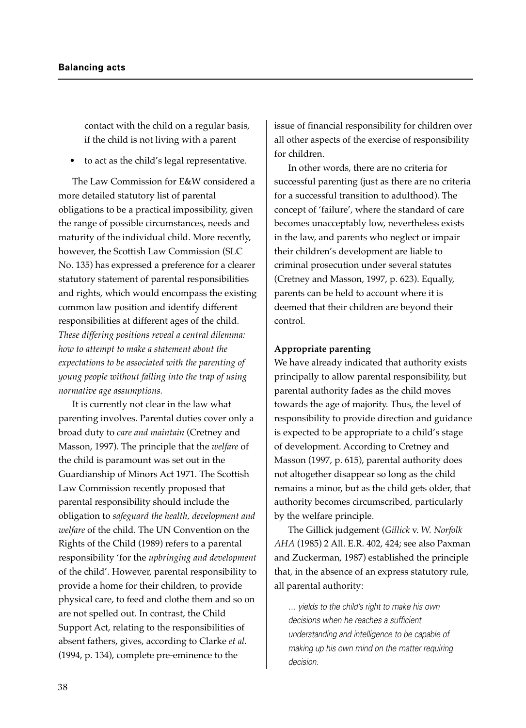contact with the child on a regular basis, if the child is not living with a parent

- to act as the child's legal representative.

The Law Commission for E&W considered a more detailed statutory list of parental obligations to be a practical impossibility, given the range of possible circumstances, needs and maturity of the individual child. More recently, however, the Scottish Law Commission (SLC No. 135) has expressed a preference for a clearer statutory statement of parental responsibilities and rights, which would encompass the existing common law position and identify different responsibilities at different ages of the child. *These differing positions reveal a central dilemma: how to attempt to make a statement about the expectations to be associated with the parenting of young people without falling into the trap of using normative age assumptions.*

It is currently not clear in the law what parenting involves. Parental duties cover only a broad duty to *care and maintain* (Cretney and Masson, 1997). The principle that the *welfare* of the child is paramount was set out in the Guardianship of Minors Act 1971. The Scottish Law Commission recently proposed that parental responsibility should include the obligation to *safeguard the health, development and welfare* of the child. The UN Convention on the Rights of the Child (1989) refers to a parental responsibility 'for the *upbringing and development* of the child'. However, parental responsibility to provide a home for their children, to provide physical care, to feed and clothe them and so on are not spelled out. In contrast, the Child Support Act, relating to the responsibilities of absent fathers, gives, according to Clarke *et al*. (1994, p. 134), complete pre-eminence to the issue of financial responsibility for children over all other aspects of the exercise of responsibility for children.

In other words, there are no criteria for successful parenting (just as there are no criteria for a successful transition to adulthood). The concept of 'failure', where the standard of care becomes unacceptably low, nevertheless exists in the law, and parents who neglect or impair their children's development are liable to criminal prosecution under several statutes (Cretney and Masson, 1997, p. 623). Equally, parents can be held to account where it is deemed that their children are beyond their control.

**Appropriate parenting**

We have already indicated that authority exists principally to allow parental responsibility, but parental authority fades as the child moves towards the age of majority. Thus, the level of responsibility to provide direction and guidance is expected to be appropriate to a child's stage of development. According to Cretney and Masson (1997, p. 615), parental authority does not altogether disappear so long as the child remains a minor, but as the child gets older, that authority becomes circumscribed, particularly by the welfare principle.

The Gillick judgement (*Gillick* v. *W. Norfolk AHA* (1985) 2 All. E.R. 402, 424; see also Paxman and Zuckerman, 1987) established the principle that, in the absence of an express statutory rule, all parental authority:

> *… yields to the child's right to make his own decisions when he reaches a sufficient understanding and intelligence to be capable of making up his own mind on the matter requiring decision.*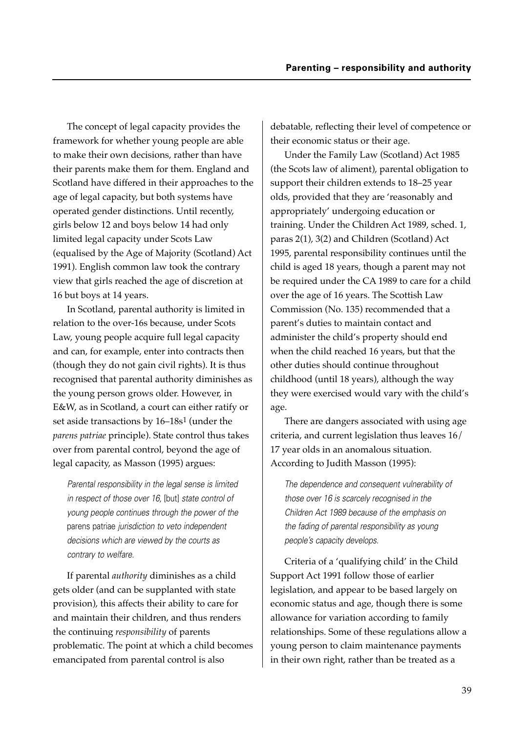The concept of legal capacity provides the framework for whether young people are able to make their own decisions, rather than have their parents make them for them. England and Scotland have differed in their approaches to the age of legal capacity, but both systems have operated gender distinctions. Until recently, girls below 12 and boys below 14 had only limited legal capacity under Scots Law (equalised by the Age of Majority (Scotland) Act 1991). English common law took the contrary view that girls reached the age of discretion at 16 but boys at 14 years.

In Scotland, parental authority is limited in relation to the over-16s because, under Scots Law, young people acquire full legal capacity and can, for example, enter into contracts then (though they do not gain civil rights). It is thus recognised that parental authority diminishes as the young person grows older. However, in E&W, as in Scotland, a court can either ratify or set aside transactions by 16–18s[1] (under the *parens patriae* principle). State control thus takes over from parental control, beyond the age of legal capacity, as Masson (1995) argues:

> *Parental responsibility in the legal sense is limited in respect of those over 16,* [but] *state control of young people continues through the power of the* parens patriae *jurisdiction to veto independent decisions which are viewed by the courts as contrary to welfare.*

If parental *authority* diminishes as a child gets older (and can be supplanted with state provision), this affects their ability to care for and maintain their children, and thus renders the continuing *responsibility* of parents problematic. The point at which a child becomes emancipated from parental control is also debatable, reflecting their level of competence or their economic status or their age.

Under the Family Law (Scotland) Act 1985 (the Scots law of aliment), parental obligation to support their children extends to 18–25 year olds, provided that they are 'reasonably and appropriately' undergoing education or training. Under the Children Act 1989, sched. 1, paras 2(1), 3(2) and Children (Scotland) Act 1995, parental responsibility continues until the child is aged 18 years, though a parent may not be required under the CA 1989 to care for a child over the age of 16 years. The Scottish Law Commission (No. 135) recommended that a parent's duties to maintain contact and administer the child's property should end when the child reached 16 years, but that the other duties should continue throughout childhood (until 18 years), although the way they were exercised would vary with the child's age.

There are dangers associated with using age criteria, and current legislation thus leaves 16/17 year olds in an anomalous situation. According to Judith Masson (1995):

> *The dependence and consequent vulnerability of those over 16 is scarcely recognised in the Children Act 1989 because of the emphasis on the fading of parental responsibility as young people's capacity develops.*

Criteria of a 'qualifying child' in the Child Support Act 1991 follow those of earlier legislation, and appear to be based largely on economic status and age, though there is some allowance for variation according to family relationships. Some of these regulations allow a young person to claim maintenance payments in their own right, rather than be treated as a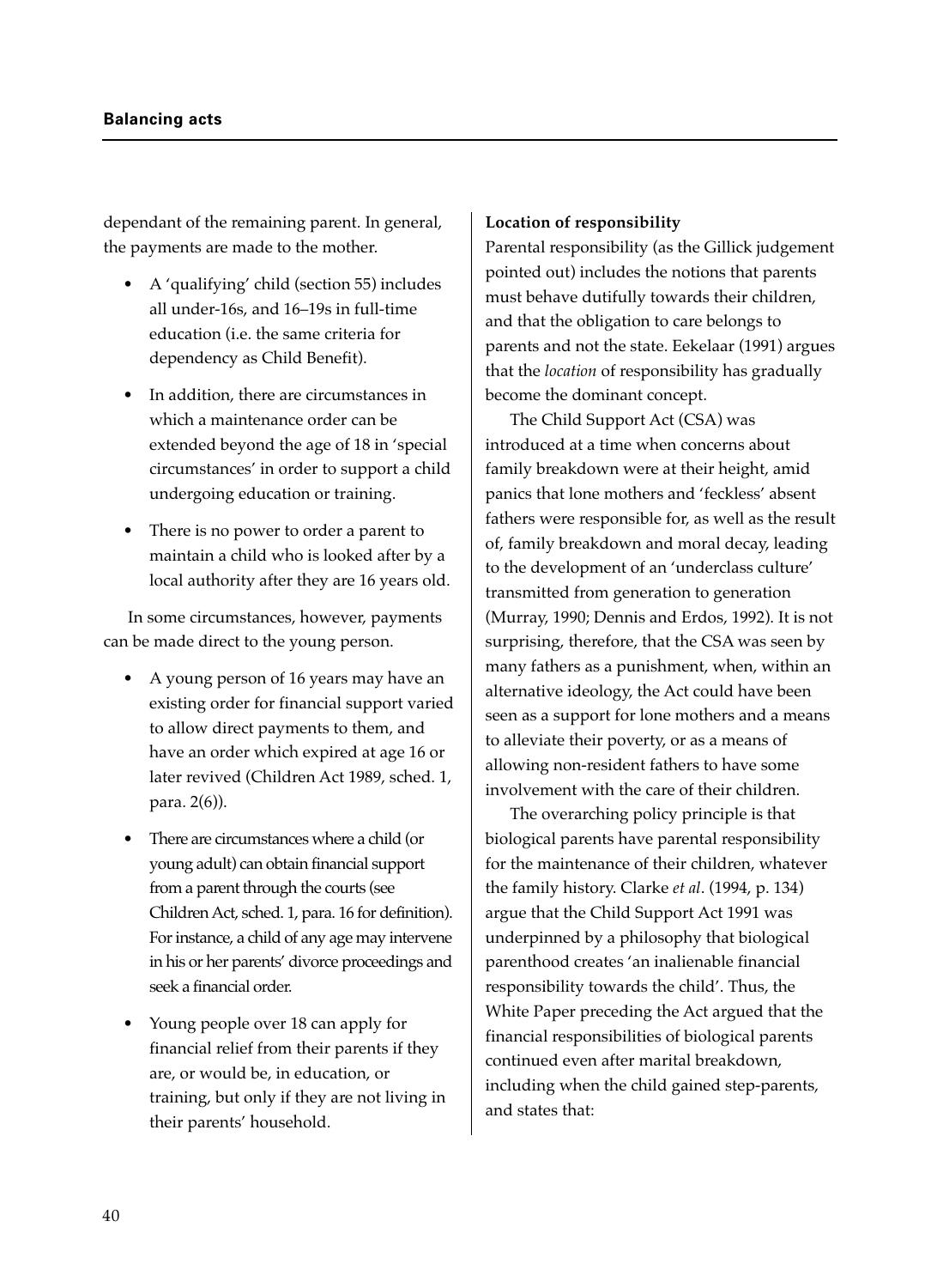dependant of the remaining parent. In general, the payments are made to the mother.

- A 'qualifying' child (section 55) includes all under-16s, and 16–19s in full-time education (i.e. the same criteria for dependency as Child Benefit).
- In addition, there are circumstances in which a maintenance order can be extended beyond the age of 18 in 'special circumstances' in order to support a child undergoing education or training.
- There is no power to order a parent to maintain a child who is looked after by a local authority after they are 16 years old.

In some circumstances, however, payments can be made direct to the young person.

- A young person of 16 years may have an existing order for financial support varied to allow direct payments to them, and have an order which expired at age 16 or later revived (Children Act 1989, sched. 1, para. 2(6)).
- There are circumstances where a child (or young adult) can obtain financial support from a parent through the courts (see Children Act, sched. 1, para. 16 for definition). For instance, a child of any age may intervene in his or her parents' divorce proceedings and seek a financial order.
- Young people over 18 can apply for financial relief from their parents if they are, or would be, in education, or training, but only if they are not living in their parents' household.

**Location of responsibility**

Parental responsibility (as the Gillick judgement pointed out) includes the notions that parents must behave dutifully towards their children, and that the obligation to care belongs to parents and not the state. Eekelaar (1991) argues that the *location* of responsibility has gradually become the dominant concept.

The Child Support Act (CSA) was introduced at a time when concerns about family breakdown were at their height, amid panics that lone mothers and 'feckless' absent fathers were responsible for, as well as the result of, family breakdown and moral decay, leading to the development of an 'underclass culture' transmitted from generation to generation (Murray, 1990; Dennis and Erdos, 1992). It is not surprising, therefore, that the CSA was seen by many fathers as a punishment, when, within an alternative ideology, the Act could have been seen as a support for lone mothers and a means to alleviate their poverty, or as a means of allowing non-resident fathers to have some involvement with the care of their children.

The overarching policy principle is that biological parents have parental responsibility for the maintenance of their children, whatever the family history. Clarke *et al*. (1994, p. 134) argue that the Child Support Act 1991 was underpinned by a philosophy that biological parenthood creates 'an inalienable financial responsibility towards the child'. Thus, the White Paper preceding the Act argued that the financial responsibilities of biological parents continued even after marital breakdown, including when the child gained step-parents, and states that: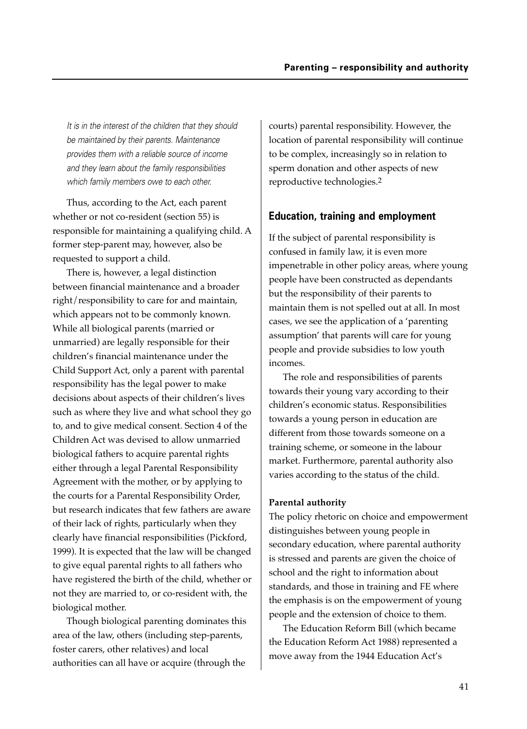*It is in the interest of the children that they should be maintained by their parents. Maintenance provides them with a reliable source of income and they learn about the family responsibilities which family members owe to each other.*

Thus, according to the Act, each parent whether or not co-resident (section 55) is responsible for maintaining a qualifying child. A former step-parent may, however, also be requested to support a child.

There is, however, a legal distinction between financial maintenance and a broader right/responsibility to care for and maintain, which appears not to be commonly known. While all biological parents (married or unmarried) are legally responsible for their children's financial maintenance under the Child Support Act, only a parent with parental responsibility has the legal power to make decisions about aspects of their children's lives such as where they live and what school they go to, and to give medical consent. Section 4 of the Children Act was devised to allow unmarried biological fathers to acquire parental rights either through a legal Parental Responsibility Agreement with the mother, or by applying to the courts for a Parental Responsibility Order, but research indicates that few fathers are aware of their lack of rights, particularly when they clearly have financial responsibilities (Pickford, 1999). It is expected that the law will be changed to give equal parental rights to all fathers who have registered the birth of the child, whether or not they are married to, or co-resident with, the biological mother.

Though biological parenting dominates this area of the law, others (including step-parents, foster carers, other relatives) and local authorities can all have or acquire (through the courts) parental responsibility. However, the location of parental responsibility will continue to be complex, increasingly so in relation to sperm donation and other aspects of new reproductive technologies.[2]

## Education, training and employment

If the subject of parental responsibility is confused in family law, it is even more impenetrable in other policy areas, where young people have been constructed as dependants but the responsibility of their parents to maintain them is not spelled out at all. In most cases, we see the application of a 'parenting assumption' that parents will care for young people and provide subsidies to low youth incomes.

The role and responsibilities of parents towards their young vary according to their children's economic status. Responsibilities towards a young person in education are different from those towards someone on a training scheme, or someone in the labour market. Furthermore, parental authority also varies according to the status of the child.

### Parental authority

The policy rhetoric on choice and empowerment distinguishes between young people in secondary education, where parental authority is stressed and parents are given the choice of school and the right to information about standards, and those in training and FE where the emphasis is on the empowerment of young people and the extension of choice to them.

The Education Reform Bill (which became the Education Reform Act 1988) represented a move away from the 1944 Education Act's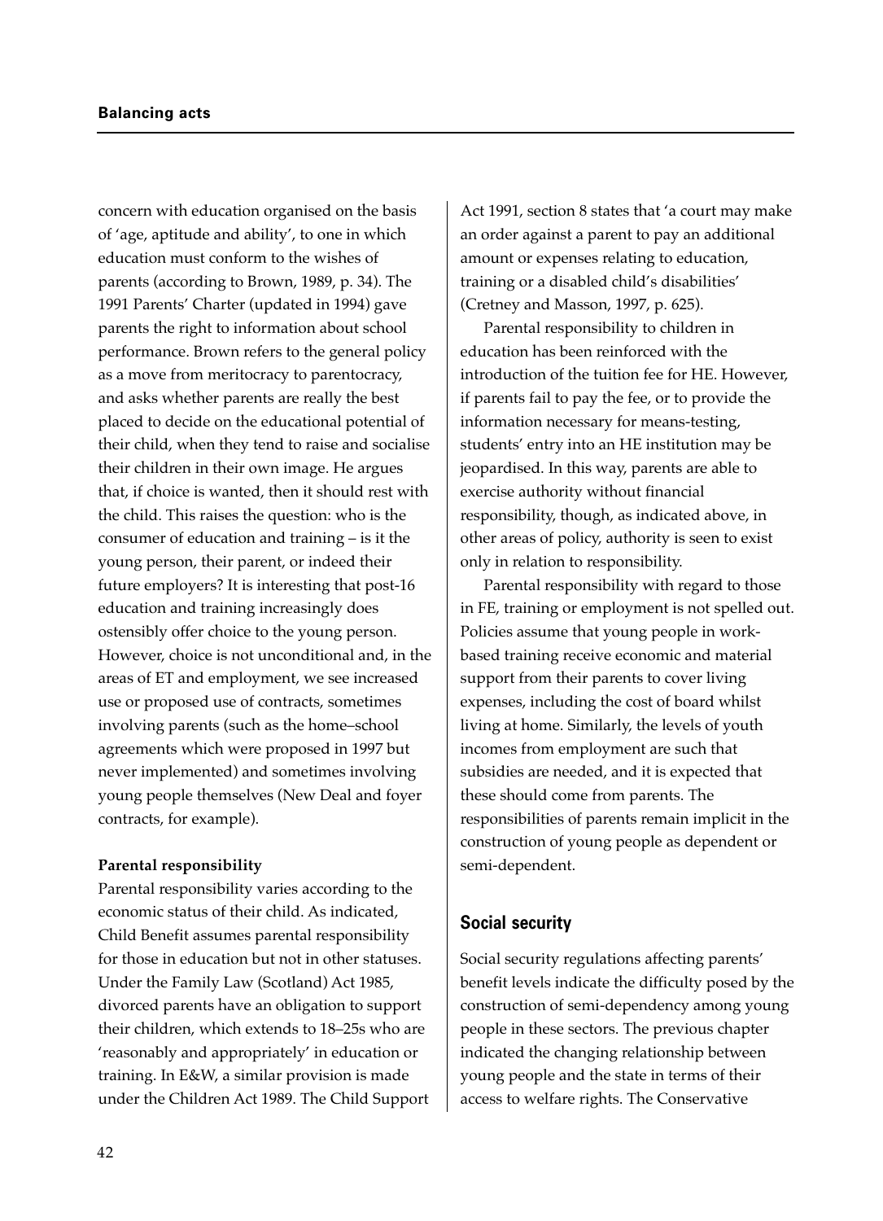concern with education organised on the basis of 'age, aptitude and ability', to one in which education must conform to the wishes of parents (according to Brown, 1989, p. 34). The 1991 Parents' Charter (updated in 1994) gave parents the right to information about school performance. Brown refers to the general policy as a move from meritocracy to parentocracy, and asks whether parents are really the best placed to decide on the educational potential of their child, when they tend to raise and socialise their children in their own image. He argues that, if choice is wanted, then it should rest with the child. This raises the question: who is the consumer of education and training – is it the young person, their parent, or indeed their future employers? It is interesting that post-16 education and training increasingly does ostensibly offer choice to the young person. However, choice is not unconditional and, in the areas of ET and employment, we see increased use or proposed use of contracts, sometimes involving parents (such as the home–school agreements which were proposed in 1997 but never implemented) and sometimes involving young people themselves (New Deal and foyer contracts, for example).

**Parental responsibility**

Parental responsibility varies according to the economic status of their child. As indicated, Child Benefit assumes parental responsibility for those in education but not in other statuses. Under the Family Law (Scotland) Act 1985, divorced parents have an obligation to support their children, which extends to 18–25s who are 'reasonably and appropriately' in education or training. In E&W, a similar provision is made under the Children Act 1989. The Child Support Act 1991, section 8 states that 'a court may make an order against a parent to pay an additional amount or expenses relating to education, training or a disabled child's disabilities' (Cretney and Masson, 1997, p. 625).

Parental responsibility to children in education has been reinforced with the introduction of the tuition fee for HE. However, if parents fail to pay the fee, or to provide the information necessary for means-testing, students' entry into an HE institution may be jeopardised. In this way, parents are able to exercise authority without financial responsibility, though, as indicated above, in other areas of policy, authority is seen to exist only in relation to responsibility.

Parental responsibility with regard to those in FE, training or employment is not spelled out. Policies assume that young people in work-based training receive economic and material support from their parents to cover living expenses, including the cost of board whilst living at home. Similarly, the levels of youth incomes from employment are such that subsidies are needed, and it is expected that these should come from parents. The responsibilities of parents remain implicit in the construction of young people as dependent or semi-dependent.

## Social security

Social security regulations affecting parents' benefit levels indicate the difficulty posed by the construction of semi-dependency among young people in these sectors. The previous chapter indicated the changing relationship between young people and the state in terms of their access to welfare rights. The Conservative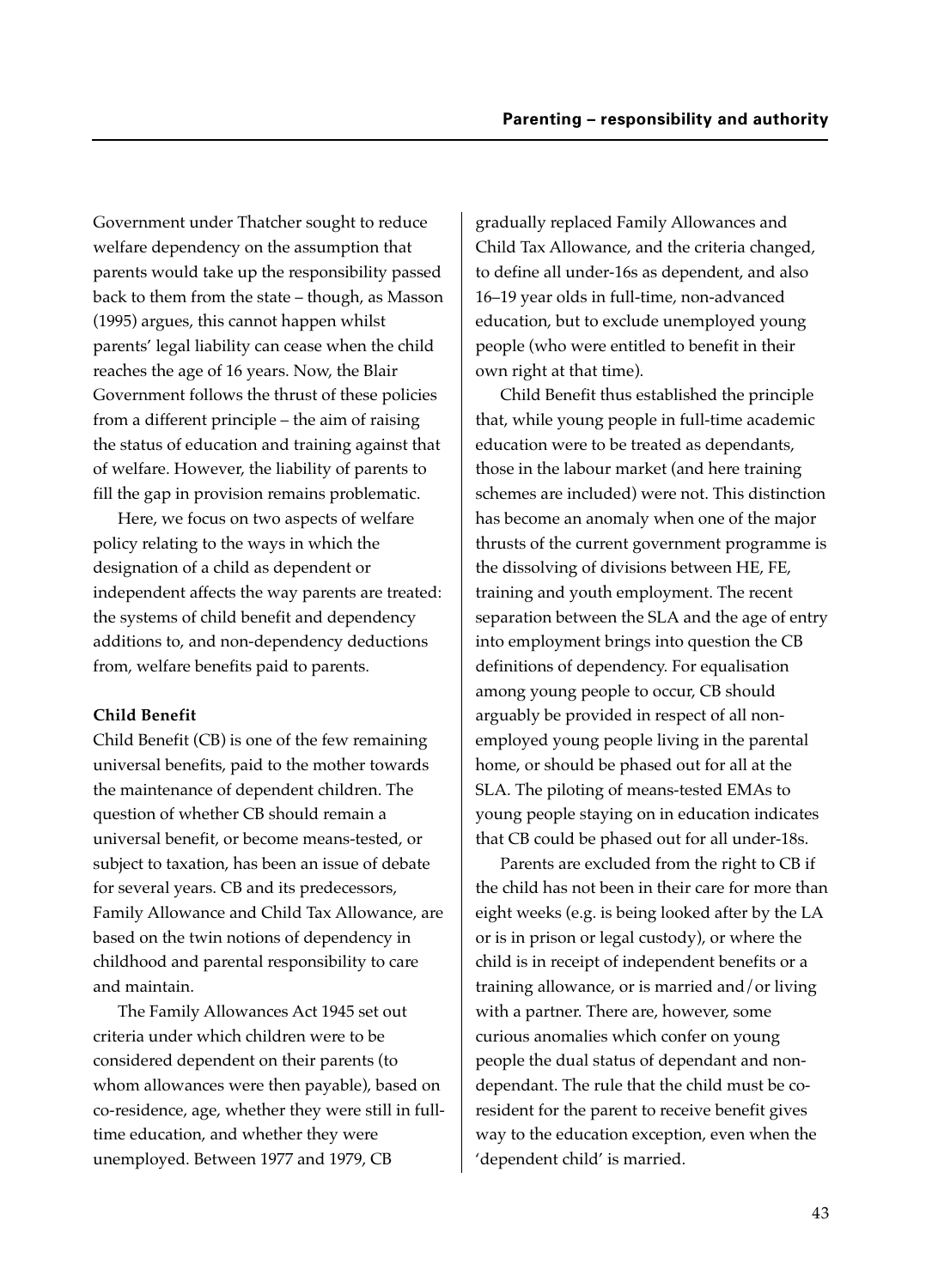Government under Thatcher sought to reduce welfare dependency on the assumption that parents would take up the responsibility passed back to them from the state – though, as Masson (1995) argues, this cannot happen whilst parents' legal liability can cease when the child reaches the age of 16 years. Now, the Blair Government follows the thrust of these policies from a different principle – the aim of raising the status of education and training against that of welfare. However, the liability of parents to fill the gap in provision remains problematic.

Here, we focus on two aspects of welfare policy relating to the ways in which the designation of a child as dependent or independent affects the way parents are treated: the systems of child benefit and dependency additions to, and non-dependency deductions from, welfare benefits paid to parents.

**Child Benefit**

Child Benefit (CB) is one of the few remaining universal benefits, paid to the mother towards the maintenance of dependent children. The question of whether CB should remain a universal benefit, or become means-tested, or subject to taxation, has been an issue of debate for several years. CB and its predecessors, Family Allowance and Child Tax Allowance, are based on the twin notions of dependency in childhood and parental responsibility to care and maintain.

The Family Allowances Act 1945 set out criteria under which children were to be considered dependent on their parents (to whom allowances were then payable), based on co-residence, age, whether they were still in full-time education, and whether they were unemployed. Between 1977 and 1979, CB gradually replaced Family Allowances and Child Tax Allowance, and the criteria changed, to define all under-16s as dependent, and also 16–19 year olds in full-time, non-advanced education, but to exclude unemployed young people (who were entitled to benefit in their own right at that time).

Child Benefit thus established the principle that, while young people in full-time academic education were to be treated as dependants, those in the labour market (and here training schemes are included) were not. This distinction has become an anomaly when one of the major thrusts of the current government programme is the dissolving of divisions between HE, FE, training and youth employment. The recent separation between the SLA and the age of entry into employment brings into question the CB definitions of dependency. For equalisation among young people to occur, CB should arguably be provided in respect of all non-employed young people living in the parental home, or should be phased out for all at the SLA. The piloting of means-tested EMAs to young people staying on in education indicates that CB could be phased out for all under-18s.

Parents are excluded from the right to CB if the child has not been in their care for more than eight weeks (e.g. is being looked after by the LA or is in prison or legal custody), or where the child is in receipt of independent benefits or a training allowance, or is married and/or living with a partner. There are, however, some curious anomalies which confer on young people the dual status of dependant and non-dependant. The rule that the child must be co-resident for the parent to receive benefit gives way to the education exception, even when the 'dependent child' is married.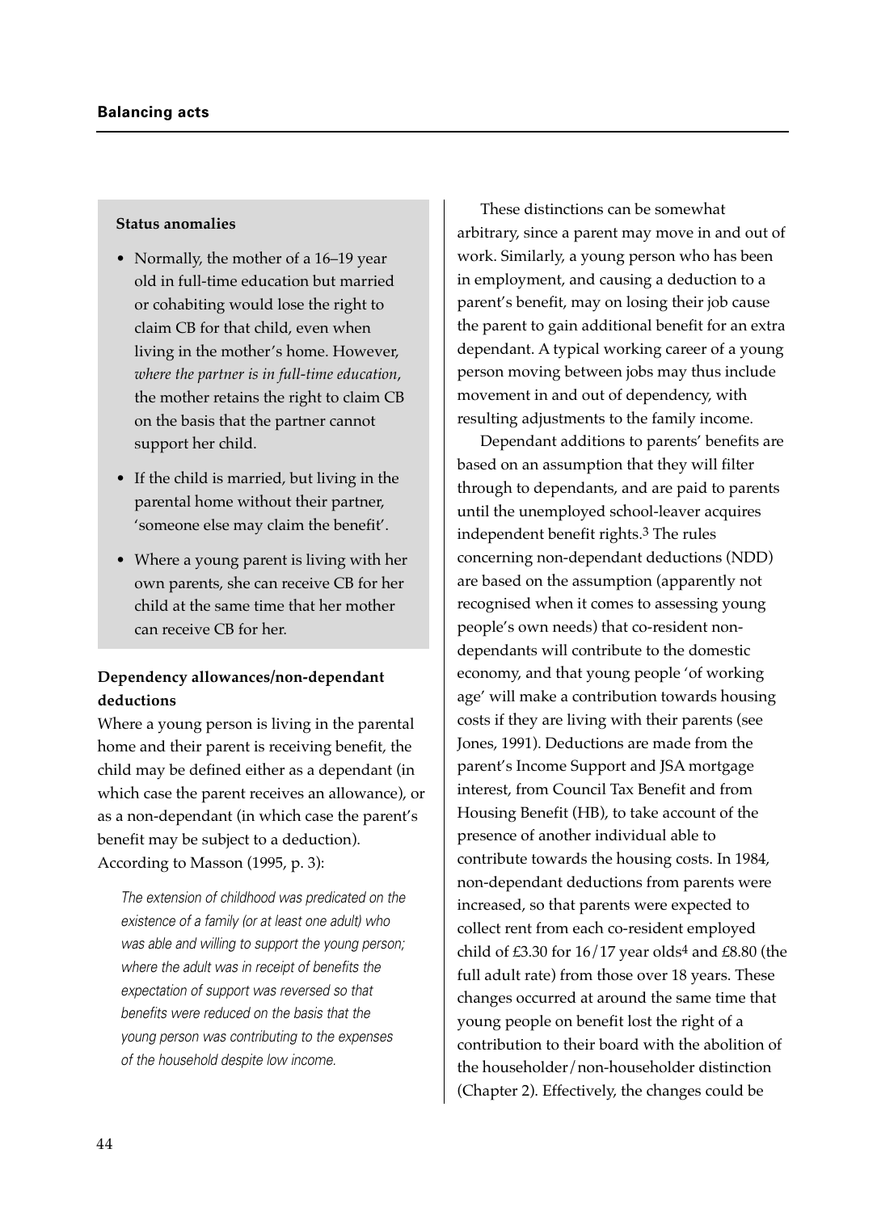### Status anomalies

- Normally, the mother of a 16–19 year old in full-time education but married or cohabiting would lose the right to claim CB for that child, even when living in the mother's home. However, *where the partner is in full-time education*, the mother retains the right to claim CB on the basis that the partner cannot support her child.
- If the child is married, but living in the parental home without their partner, 'someone else may claim the benefit'.
- Where a young parent is living with her own parents, she can receive CB for her child at the same time that her mother can receive CB for her.

### Dependency allowances/non-dependant deductions

Where a young person is living in the parental home and their parent is receiving benefit, the child may be defined either as a dependant (in which case the parent receives an allowance), or as a non-dependant (in which case the parent's benefit may be subject to a deduction). According to Masson (1995, p. 3):

> *The extension of childhood was predicated on the existence of a family (or at least one adult) who was able and willing to support the young person; where the adult was in receipt of benefits the expectation of support was reversed so that benefits were reduced on the basis that the young person was contributing to the expenses of the household despite low income.*

These distinctions can be somewhat arbitrary, since a parent may move in and out of work. Similarly, a young person who has been in employment, and causing a deduction to a parent's benefit, may on losing their job cause the parent to gain additional benefit for an extra dependant. A typical working career of a young person moving between jobs may thus include movement in and out of dependency, with resulting adjustments to the family income.

Dependant additions to parents' benefits are based on an assumption that they will filter through to dependants, and are paid to parents until the unemployed school-leaver acquires independent benefit rights.[3] The rules concerning non-dependant deductions (NDD) are based on the assumption (apparently not recognised when it comes to assessing young people's own needs) that co-resident non-dependants will contribute to the domestic economy, and that young people 'of working age' will make a contribution towards housing costs if they are living with their parents (see Jones, 1991). Deductions are made from the parent's Income Support and JSA mortgage interest, from Council Tax Benefit and from Housing Benefit (HB), to take account of the presence of another individual able to contribute towards the housing costs. In 1984, non-dependant deductions from parents were increased, so that parents were expected to collect rent from each co-resident employed child of £3.30 for 16/17 year olds[4] and £8.80 (the full adult rate) from those over 18 years. These changes occurred at around the same time that young people on benefit lost the right of a contribution to their board with the abolition of the householder/non-householder distinction (Chapter 2). Effectively, the changes could be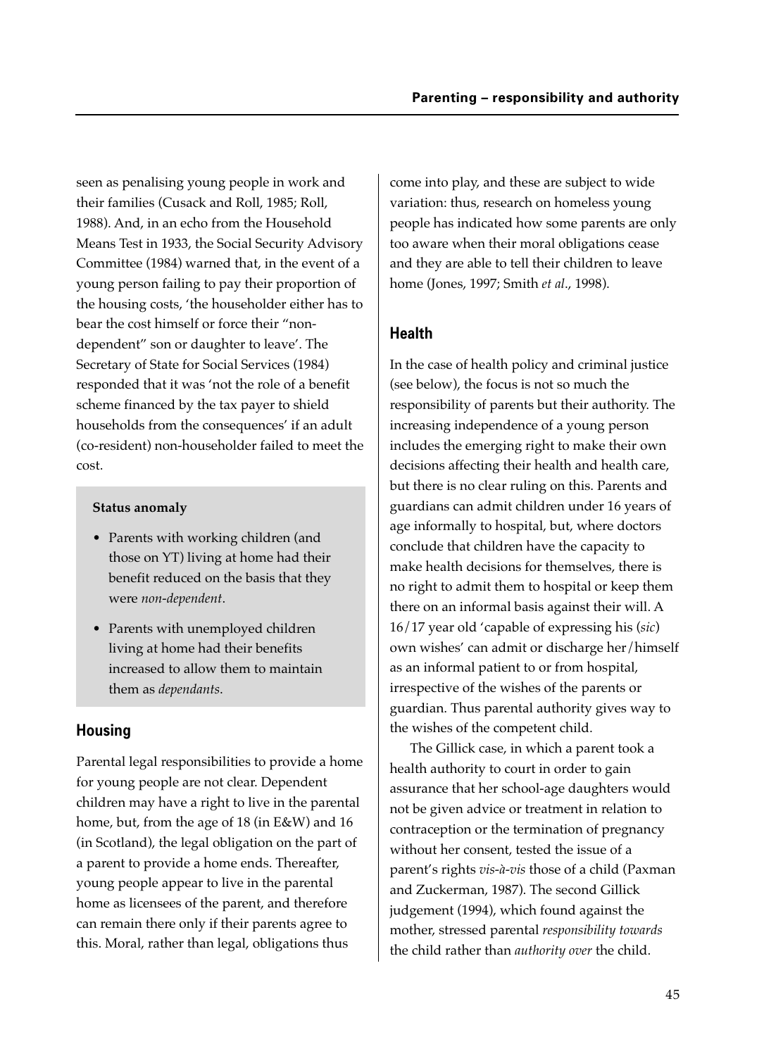seen as penalising young people in work and their families (Cusack and Roll, 1985; Roll, 1988). And, in an echo from the Household Means Test in 1933, the Social Security Advisory Committee (1984) warned that, in the event of a young person failing to pay their proportion of the housing costs, 'the householder either has to bear the cost himself or force their "non-dependent" son or daughter to leave'. The Secretary of State for Social Services (1984) responded that it was 'not the role of a benefit scheme financed by the tax payer to shield households from the consequences' if an adult (co-resident) non-householder failed to meet the cost.

**Status anomaly**

- Parents with working children (and those on YT) living at home had their benefit reduced on the basis that they were *non-dependent*.
- Parents with unemployed children living at home had their benefits increased to allow them to maintain them as *dependants*.

## Housing

Parental legal responsibilities to provide a home for young people are not clear. Dependent children may have a right to live in the parental home, but, from the age of 18 (in E&W) and 16 (in Scotland), the legal obligation on the part of a parent to provide a home ends. Thereafter, young people appear to live in the parental home as licensees of the parent, and therefore can remain there only if their parents agree to this. Moral, rather than legal, obligations thus come into play, and these are subject to wide variation: thus, research on homeless young people has indicated how some parents are only too aware when their moral obligations cease and they are able to tell their children to leave home (Jones, 1997; Smith *et al*., 1998).

## Health

In the case of health policy and criminal justice (see below), the focus is not so much the responsibility of parents but their authority. The increasing independence of a young person includes the emerging right to make their own decisions affecting their health and health care, but there is no clear ruling on this. Parents and guardians can admit children under 16 years of age informally to hospital, but, where doctors conclude that children have the capacity to make health decisions for themselves, there is no right to admit them to hospital or keep them there on an informal basis against their will. A 16/17 year old 'capable of expressing his (*sic*) own wishes' can admit or discharge her/himself as an informal patient to or from hospital, irrespective of the wishes of the parents or guardian. Thus parental authority gives way to the wishes of the competent child.

The Gillick case, in which a parent took a health authority to court in order to gain assurance that her school-age daughters would not be given advice or treatment in relation to contraception or the termination of pregnancy without her consent, tested the issue of a parent's rights *vis-à-vis* those of a child (Paxman and Zuckerman, 1987). The second Gillick judgement (1994), which found against the mother, stressed parental *responsibility towards* the child rather than *authority over* the child.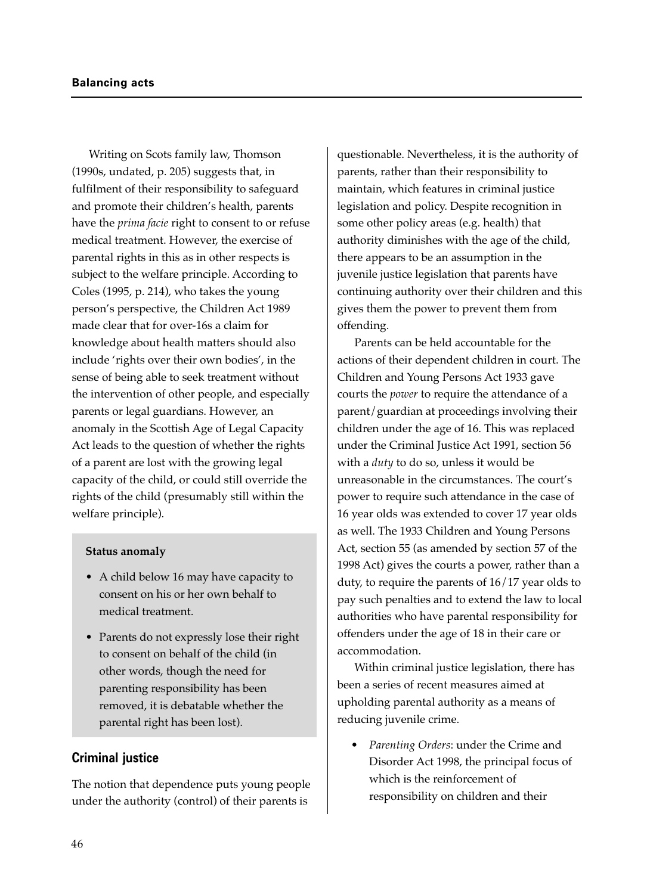Writing on Scots family law, Thomson (1990s, undated, p. 205) suggests that, in fulfilment of their responsibility to safeguard and promote their children's health, parents have the *prima facie* right to consent to or refuse medical treatment. However, the exercise of parental rights in this as in other respects is subject to the welfare principle. According to Coles (1995, p. 214), who takes the young person's perspective, the Children Act 1989 made clear that for over-16s a claim for knowledge about health matters should also include 'rights over their own bodies', in the sense of being able to seek treatment without the intervention of other people, and especially parents or legal guardians. However, an anomaly in the Scottish Age of Legal Capacity Act leads to the question of whether the rights of a parent are lost with the growing legal capacity of the child, or could still override the rights of the child (presumably still within the welfare principle).

**Status anomaly**

- A child below 16 may have capacity to consent on his or her own behalf to medical treatment.
- Parents do not expressly lose their right to consent on behalf of the child (in other words, though the need for parenting responsibility has been removed, it is debatable whether the parental right has been lost).

## Criminal justice

The notion that dependence puts young people under the authority (control) of their parents is questionable. Nevertheless, it is the authority of parents, rather than their responsibility to maintain, which features in criminal justice legislation and policy. Despite recognition in some other policy areas (e.g. health) that authority diminishes with the age of the child, there appears to be an assumption in the juvenile justice legislation that parents have continuing authority over their children and this gives them the power to prevent them from offending.

Parents can be held accountable for the actions of their dependent children in court. The Children and Young Persons Act 1933 gave courts the *power* to require the attendance of a parent/guardian at proceedings involving their children under the age of 16. This was replaced under the Criminal Justice Act 1991, section 56 with a *duty* to do so, unless it would be unreasonable in the circumstances. The court's power to require such attendance in the case of 16 year olds was extended to cover 17 year olds as well. The 1933 Children and Young Persons Act, section 55 (as amended by section 57 of the 1998 Act) gives the courts a power, rather than a duty, to require the parents of 16/17 year olds to pay such penalties and to extend the law to local authorities who have parental responsibility for offenders under the age of 18 in their care or accommodation.

Within criminal justice legislation, there has been a series of recent measures aimed at upholding parental authority as a means of reducing juvenile crime.

- *Parenting Orders*: under the Crime and Disorder Act 1998, the principal focus of which is the reinforcement of responsibility on children and their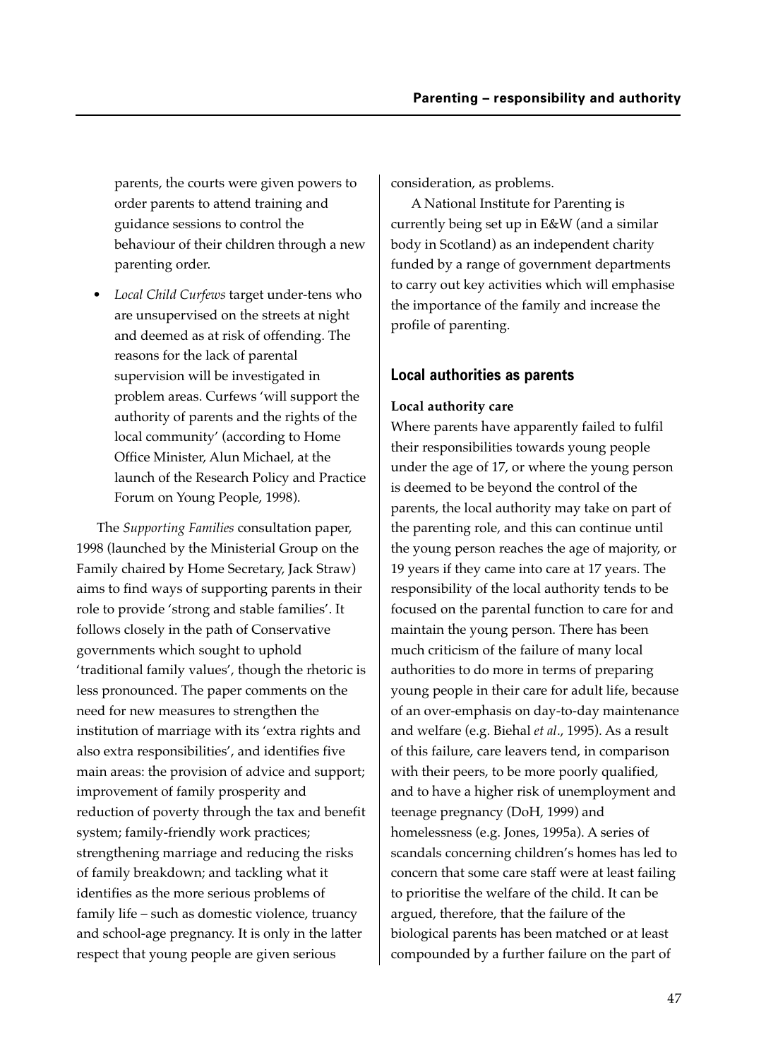parents, the courts were given powers to order parents to attend training and guidance sessions to control the behaviour of their children through a new parenting order.

- *Local Child Curfews* target under-tens who are unsupervised on the streets at night and deemed as at risk of offending. The reasons for the lack of parental supervision will be investigated in problem areas. Curfews 'will support the authority of parents and the rights of the local community' (according to Home Office Minister, Alun Michael, at the launch of the Research Policy and Practice Forum on Young People, 1998).

The *Supporting Families* consultation paper, 1998 (launched by the Ministerial Group on the Family chaired by Home Secretary, Jack Straw) aims to find ways of supporting parents in their role to provide 'strong and stable families'. It follows closely in the path of Conservative governments which sought to uphold 'traditional family values', though the rhetoric is less pronounced. The paper comments on the need for new measures to strengthen the institution of marriage with its 'extra rights and also extra responsibilities', and identifies five main areas: the provision of advice and support; improvement of family prosperity and reduction of poverty through the tax and benefit system; family-friendly work practices; strengthening marriage and reducing the risks of family breakdown; and tackling what it identifies as the more serious problems of family life – such as domestic violence, truancy and school-age pregnancy. It is only in the latter respect that young people are given serious consideration, as problems.

A National Institute for Parenting is currently being set up in E&W (and a similar body in Scotland) as an independent charity funded by a range of government departments to carry out key activities which will emphasise the importance of the family and increase the profile of parenting.

## Local authorities as parents

### Local authority care

Where parents have apparently failed to fulfil their responsibilities towards young people under the age of 17, or where the young person is deemed to be beyond the control of the parents, the local authority may take on part of the parenting role, and this can continue until the young person reaches the age of majority, or 19 years if they came into care at 17 years. The responsibility of the local authority tends to be focused on the parental function to care for and maintain the young person. There has been much criticism of the failure of many local authorities to do more in terms of preparing young people in their care for adult life, because of an over-emphasis on day-to-day maintenance and welfare (e.g. Biehal *et al*., 1995). As a result of this failure, care leavers tend, in comparison with their peers, to be more poorly qualified, and to have a higher risk of unemployment and teenage pregnancy (DoH, 1999) and homelessness (e.g. Jones, 1995a). A series of scandals concerning children's homes has led to concern that some care staff were at least failing to prioritise the welfare of the child. It can be argued, therefore, that the failure of the biological parents has been matched or at least compounded by a further failure on the part of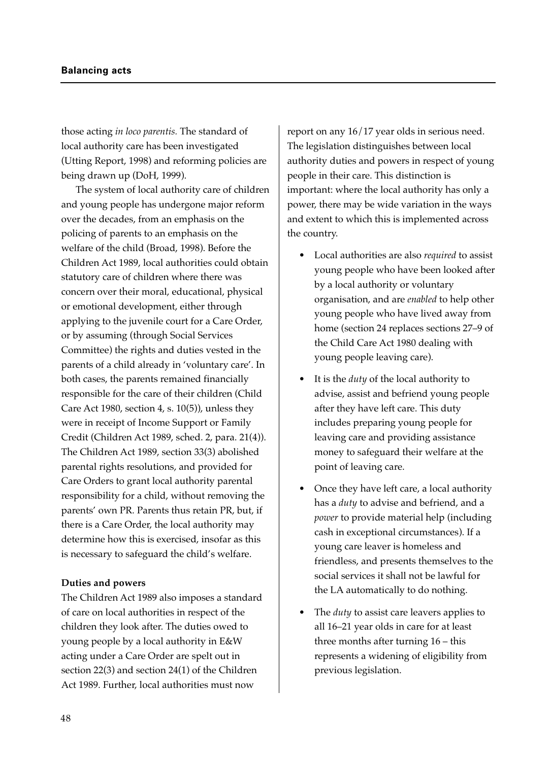those acting *in loco parentis.* The standard of local authority care has been investigated (Utting Report, 1998) and reforming policies are being drawn up (DoH, 1999).

The system of local authority care of children and young people has undergone major reform over the decades, from an emphasis on the policing of parents to an emphasis on the welfare of the child (Broad, 1998). Before the Children Act 1989, local authorities could obtain statutory care of children where there was concern over their moral, educational, physical or emotional development, either through applying to the juvenile court for a Care Order, or by assuming (through Social Services Committee) the rights and duties vested in the parents of a child already in 'voluntary care'. In both cases, the parents remained financially responsible for the care of their children (Child Care Act 1980, section 4, s. 10(5)), unless they were in receipt of Income Support or Family Credit (Children Act 1989, sched. 2, para. 21(4)). The Children Act 1989, section 33(3) abolished parental rights resolutions, and provided for Care Orders to grant local authority parental responsibility for a child, without removing the parents' own PR. Parents thus retain PR, but, if there is a Care Order, the local authority may determine how this is exercised, insofar as this is necessary to safeguard the child's welfare.

**Duties and powers**

The Children Act 1989 also imposes a standard of care on local authorities in respect of the children they look after. The duties owed to young people by a local authority in E&W acting under a Care Order are spelt out in section 22(3) and section 24(1) of the Children Act 1989. Further, local authorities must now report on any 16/17 year olds in serious need. The legislation distinguishes between local authority duties and powers in respect of young people in their care. This distinction is important: where the local authority has only a power, there may be wide variation in the ways and extent to which this is implemented across the country.

- Local authorities are also *required* to assist young people who have been looked after by a local authority or voluntary organisation, and are *enabled* to help other young people who have lived away from home (section 24 replaces sections 27–9 of the Child Care Act 1980 dealing with young people leaving care).
- It is the *duty* of the local authority to advise, assist and befriend young people after they have left care. This duty includes preparing young people for leaving care and providing assistance money to safeguard their welfare at the point of leaving care.
- Once they have left care, a local authority has a *duty* to advise and befriend, and a *power* to provide material help (including cash in exceptional circumstances). If a young care leaver is homeless and friendless, and presents themselves to the social services it shall not be lawful for the LA automatically to do nothing.
- The *duty* to assist care leavers applies to all 16–21 year olds in care for at least three months after turning 16 – this represents a widening of eligibility from previous legislation.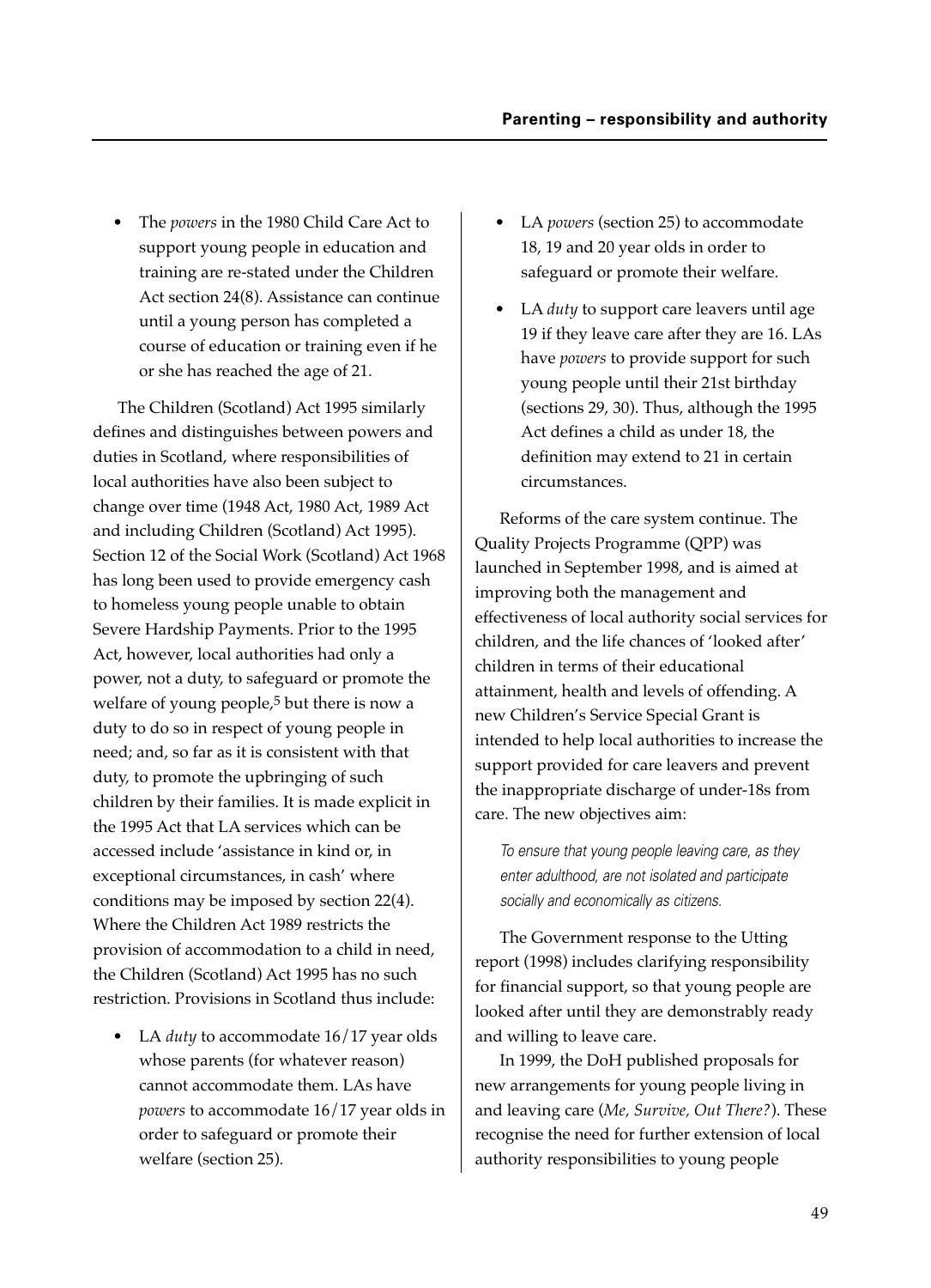- The *powers* in the 1980 Child Care Act to support young people in education and training are re-stated under the Children Act section 24(8). Assistance can continue until a young person has completed a course of education or training even if he or she has reached the age of 21.

The Children (Scotland) Act 1995 similarly defines and distinguishes between powers and duties in Scotland, where responsibilities of local authorities have also been subject to change over time (1948 Act, 1980 Act, 1989 Act and including Children (Scotland) Act 1995). Section 12 of the Social Work (Scotland) Act 1968 has long been used to provide emergency cash to homeless young people unable to obtain Severe Hardship Payments. Prior to the 1995 Act, however, local authorities had only a power, not a duty, to safeguard or promote the welfare of young people,[5] but there is now a duty to do so in respect of young people in need; and, so far as it is consistent with that duty, to promote the upbringing of such children by their families. It is made explicit in the 1995 Act that LA services which can be accessed include 'assistance in kind or, in exceptional circumstances, in cash' where conditions may be imposed by section 22(4). Where the Children Act 1989 restricts the provision of accommodation to a child in need, the Children (Scotland) Act 1995 has no such restriction. Provisions in Scotland thus include:

- LA *duty* to accommodate 16/17 year olds whose parents (for whatever reason) cannot accommodate them. LAs have *powers* to accommodate 16/17 year olds in order to safeguard or promote their welfare (section 25).
- LA *powers* (section 25) to accommodate 18, 19 and 20 year olds in order to safeguard or promote their welfare.
- LA *duty* to support care leavers until age 19 if they leave care after they are 16. LAs have *powers* to provide support for such young people until their 21st birthday (sections 29, 30). Thus, although the 1995 Act defines a child as under 18, the definition may extend to 21 in certain circumstances.

Reforms of the care system continue. The Quality Projects Programme (QPP) was launched in September 1998, and is aimed at improving both the management and effectiveness of local authority social services for children, and the life chances of 'looked after' children in terms of their educational attainment, health and levels of offending. A new Children's Service Special Grant is intended to help local authorities to increase the support provided for care leavers and prevent the inappropriate discharge of under-18s from care. The new objectives aim:

> *To ensure that young people leaving care, as they enter adulthood, are not isolated and participate socially and economically as citizens.*

The Government response to the Utting report (1998) includes clarifying responsibility for financial support, so that young people are looked after until they are demonstrably ready and willing to leave care.

In 1999, the DoH published proposals for new arrangements for young people living in and leaving care (*Me, Survive, Out There?*). These recognise the need for further extension of local authority responsibilities to young people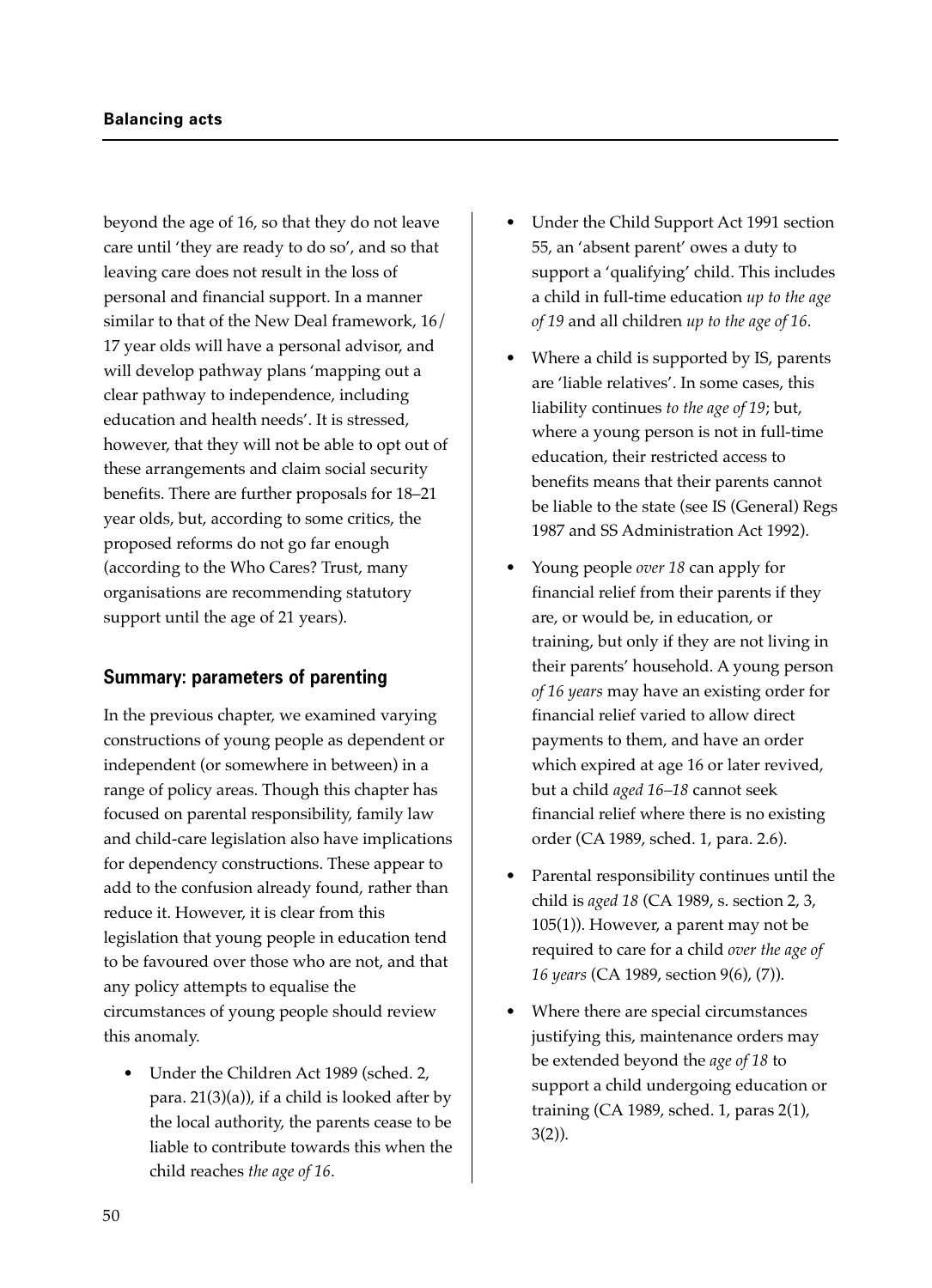beyond the age of 16, so that they do not leave care until 'they are ready to do so', and so that leaving care does not result in the loss of personal and financial support. In a manner similar to that of the New Deal framework, 16/17 year olds will have a personal advisor, and will develop pathway plans 'mapping out a clear pathway to independence, including education and health needs'. It is stressed, however, that they will not be able to opt out of these arrangements and claim social security benefits. There are further proposals for 18–21 year olds, but, according to some critics, the proposed reforms do not go far enough (according to the Who Cares? Trust, many organisations are recommending statutory support until the age of 21 years).

## Summary: parameters of parenting

In the previous chapter, we examined varying constructions of young people as dependent or independent (or somewhere in between) in a range of policy areas. Though this chapter has focused on parental responsibility, family law and child-care legislation also have implications for dependency constructions. These appear to add to the confusion already found, rather than reduce it. However, it is clear from this legislation that young people in education tend to be favoured over those who are not, and that any policy attempts to equalise the circumstances of young people should review this anomaly.

- Under the Children Act 1989 (sched. 2, para. 21(3)(a)), if a child is looked after by the local authority, the parents cease to be liable to contribute towards this when the child reaches *the age of 16*.
- Under the Child Support Act 1991 section 55, an 'absent parent' owes a duty to support a 'qualifying' child. This includes a child in full-time education *up to the age of 19* and all children *up to the age of 16*.
- Where a child is supported by IS, parents are 'liable relatives'. In some cases, this liability continues *to the age of 19*; but, where a young person is not in full-time education, their restricted access to benefits means that their parents cannot be liable to the state (see IS (General) Regs 1987 and SS Administration Act 1992).
- Young people *over 18* can apply for financial relief from their parents if they are, or would be, in education, or training, but only if they are not living in their parents' household. A young person *of 16 years* may have an existing order for financial relief varied to allow direct payments to them, and have an order which expired at age 16 or later revived, but a child *aged 16–18* cannot seek financial relief where there is no existing order (CA 1989, sched. 1, para. 2.6).
- Parental responsibility continues until the child is *aged 18* (CA 1989, s. section 2, 3, 105(1)). However, a parent may not be required to care for a child *over the age of 16 years* (CA 1989, section 9(6), (7)).
- Where there are special circumstances justifying this, maintenance orders may be extended beyond the *age of 18* to support a child undergoing education or training (CA 1989, sched. 1, paras 2(1), 3(2)).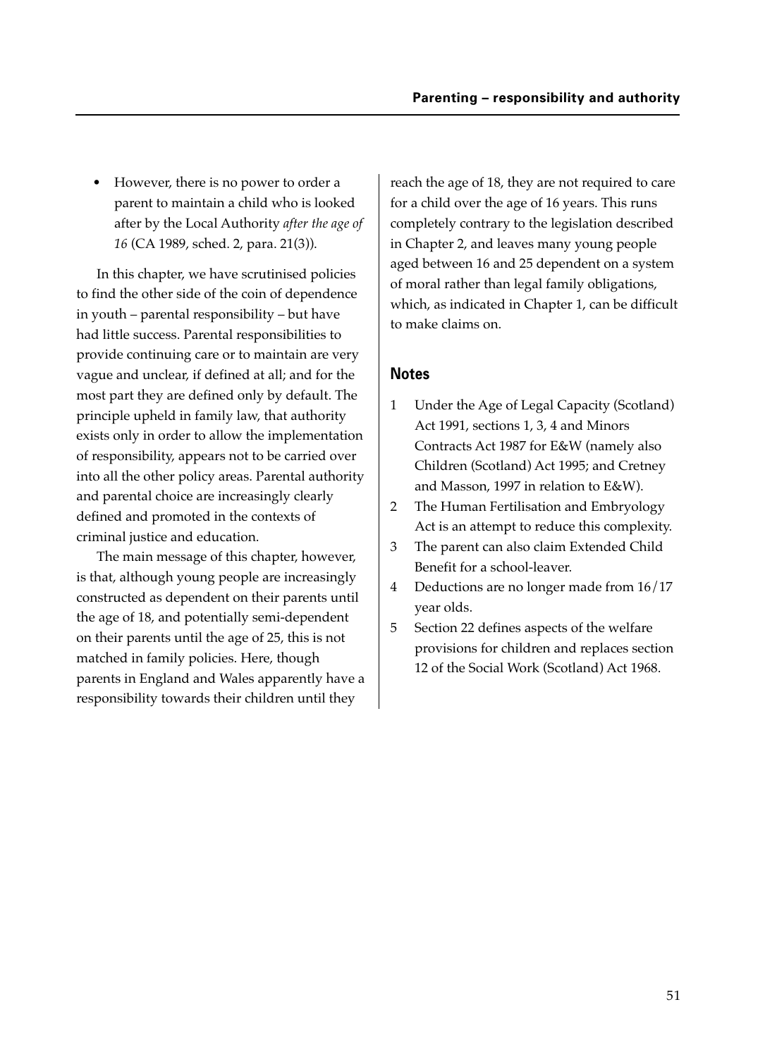- However, there is no power to order a parent to maintain a child who is looked after by the Local Authority *after the age of 16* (CA 1989, sched. 2, para. 21(3)).

In this chapter, we have scrutinised policies to find the other side of the coin of dependence in youth – parental responsibility – but have had little success. Parental responsibilities to provide continuing care or to maintain are very vague and unclear, if defined at all; and for the most part they are defined only by default. The principle upheld in family law, that authority exists only in order to allow the implementation of responsibility, appears not to be carried over into all the other policy areas. Parental authority and parental choice are increasingly clearly defined and promoted in the contexts of criminal justice and education.

The main message of this chapter, however, is that, although young people are increasingly constructed as dependent on their parents until the age of 18, and potentially semi-dependent on their parents until the age of 25, this is not matched in family policies. Here, though parents in England and Wales apparently have a responsibility towards their children until they reach the age of 18, they are not required to care for a child over the age of 16 years. This runs completely contrary to the legislation described in Chapter 2, and leaves many young people aged between 16 and 25 dependent on a system of moral rather than legal family obligations, which, as indicated in Chapter 1, can be difficult to make claims on.

## Notes

1. Under the Age of Legal Capacity (Scotland) Act 1991, sections 1, 3, 4 and Minors Contracts Act 1987 for E&W (namely also Children (Scotland) Act 1995; and Cretney and Masson, 1997 in relation to E&W).
2. The Human Fertilisation and Embryology Act is an attempt to reduce this complexity.
3. The parent can also claim Extended Child Benefit for a school-leaver.
4. Deductions are no longer made from 16/17 year olds.
5. Section 22 defines aspects of the welfare provisions for children and replaces section 12 of the Social Work (Scotland) Act 1968.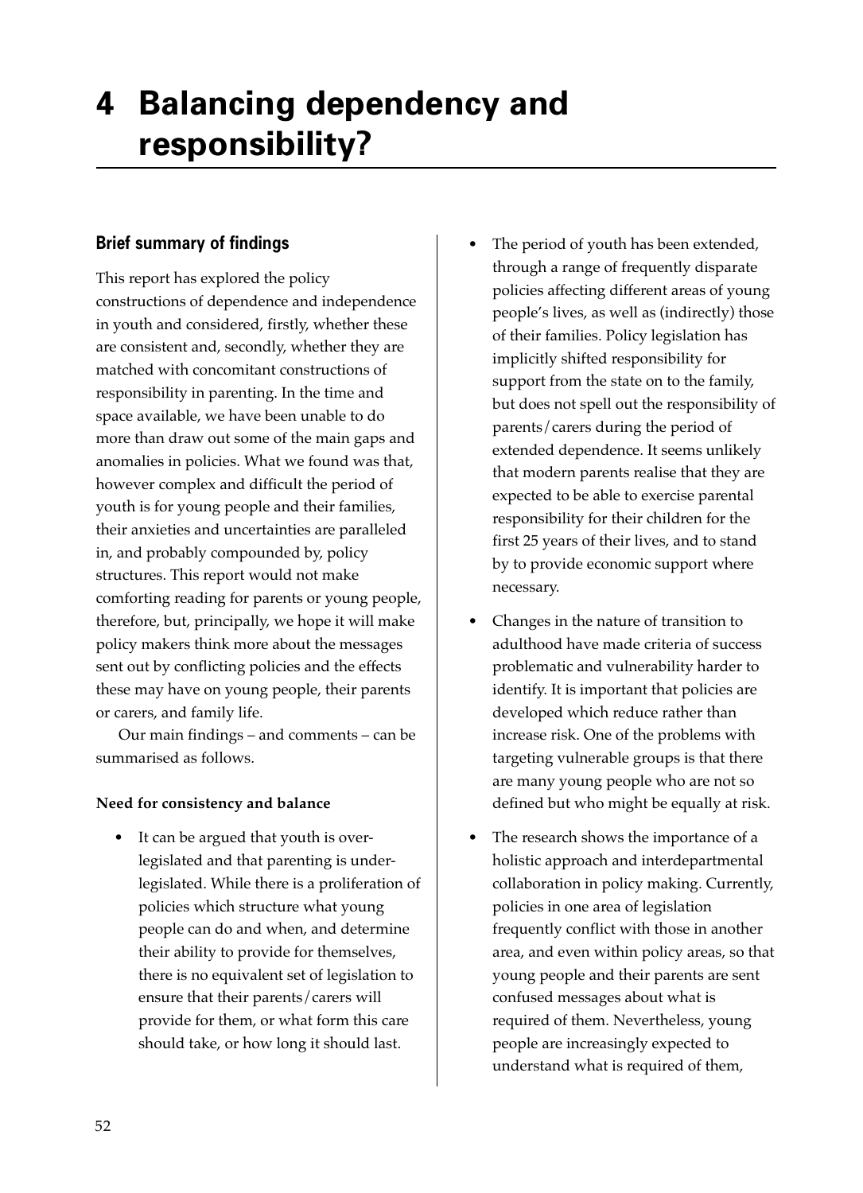# 4 Balancing dependency and responsibility?

## Brief summary of findings

This report has explored the policy constructions of dependence and independence in youth and considered, firstly, whether these are consistent and, secondly, whether they are matched with concomitant constructions of responsibility in parenting. In the time and space available, we have been unable to do more than draw out some of the main gaps and anomalies in policies. What we found was that, however complex and difficult the period of youth is for young people and their families, their anxieties and uncertainties are paralleled in, and probably compounded by, policy structures. This report would not make comforting reading for parents or young people, therefore, but, principally, we hope it will make policy makers think more about the messages sent out by conflicting policies and the effects these may have on young people, their parents or carers, and family life.

Our main findings – and comments – can be summarised as follows.

**Need for consistency and balance**

- It can be argued that youth is over-legislated and that parenting is under-legislated. While there is a proliferation of policies which structure what young people can do and when, and determine their ability to provide for themselves, there is no equivalent set of legislation to ensure that their parents/carers will provide for them, or what form this care should take, or how long it should last.
- The period of youth has been extended, through a range of frequently disparate policies affecting different areas of young people's lives, as well as (indirectly) those of their families. Policy legislation has implicitly shifted responsibility for support from the state on to the family, but does not spell out the responsibility of parents/carers during the period of extended dependence. It seems unlikely that modern parents realise that they are expected to be able to exercise parental responsibility for their children for the first 25 years of their lives, and to stand by to provide economic support where necessary.
- Changes in the nature of transition to adulthood have made criteria of success problematic and vulnerability harder to identify. It is important that policies are developed which reduce rather than increase risk. One of the problems with targeting vulnerable groups is that there are many young people who are not so defined but who might be equally at risk.
- The research shows the importance of a holistic approach and interdepartmental collaboration in policy making. Currently, policies in one area of legislation frequently conflict with those in another area, and even within policy areas, so that young people and their parents are sent confused messages about what is required of them. Nevertheless, young people are increasingly expected to understand what is required of them,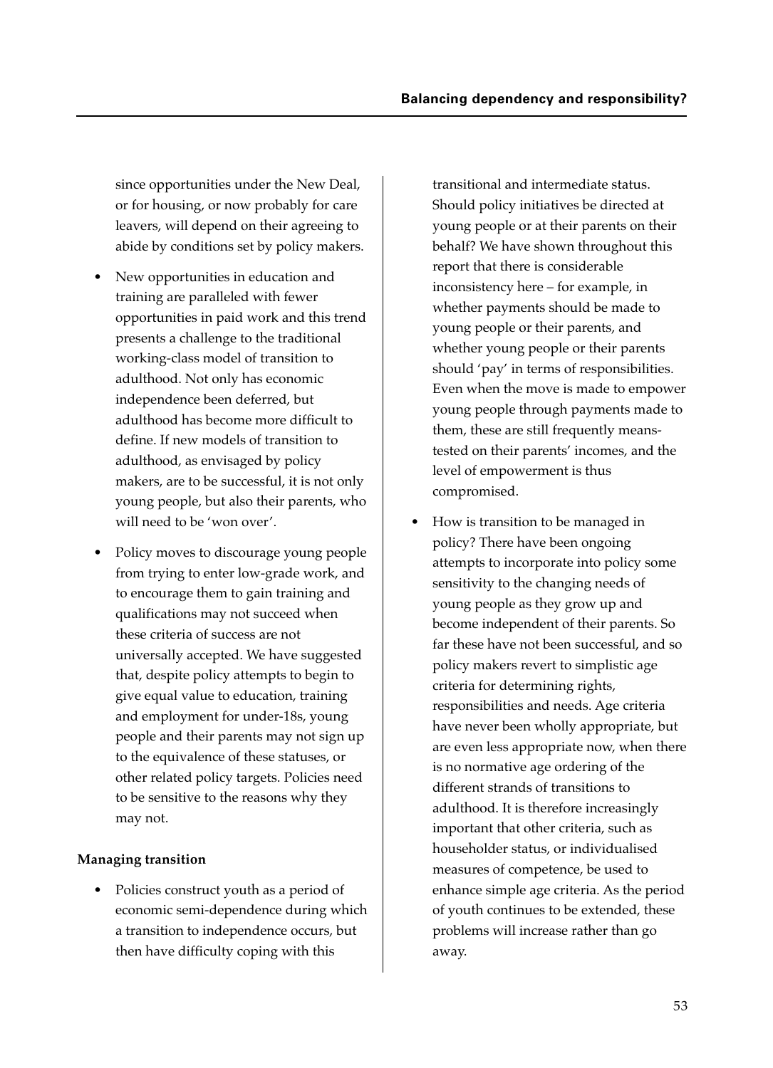since opportunities under the New Deal, or for housing, or now probably for care leavers, will depend on their agreeing to abide by conditions set by policy makers.

- New opportunities in education and training are paralleled with fewer opportunities in paid work and this trend presents a challenge to the traditional working-class model of transition to adulthood. Not only has economic independence been deferred, but adulthood has become more difficult to define. If new models of transition to adulthood, as envisaged by policy makers, are to be successful, it is not only young people, but also their parents, who will need to be 'won over'.
- Policy moves to discourage young people from trying to enter low-grade work, and to encourage them to gain training and qualifications may not succeed when these criteria of success are not universally accepted. We have suggested that, despite policy attempts to begin to give equal value to education, training and employment for under-18s, young people and their parents may not sign up to the equivalence of these statuses, or other related policy targets. Policies need to be sensitive to the reasons why they may not.

**Managing transition**

- Policies construct youth as a period of economic semi-dependence during which a transition to independence occurs, but then have difficulty coping with this transitional and intermediate status. Should policy initiatives be directed at young people or at their parents on their behalf? We have shown throughout this report that there is considerable inconsistency here – for example, in whether payments should be made to young people or their parents, and whether young people or their parents should 'pay' in terms of responsibilities. Even when the move is made to empower young people through payments made to them, these are still frequently means-tested on their parents' incomes, and the level of empowerment is thus compromised.
- How is transition to be managed in policy? There have been ongoing attempts to incorporate into policy some sensitivity to the changing needs of young people as they grow up and become independent of their parents. So far these have not been successful, and so policy makers revert to simplistic age criteria for determining rights, responsibilities and needs. Age criteria have never been wholly appropriate, but are even less appropriate now, when there is no normative age ordering of the different strands of transitions to adulthood. It is therefore increasingly important that other criteria, such as householder status, or individualised measures of competence, be used to enhance simple age criteria. As the period of youth continues to be extended, these problems will increase rather than go away.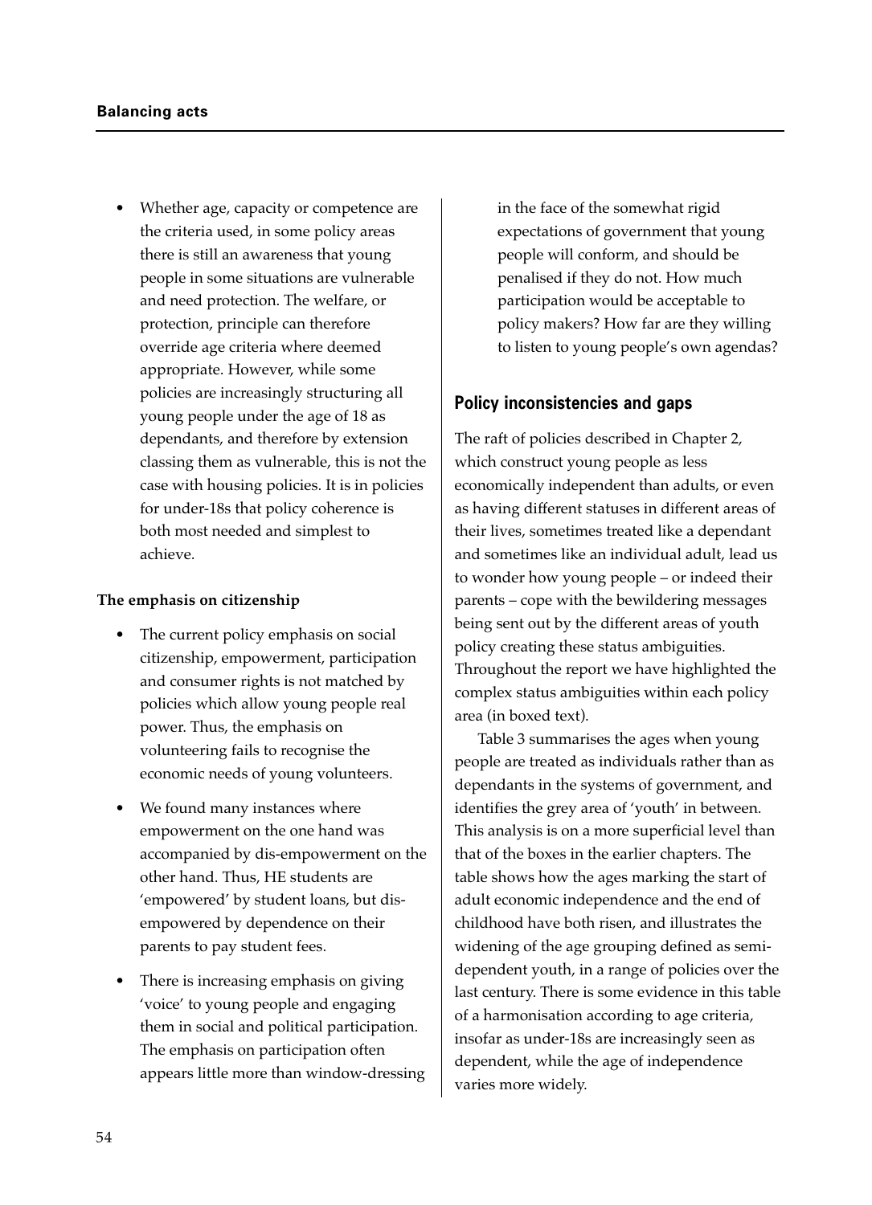- Whether age, capacity or competence are the criteria used, in some policy areas there is still an awareness that young people in some situations are vulnerable and need protection. The welfare, or protection, principle can therefore override age criteria where deemed appropriate. However, while some policies are increasingly structuring all young people under the age of 18 as dependants, and therefore by extension classing them as vulnerable, this is not the case with housing policies. It is in policies for under-18s that policy coherence is both most needed and simplest to achieve.

**The emphasis on citizenship**

- The current policy emphasis on social citizenship, empowerment, participation and consumer rights is not matched by policies which allow young people real power. Thus, the emphasis on volunteering fails to recognise the economic needs of young volunteers.
- We found many instances where empowerment on the one hand was accompanied by dis-empowerment on the other hand. Thus, HE students are 'empowered' by student loans, but dis-empowered by dependence on their parents to pay student fees.
- There is increasing emphasis on giving 'voice' to young people and engaging them in social and political participation. The emphasis on participation often appears little more than window-dressing in the face of the somewhat rigid expectations of government that young people will conform, and should be penalised if they do not. How much participation would be acceptable to policy makers? How far are they willing to listen to young people's own agendas?

## Policy inconsistencies and gaps

The raft of policies described in Chapter 2, which construct young people as less economically independent than adults, or even as having different statuses in different areas of their lives, sometimes treated like a dependant and sometimes like an individual adult, lead us to wonder how young people – or indeed their parents – cope with the bewildering messages being sent out by the different areas of youth policy creating these status ambiguities. Throughout the report we have highlighted the complex status ambiguities within each policy area (in boxed text).

Table 3 summarises the ages when young people are treated as individuals rather than as dependants in the systems of government, and identifies the grey area of 'youth' in between. This analysis is on a more superficial level than that of the boxes in the earlier chapters. The table shows how the ages marking the start of adult economic independence and the end of childhood have both risen, and illustrates the widening of the age grouping defined as semi-dependent youth, in a range of policies over the last century. There is some evidence in this table of a harmonisation according to age criteria, insofar as under-18s are increasingly seen as dependent, while the age of independence varies more widely.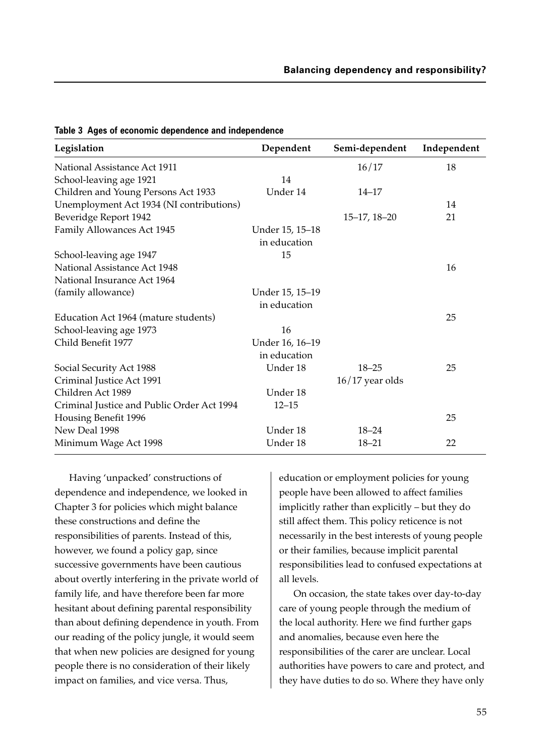**Table 3 Ages of economic dependence and independence**

| Legislation | Dependent | Semi-dependent | Independent |
|---|---|---|---|
| National Assistance Act 1911 | | 16/17 | 18 |
| School-leaving age 1921 | 14 | | |
| Children and Young Persons Act 1933 | Under 14 | 14–17 | |
| Unemployment Act 1934 (NI contributions) | | | 14 |
| Beveridge Report 1942 | | 15–17, 18–20 | 21 |
| Family Allowances Act 1945 | Under 15, 15–18 in education | | |
| School-leaving age 1947 | 15 | | |
| National Assistance Act 1948 | | | 16 |
| National Insurance Act 1964 (family allowance) | Under 15, 15–19 in education | | |
| Education Act 1964 (mature students) | | | 25 |
| School-leaving age 1973 | 16 | | |
| Child Benefit 1977 | Under 16, 16–19 in education | | |
| Social Security Act 1988 | Under 18 | 18–25 | 25 |
| Criminal Justice Act 1991 | | 16/17 year olds | |
| Children Act 1989 | Under 18 | | |
| Criminal Justice and Public Order Act 1994 | 12–15 | | |
| Housing Benefit 1996 | | | 25 |
| New Deal 1998 | Under 18 | 18–24 | |
| Minimum Wage Act 1998 | Under 18 | 18–21 | 22 |

Having 'unpacked' constructions of dependence and independence, we looked in Chapter 3 for policies which might balance these constructions and define the responsibilities of parents. Instead of this, however, we found a policy gap, since successive governments have been cautious about overtly interfering in the private world of family life, and have therefore been far more hesitant about defining parental responsibility than about defining dependence in youth. From our reading of the policy jungle, it would seem that when new policies are designed for young people there is no consideration of their likely impact on families, and vice versa. Thus, education or employment policies for young people have been allowed to affect families implicitly rather than explicitly – but they do still affect them. This policy reticence is not necessarily in the best interests of young people or their families, because implicit parental responsibilities lead to confused expectations at all levels.

On occasion, the state takes over day-to-day care of young people through the medium of the local authority. Here we find further gaps and anomalies, because even here the responsibilities of the carer are unclear. Local authorities have powers to care and protect, and they have duties to do so. Where they have only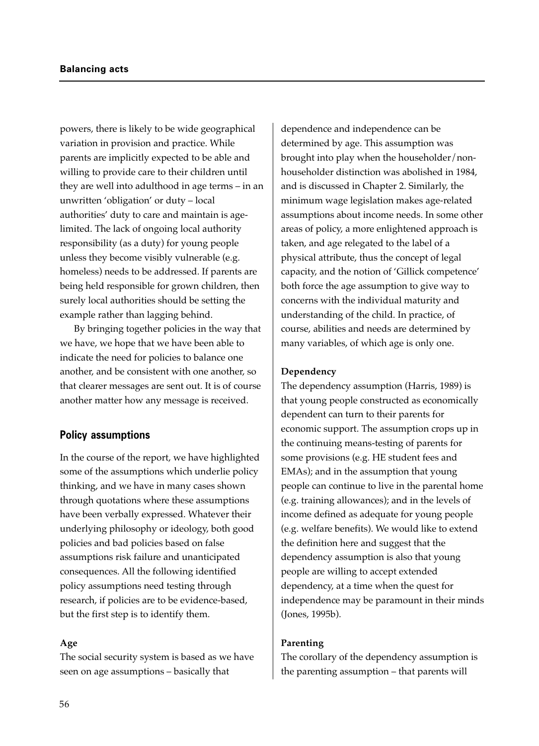powers, there is likely to be wide geographical variation in provision and practice. While parents are implicitly expected to be able and willing to provide care to their children until they are well into adulthood in age terms – in an unwritten 'obligation' or duty – local authorities' duty to care and maintain is age-limited. The lack of ongoing local authority responsibility (as a duty) for young people unless they become visibly vulnerable (e.g. homeless) needs to be addressed. If parents are being held responsible for grown children, then surely local authorities should be setting the example rather than lagging behind.

By bringing together policies in the way that we have, we hope that we have been able to indicate the need for policies to balance one another, and be consistent with one another, so that clearer messages are sent out. It is of course another matter how any message is received.

## Policy assumptions

In the course of the report, we have highlighted some of the assumptions which underlie policy thinking, and we have in many cases shown through quotations where these assumptions have been verbally expressed. Whatever their underlying philosophy or ideology, both good policies and bad policies based on false assumptions risk failure and unanticipated consequences. All the following identified policy assumptions need testing through research, if policies are to be evidence-based, but the first step is to identify them.

### Age

The social security system is based as we have seen on age assumptions – basically that dependence and independence can be determined by age. This assumption was brought into play when the householder/non-householder distinction was abolished in 1984, and is discussed in Chapter 2. Similarly, the minimum wage legislation makes age-related assumptions about income needs. In some other areas of policy, a more enlightened approach is taken, and age relegated to the label of a physical attribute, thus the concept of legal capacity, and the notion of 'Gillick competence' both force the age assumption to give way to concerns with the individual maturity and understanding of the child. In practice, of course, abilities and needs are determined by many variables, of which age is only one.

### Dependency

The dependency assumption (Harris, 1989) is that young people constructed as economically dependent can turn to their parents for economic support. The assumption crops up in the continuing means-testing of parents for some provisions (e.g. HE student fees and EMAs); and in the assumption that young people can continue to live in the parental home (e.g. training allowances); and in the levels of income defined as adequate for young people (e.g. welfare benefits). We would like to extend the definition here and suggest that the dependency assumption is also that young people are willing to accept extended dependency, at a time when the quest for independence may be paramount in their minds (Jones, 1995b).

### Parenting

The corollary of the dependency assumption is the parenting assumption – that parents will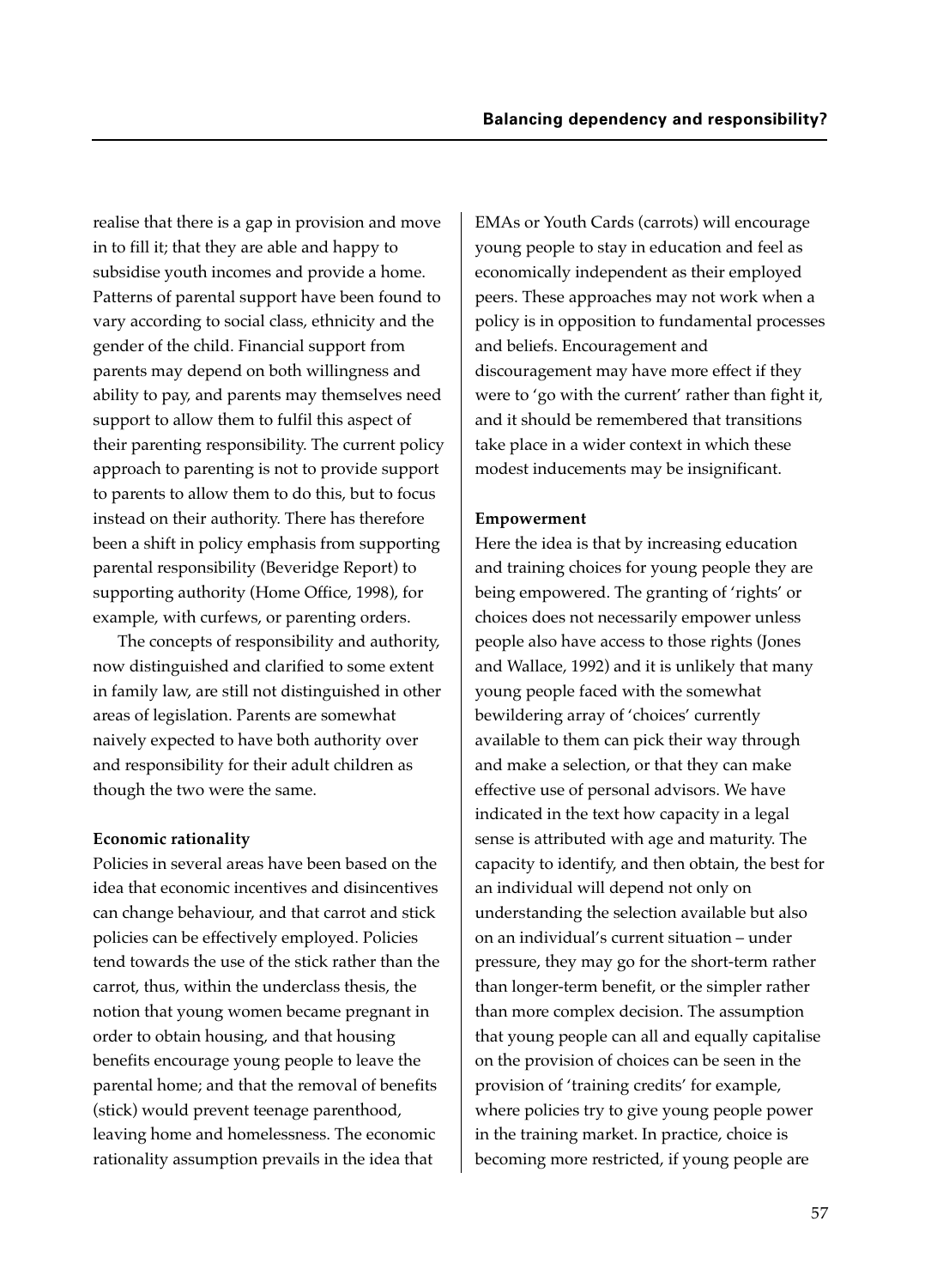realise that there is a gap in provision and move in to fill it; that they are able and happy to subsidise youth incomes and provide a home. Patterns of parental support have been found to vary according to social class, ethnicity and the gender of the child. Financial support from parents may depend on both willingness and ability to pay, and parents may themselves need support to allow them to fulfil this aspect of their parenting responsibility. The current policy approach to parenting is not to provide support to parents to allow them to do this, but to focus instead on their authority. There has therefore been a shift in policy emphasis from supporting parental responsibility (Beveridge Report) to supporting authority (Home Office, 1998), for example, with curfews, or parenting orders.

The concepts of responsibility and authority, now distinguished and clarified to some extent in family law, are still not distinguished in other areas of legislation. Parents are somewhat naively expected to have both authority over and responsibility for their adult children as though the two were the same.

**Economic rationality**

Policies in several areas have been based on the idea that economic incentives and disincentives can change behaviour, and that carrot and stick policies can be effectively employed. Policies tend towards the use of the stick rather than the carrot, thus, within the underclass thesis, the notion that young women became pregnant in order to obtain housing, and that housing benefits encourage young people to leave the parental home; and that the removal of benefits (stick) would prevent teenage parenthood, leaving home and homelessness. The economic rationality assumption prevails in the idea that EMAs or Youth Cards (carrots) will encourage young people to stay in education and feel as economically independent as their employed peers. These approaches may not work when a policy is in opposition to fundamental processes and beliefs. Encouragement and discouragement may have more effect if they were to 'go with the current' rather than fight it, and it should be remembered that transitions take place in a wider context in which these modest inducements may be insignificant.

**Empowerment**

Here the idea is that by increasing education and training choices for young people they are being empowered. The granting of 'rights' or choices does not necessarily empower unless people also have access to those rights (Jones and Wallace, 1992) and it is unlikely that many young people faced with the somewhat bewildering array of 'choices' currently available to them can pick their way through and make a selection, or that they can make effective use of personal advisors. We have indicated in the text how capacity in a legal sense is attributed with age and maturity. The capacity to identify, and then obtain, the best for an individual will depend not only on understanding the selection available but also on an individual's current situation – under pressure, they may go for the short-term rather than longer-term benefit, or the simpler rather than more complex decision. The assumption that young people can all and equally capitalise on the provision of choices can be seen in the provision of 'training credits' for example, where policies try to give young people power in the training market. In practice, choice is becoming more restricted, if young people are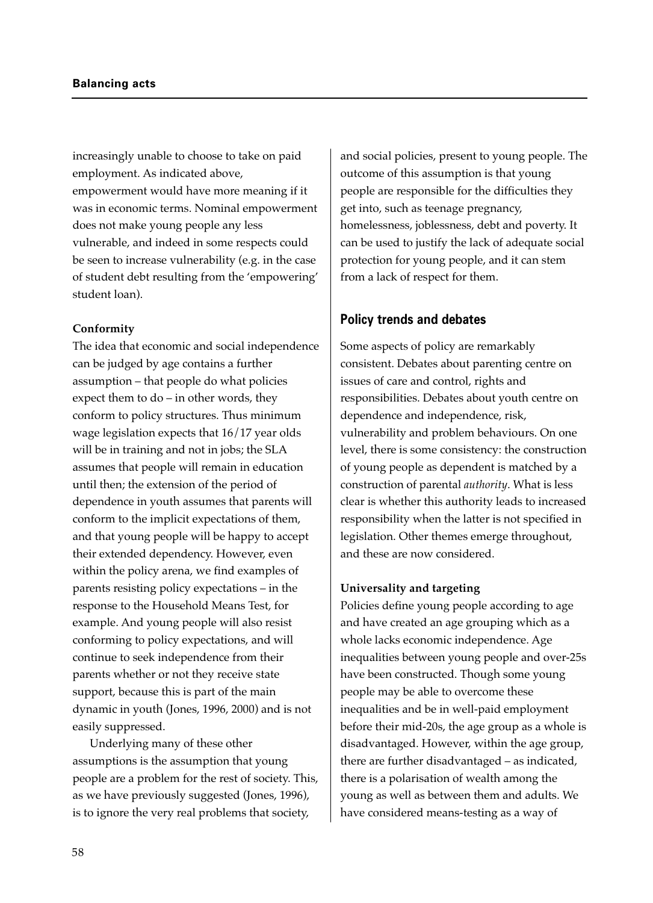increasingly unable to choose to take on paid employment. As indicated above, empowerment would have more meaning if it was in economic terms. Nominal empowerment does not make young people any less vulnerable, and indeed in some respects could be seen to increase vulnerability (e.g. in the case of student debt resulting from the 'empowering' student loan).

**Conformity**

The idea that economic and social independence can be judged by age contains a further assumption – that people do what policies expect them to do – in other words, they conform to policy structures. Thus minimum wage legislation expects that 16/17 year olds will be in training and not in jobs; the SLA assumes that people will remain in education until then; the extension of the period of dependence in youth assumes that parents will conform to the implicit expectations of them, and that young people will be happy to accept their extended dependency. However, even within the policy arena, we find examples of parents resisting policy expectations – in the response to the Household Means Test, for example. And young people will also resist conforming to policy expectations, and will continue to seek independence from their parents whether or not they receive state support, because this is part of the main dynamic in youth (Jones, 1996, 2000) and is not easily suppressed.

Underlying many of these other assumptions is the assumption that young people are a problem for the rest of society. This, as we have previously suggested (Jones, 1996), is to ignore the very real problems that society, and social policies, present to young people. The outcome of this assumption is that young people are responsible for the difficulties they get into, such as teenage pregnancy, homelessness, joblessness, debt and poverty. It can be used to justify the lack of adequate social protection for young people, and it can stem from a lack of respect for them.

## Policy trends and debates

Some aspects of policy are remarkably consistent. Debates about parenting centre on issues of care and control, rights and responsibilities. Debates about youth centre on dependence and independence, risk, vulnerability and problem behaviours. On one level, there is some consistency: the construction of young people as dependent is matched by a construction of parental *authority*. What is less clear is whether this authority leads to increased responsibility when the latter is not specified in legislation. Other themes emerge throughout, and these are now considered.

**Universality and targeting**

Policies define young people according to age and have created an age grouping which as a whole lacks economic independence. Age inequalities between young people and over-25s have been constructed. Though some young people may be able to overcome these inequalities and be in well-paid employment before their mid-20s, the age group as a whole is disadvantaged. However, within the age group, there are further disadvantaged – as indicated, there is a polarisation of wealth among the young as well as between them and adults. We have considered means-testing as a way of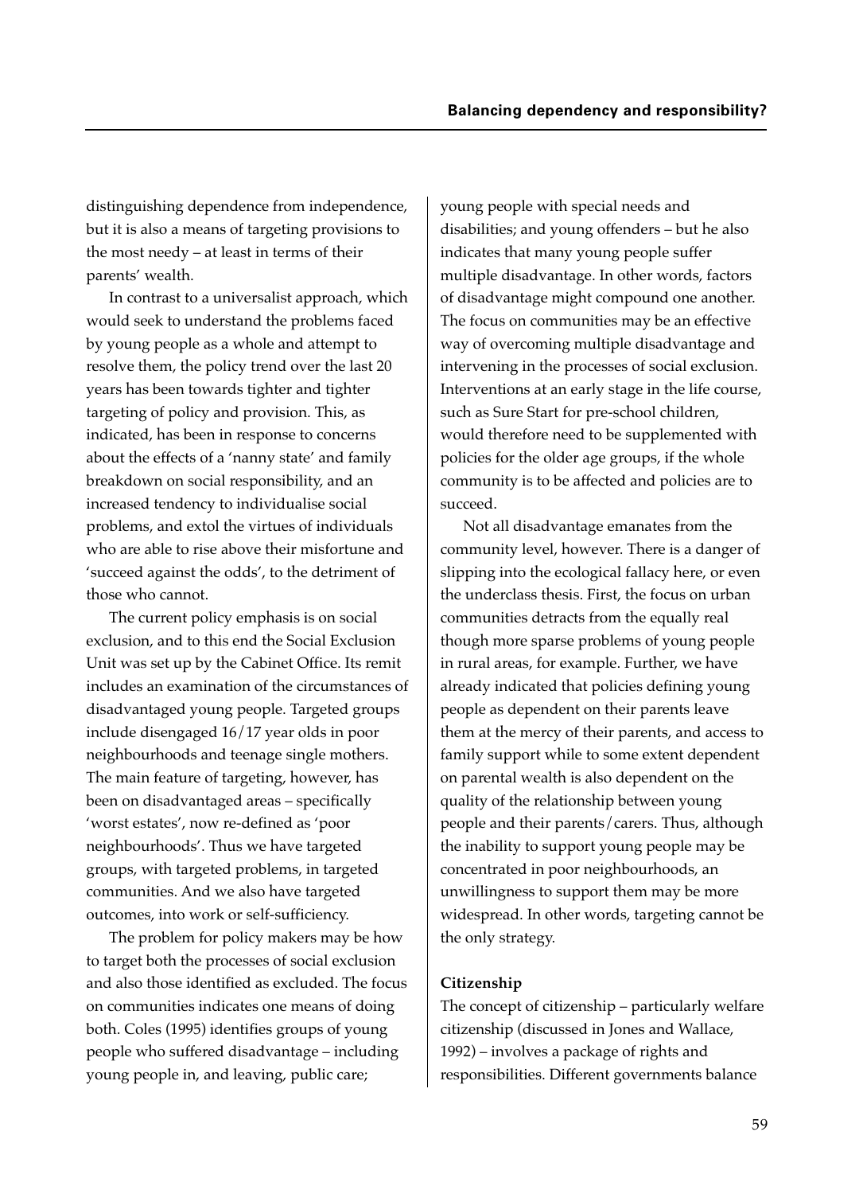distinguishing dependence from independence, but it is also a means of targeting provisions to the most needy – at least in terms of their parents' wealth.

In contrast to a universalist approach, which would seek to understand the problems faced by young people as a whole and attempt to resolve them, the policy trend over the last 20 years has been towards tighter and tighter targeting of policy and provision. This, as indicated, has been in response to concerns about the effects of a 'nanny state' and family breakdown on social responsibility, and an increased tendency to individualise social problems, and extol the virtues of individuals who are able to rise above their misfortune and 'succeed against the odds', to the detriment of those who cannot.

The current policy emphasis is on social exclusion, and to this end the Social Exclusion Unit was set up by the Cabinet Office. Its remit includes an examination of the circumstances of disadvantaged young people. Targeted groups include disengaged 16/17 year olds in poor neighbourhoods and teenage single mothers. The main feature of targeting, however, has been on disadvantaged areas – specifically 'worst estates', now re-defined as 'poor neighbourhoods'. Thus we have targeted groups, with targeted problems, in targeted communities. And we also have targeted outcomes, into work or self-sufficiency.

The problem for policy makers may be how to target both the processes of social exclusion and also those identified as excluded. The focus on communities indicates one means of doing both. Coles (1995) identifies groups of young people who suffered disadvantage – including young people in, and leaving, public care; young people with special needs and disabilities; and young offenders – but he also indicates that many young people suffer multiple disadvantage. In other words, factors of disadvantage might compound one another. The focus on communities may be an effective way of overcoming multiple disadvantage and intervening in the processes of social exclusion. Interventions at an early stage in the life course, such as Sure Start for pre-school children, would therefore need to be supplemented with policies for the older age groups, if the whole community is to be affected and policies are to succeed.

Not all disadvantage emanates from the community level, however. There is a danger of slipping into the ecological fallacy here, or even the underclass thesis. First, the focus on urban communities detracts from the equally real though more sparse problems of young people in rural areas, for example. Further, we have already indicated that policies defining young people as dependent on their parents leave them at the mercy of their parents, and access to family support while to some extent dependent on parental wealth is also dependent on the quality of the relationship between young people and their parents/carers. Thus, although the inability to support young people may be concentrated in poor neighbourhoods, an unwillingness to support them may be more widespread. In other words, targeting cannot be the only strategy.

### Citizenship

The concept of citizenship – particularly welfare citizenship (discussed in Jones and Wallace, 1992) – involves a package of rights and responsibilities. Different governments balance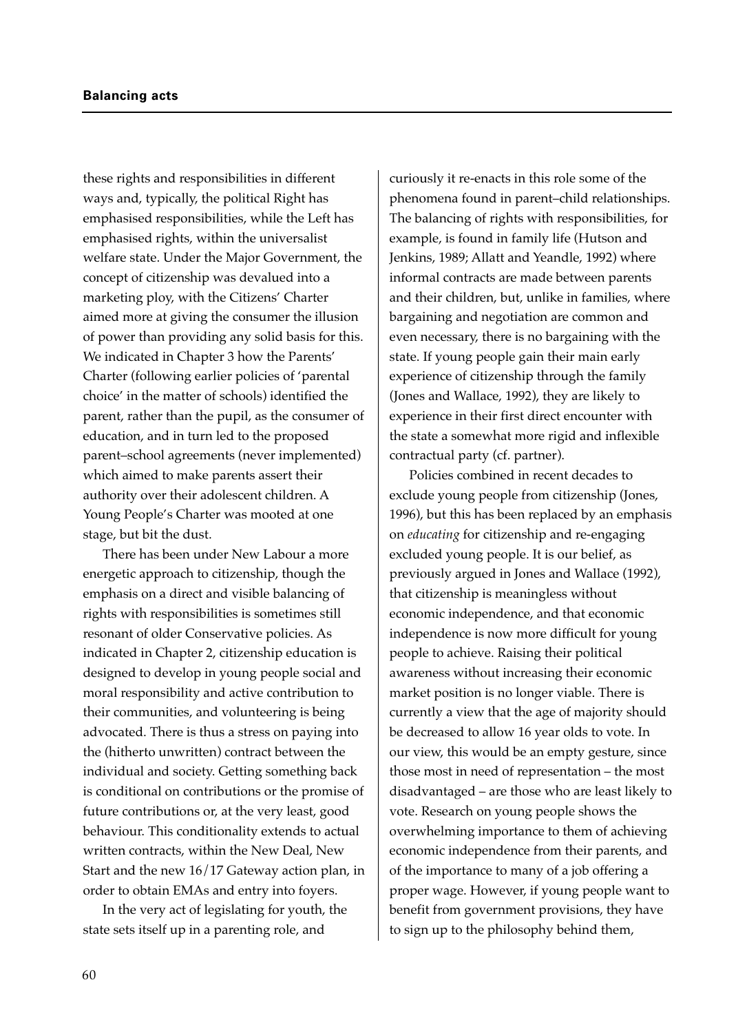these rights and responsibilities in different ways and, typically, the political Right has emphasised responsibilities, while the Left has emphasised rights, within the universalist welfare state. Under the Major Government, the concept of citizenship was devalued into a marketing ploy, with the Citizens' Charter aimed more at giving the consumer the illusion of power than providing any solid basis for this. We indicated in Chapter 3 how the Parents' Charter (following earlier policies of 'parental choice' in the matter of schools) identified the parent, rather than the pupil, as the consumer of education, and in turn led to the proposed parent–school agreements (never implemented) which aimed to make parents assert their authority over their adolescent children. A Young People's Charter was mooted at one stage, but bit the dust.

There has been under New Labour a more energetic approach to citizenship, though the emphasis on a direct and visible balancing of rights with responsibilities is sometimes still resonant of older Conservative policies. As indicated in Chapter 2, citizenship education is designed to develop in young people social and moral responsibility and active contribution to their communities, and volunteering is being advocated. There is thus a stress on paying into the (hitherto unwritten) contract between the individual and society. Getting something back is conditional on contributions or the promise of future contributions or, at the very least, good behaviour. This conditionality extends to actual written contracts, within the New Deal, New Start and the new 16/17 Gateway action plan, in order to obtain EMAs and entry into foyers.

In the very act of legislating for youth, the state sets itself up in a parenting role, and curiously it re-enacts in this role some of the phenomena found in parent–child relationships. The balancing of rights with responsibilities, for example, is found in family life (Hutson and Jenkins, 1989; Allatt and Yeandle, 1992) where informal contracts are made between parents and their children, but, unlike in families, where bargaining and negotiation are common and even necessary, there is no bargaining with the state. If young people gain their main early experience of citizenship through the family (Jones and Wallace, 1992), they are likely to experience in their first direct encounter with the state a somewhat more rigid and inflexible contractual party (cf. partner).

Policies combined in recent decades to exclude young people from citizenship (Jones, 1996), but this has been replaced by an emphasis on *educating* for citizenship and re-engaging excluded young people. It is our belief, as previously argued in Jones and Wallace (1992), that citizenship is meaningless without economic independence, and that economic independence is now more difficult for young people to achieve. Raising their political awareness without increasing their economic market position is no longer viable. There is currently a view that the age of majority should be decreased to allow 16 year olds to vote. In our view, this would be an empty gesture, since those most in need of representation – the most disadvantaged – are those who are least likely to vote. Research on young people shows the overwhelming importance to them of achieving economic independence from their parents, and of the importance to many of a job offering a proper wage. However, if young people want to benefit from government provisions, they have to sign up to the philosophy behind them,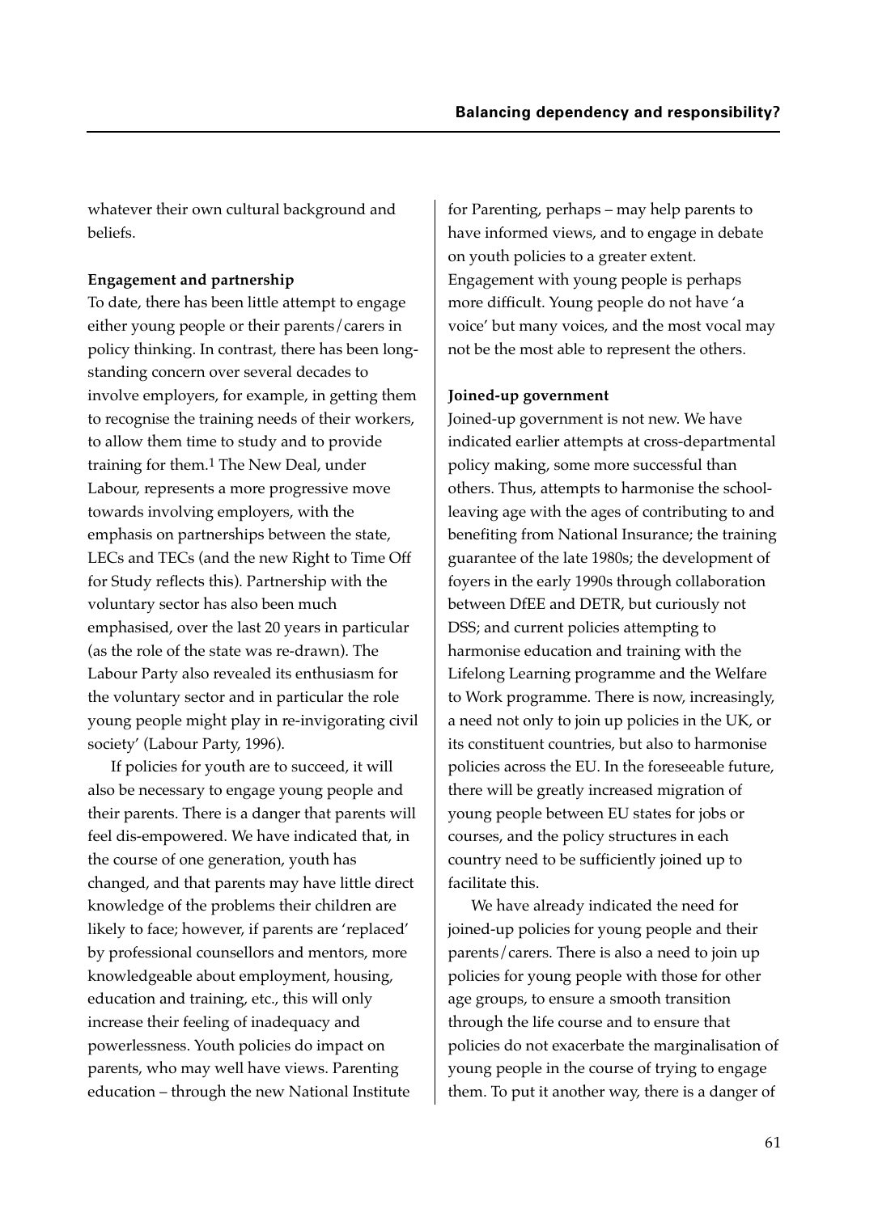whatever their own cultural background and beliefs.

**Engagement and partnership**

To date, there has been little attempt to engage either young people or their parents/carers in policy thinking. In contrast, there has been long-standing concern over several decades to involve employers, for example, in getting them to recognise the training needs of their workers, to allow them time to study and to provide training for them.[1] The New Deal, under Labour, represents a more progressive move towards involving employers, with the emphasis on partnerships between the state, LECs and TECs (and the new Right to Time Off for Study reflects this). Partnership with the voluntary sector has also been much emphasised, over the last 20 years in particular (as the role of the state was re-drawn). The Labour Party also revealed its enthusiasm for the voluntary sector and in particular the role young people might play in re-invigorating civil society' (Labour Party, 1996).

If policies for youth are to succeed, it will also be necessary to engage young people and their parents. There is a danger that parents will feel dis-empowered. We have indicated that, in the course of one generation, youth has changed, and that parents may have little direct knowledge of the problems their children are likely to face; however, if parents are 'replaced' by professional counsellors and mentors, more knowledgeable about employment, housing, education and training, etc., this will only increase their feeling of inadequacy and powerlessness. Youth policies do impact on parents, who may well have views. Parenting education – through the new National Institute for Parenting, perhaps – may help parents to have informed views, and to engage in debate on youth policies to a greater extent. Engagement with young people is perhaps more difficult. Young people do not have 'a voice' but many voices, and the most vocal may not be the most able to represent the others.

**Joined-up government**

Joined-up government is not new. We have indicated earlier attempts at cross-departmental policy making, some more successful than others. Thus, attempts to harmonise the school-leaving age with the ages of contributing to and benefiting from National Insurance; the training guarantee of the late 1980s; the development of foyers in the early 1990s through collaboration between DfEE and DETR, but curiously not DSS; and current policies attempting to harmonise education and training with the Lifelong Learning programme and the Welfare to Work programme. There is now, increasingly, a need not only to join up policies in the UK, or its constituent countries, but also to harmonise policies across the EU. In the foreseeable future, there will be greatly increased migration of young people between EU states for jobs or courses, and the policy structures in each country need to be sufficiently joined up to facilitate this.

We have already indicated the need for joined-up policies for young people and their parents/carers. There is also a need to join up policies for young people with those for other age groups, to ensure a smooth transition through the life course and to ensure that policies do not exacerbate the marginalisation of young people in the course of trying to engage them. To put it another way, there is a danger of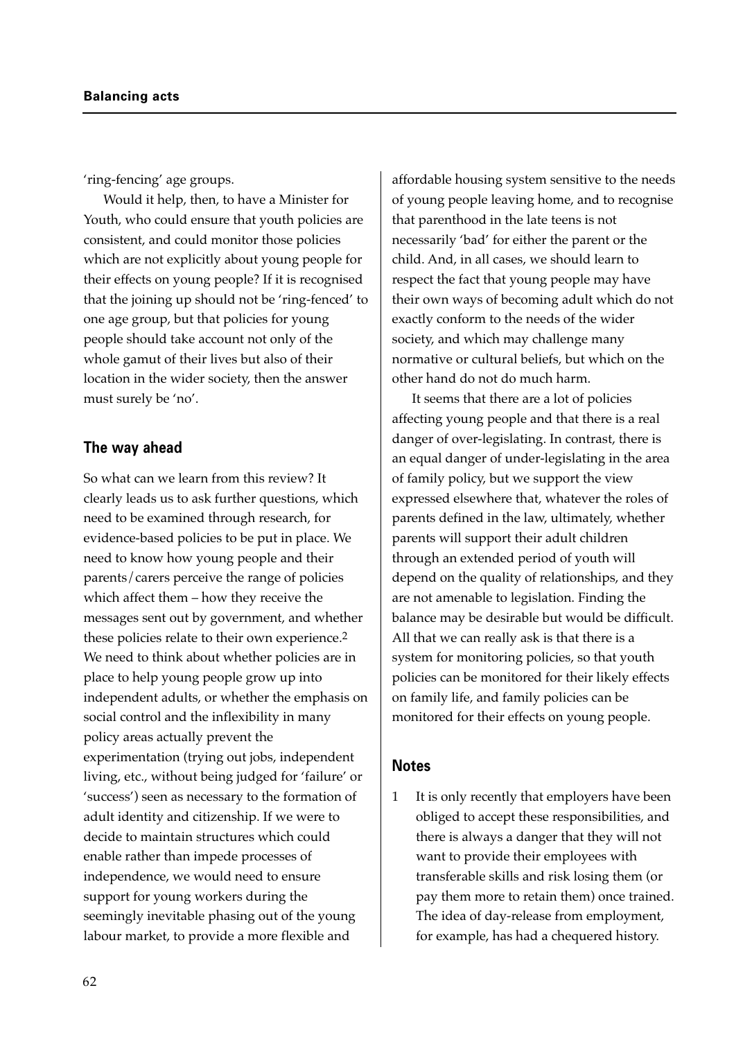'ring-fencing' age groups.

Would it help, then, to have a Minister for Youth, who could ensure that youth policies are consistent, and could monitor those policies which are not explicitly about young people for their effects on young people? If it is recognised that the joining up should not be 'ring-fenced' to one age group, but that policies for young people should take account not only of the whole gamut of their lives but also of their location in the wider society, then the answer must surely be 'no'.

## The way ahead

So what can we learn from this review? It clearly leads us to ask further questions, which need to be examined through research, for evidence-based policies to be put in place. We need to know how young people and their parents/carers perceive the range of policies which affect them – how they receive the messages sent out by government, and whether these policies relate to their own experience.[2] We need to think about whether policies are in place to help young people grow up into independent adults, or whether the emphasis on social control and the inflexibility in many policy areas actually prevent the experimentation (trying out jobs, independent living, etc., without being judged for 'failure' or 'success') seen as necessary to the formation of adult identity and citizenship. If we were to decide to maintain structures which could enable rather than impede processes of independence, we would need to ensure support for young workers during the seemingly inevitable phasing out of the young labour market, to provide a more flexible and affordable housing system sensitive to the needs of young people leaving home, and to recognise that parenthood in the late teens is not necessarily 'bad' for either the parent or the child. And, in all cases, we should learn to respect the fact that young people may have their own ways of becoming adult which do not exactly conform to the needs of the wider society, and which may challenge many normative or cultural beliefs, but which on the other hand do not do much harm.

It seems that there are a lot of policies affecting young people and that there is a real danger of over-legislating. In contrast, there is an equal danger of under-legislating in the area of family policy, but we support the view expressed elsewhere that, whatever the roles of parents defined in the law, ultimately, whether parents will support their adult children through an extended period of youth will depend on the quality of relationships, and they are not amenable to legislation. Finding the balance may be desirable but would be difficult. All that we can really ask is that there is a system for monitoring policies, so that youth policies can be monitored for their likely effects on family life, and family policies can be monitored for their effects on young people.

## Notes

1. It is only recently that employers have been obliged to accept these responsibilities, and there is always a danger that they will not want to provide their employees with transferable skills and risk losing them (or pay them more to retain them) once trained. The idea of day-release from employment, for example, has had a chequered history.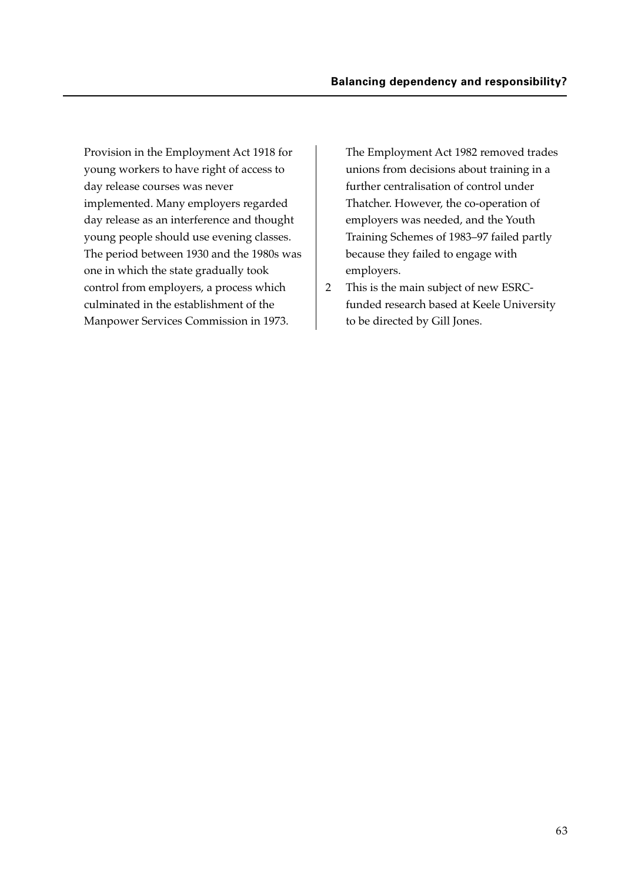Provision in the Employment Act 1918 for young workers to have right of access to day release courses was never implemented. Many employers regarded day release as an interference and thought young people should use evening classes. The period between 1930 and the 1980s was one in which the state gradually took control from employers, a process which culminated in the establishment of the Manpower Services Commission in 1973. The Employment Act 1982 removed trades unions from decisions about training in a further centralisation of control under Thatcher. However, the co-operation of employers was needed, and the Youth Training Schemes of 1983–97 failed partly because they failed to engage with employers.

2 This is the main subject of new ESRC-funded research based at Keele University to be directed by Gill Jones.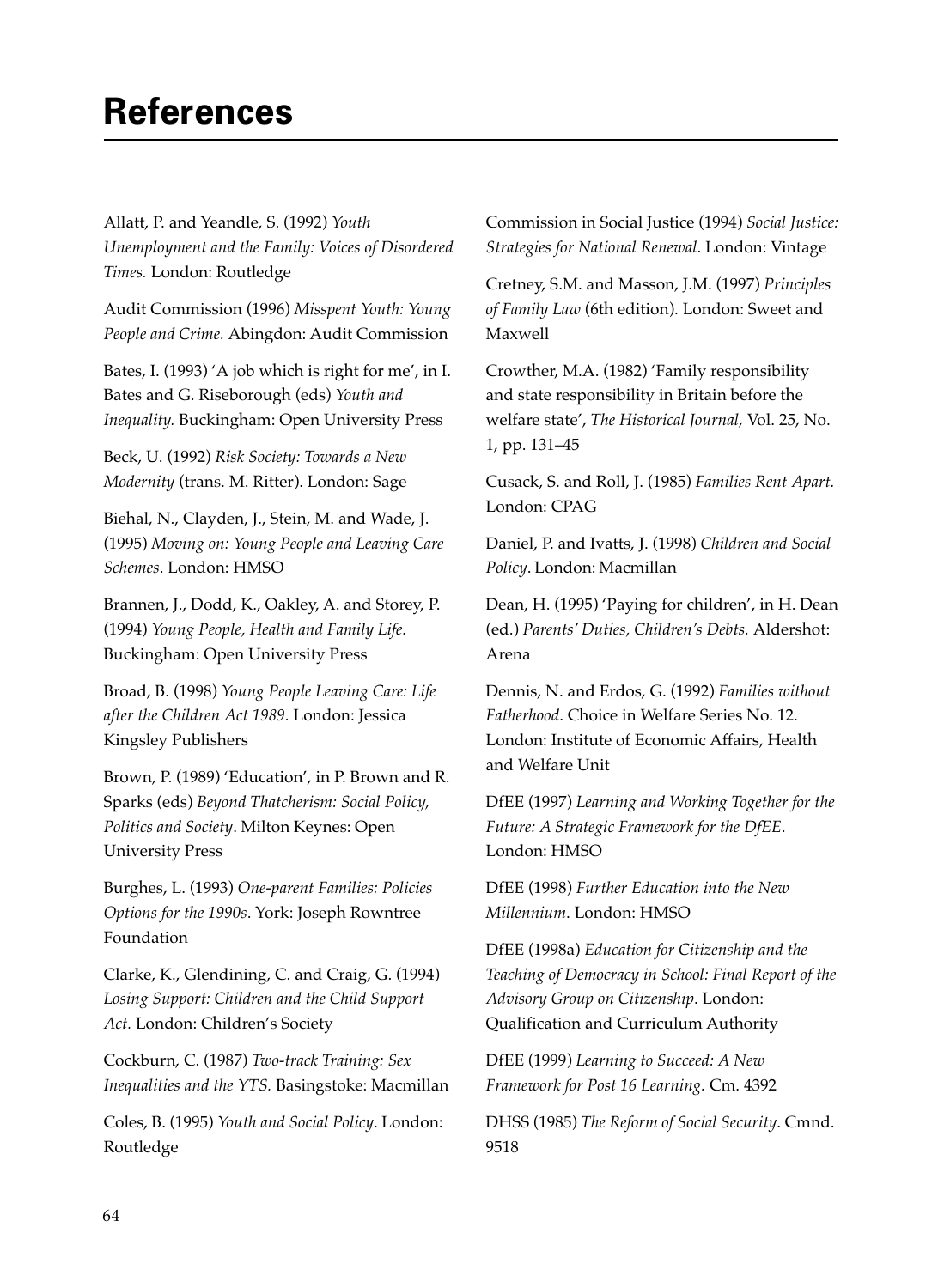# References

Allatt, P. and Yeandle, S. (1992) *Youth Unemployment and the Family: Voices of Disordered Times.* London: Routledge

Audit Commission (1996) *Misspent Youth: Young People and Crime.* Abingdon: Audit Commission

Bates, I. (1993) 'A job which is right for me', in I. Bates and G. Riseborough (eds) *Youth and Inequality.* Buckingham: Open University Press

Beck, U. (1992) *Risk Society: Towards a New Modernity* (trans. M. Ritter). London: Sage

Biehal, N., Clayden, J., Stein, M. and Wade, J. (1995) *Moving on: Young People and Leaving Care Schemes*. London: HMSO

Brannen, J., Dodd, K., Oakley, A. and Storey, P. (1994) *Young People, Health and Family Life.* Buckingham: Open University Press

Broad, B. (1998) *Young People Leaving Care: Life after the Children Act 1989*. London: Jessica Kingsley Publishers

Brown, P. (1989) 'Education', in P. Brown and R. Sparks (eds) *Beyond Thatcherism: Social Policy, Politics and Society*. Milton Keynes: Open University Press

Burghes, L. (1993) *One-parent Families: Policies Options for the 1990s*. York: Joseph Rowntree Foundation

Clarke, K., Glendining, C. and Craig, G. (1994) *Losing Support: Children and the Child Support Act.* London: Children's Society

Cockburn, C. (1987) *Two-track Training: Sex Inequalities and the YTS.* Basingstoke: Macmillan

Coles, B. (1995) *Youth and Social Policy*. London: Routledge

Commission in Social Justice (1994) *Social Justice: Strategies for National Renewal*. London: Vintage

Cretney, S.M. and Masson, J.M. (1997) *Principles of Family Law* (6th edition). London: Sweet and Maxwell

Crowther, M.A. (1982) 'Family responsibility and state responsibility in Britain before the welfare state', *The Historical Journal,* Vol. 25, No. 1, pp. 131–45

Cusack, S. and Roll, J. (1985) *Families Rent Apart.* London: CPAG

Daniel, P. and Ivatts, J. (1998) *Children and Social Policy*. London: Macmillan

Dean, H. (1995) 'Paying for children', in H. Dean (ed.) *Parents' Duties, Children's Debts.* Aldershot: Arena

Dennis, N. and Erdos, G. (1992) *Families without Fatherhood*. Choice in Welfare Series No. 12. London: Institute of Economic Affairs, Health and Welfare Unit

DfEE (1997) *Learning and Working Together for the Future: A Strategic Framework for the DfEE*. London: HMSO

DfEE (1998) *Further Education into the New Millennium*. London: HMSO

DfEE (1998a) *Education for Citizenship and the Teaching of Democracy in School: Final Report of the Advisory Group on Citizenship*. London: Qualification and Curriculum Authority

DfEE (1999) *Learning to Succeed: A New Framework for Post 16 Learning.* Cm. 4392

DHSS (1985) *The Reform of Social Security*. Cmnd. 9518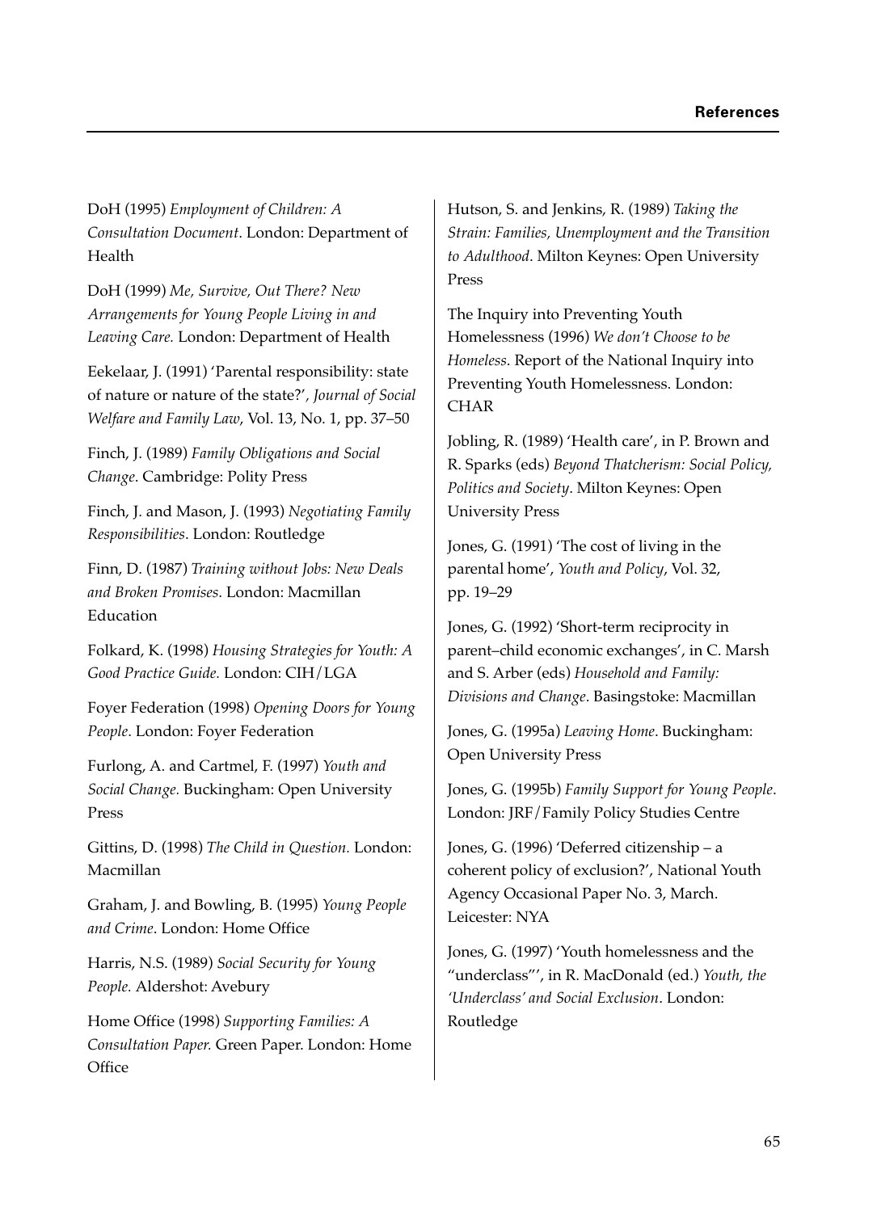DoH (1995) *Employment of Children: A Consultation Document*. London: Department of Health

DoH (1999) *Me, Survive, Out There? New Arrangements for Young People Living in and Leaving Care.* London: Department of Health

Eekelaar, J. (1991) 'Parental responsibility: state of nature or nature of the state?', *Journal of Social Welfare and Family Law*, Vol. 13, No. 1, pp. 37–50

Finch, J. (1989) *Family Obligations and Social Change*. Cambridge: Polity Press

Finch, J. and Mason, J. (1993) *Negotiating Family Responsibilities*. London: Routledge

Finn, D. (1987) *Training without Jobs: New Deals and Broken Promises*. London: Macmillan Education

Folkard, K. (1998) *Housing Strategies for Youth: A Good Practice Guide.* London: CIH/LGA

Foyer Federation (1998) *Opening Doors for Young People*. London: Foyer Federation

Furlong, A. and Cartmel, F. (1997) *Youth and Social Change.* Buckingham: Open University Press

Gittins, D. (1998) *The Child in Question.* London: Macmillan

Graham, J. and Bowling, B. (1995) *Young People and Crime*. London: Home Office

Harris, N.S. (1989) *Social Security for Young People.* Aldershot: Avebury

Home Office (1998) *Supporting Families: A Consultation Paper.* Green Paper. London: Home Office

Hutson, S. and Jenkins, R. (1989) *Taking the Strain: Families, Unemployment and the Transition to Adulthood*. Milton Keynes: Open University Press

The Inquiry into Preventing Youth Homelessness (1996) *We don't Choose to be Homeless*. Report of the National Inquiry into Preventing Youth Homelessness. London: CHAR

Jobling, R. (1989) 'Health care', in P. Brown and R. Sparks (eds) *Beyond Thatcherism: Social Policy, Politics and Society*. Milton Keynes: Open University Press

Jones, G. (1991) 'The cost of living in the parental home', *Youth and Policy*, Vol. 32, pp. 19–29

Jones, G. (1992) 'Short-term reciprocity in parent–child economic exchanges', in C. Marsh and S. Arber (eds) *Household and Family: Divisions and Change*. Basingstoke: Macmillan

Jones, G. (1995a) *Leaving Home*. Buckingham: Open University Press

Jones, G. (1995b) *Family Support for Young People*. London: JRF/Family Policy Studies Centre

Jones, G. (1996) 'Deferred citizenship – a coherent policy of exclusion?', National Youth Agency Occasional Paper No. 3, March. Leicester: NYA

Jones, G. (1997) 'Youth homelessness and the "underclass"', in R. MacDonald (ed.) *Youth, the 'Underclass' and Social Exclusion*. London: Routledge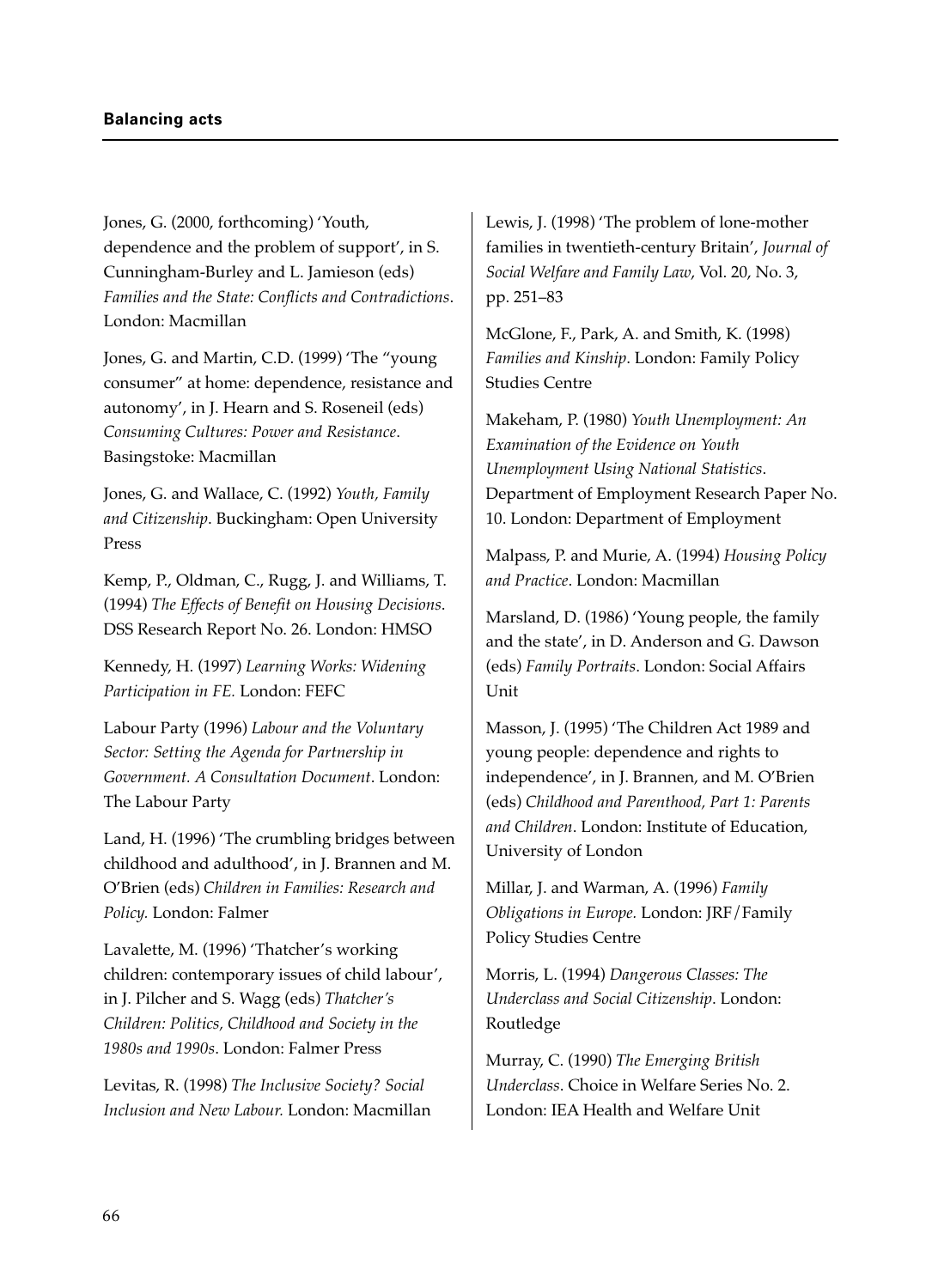Jones, G. (2000, forthcoming) 'Youth, dependence and the problem of support', in S. Cunningham-Burley and L. Jamieson (eds) *Families and the State: Conflicts and Contradictions*. London: Macmillan

Jones, G. and Martin, C.D. (1999) 'The "young consumer" at home: dependence, resistance and autonomy', in J. Hearn and S. Roseneil (eds) *Consuming Cultures: Power and Resistance*. Basingstoke: Macmillan

Jones, G. and Wallace, C. (1992) *Youth, Family and Citizenship*. Buckingham: Open University Press

Kemp, P., Oldman, C., Rugg, J. and Williams, T. (1994) *The Effects of Benefit on Housing Decisions*. DSS Research Report No. 26. London: HMSO

Kennedy, H. (1997) *Learning Works: Widening Participation in FE.* London: FEFC

Labour Party (1996) *Labour and the Voluntary Sector: Setting the Agenda for Partnership in Government. A Consultation Document*. London: The Labour Party

Land, H. (1996) 'The crumbling bridges between childhood and adulthood', in J. Brannen and M. O'Brien (eds) *Children in Families: Research and Policy.* London: Falmer

Lavalette, M. (1996) 'Thatcher's working children: contemporary issues of child labour', in J. Pilcher and S. Wagg (eds) *Thatcher's Children: Politics, Childhood and Society in the 1980s and 1990s*. London: Falmer Press

Levitas, R. (1998) *The Inclusive Society? Social Inclusion and New Labour.* London: Macmillan

Lewis, J. (1998) 'The problem of lone-mother families in twentieth-century Britain', *Journal of Social Welfare and Family Law*, Vol. 20, No. 3, pp. 251–83

McGlone, F., Park, A. and Smith, K. (1998) *Families and Kinship*. London: Family Policy Studies Centre

Makeham, P. (1980) *Youth Unemployment: An Examination of the Evidence on Youth Unemployment Using National Statistics*. Department of Employment Research Paper No. 10. London: Department of Employment

Malpass, P. and Murie, A. (1994) *Housing Policy and Practice*. London: Macmillan

Marsland, D. (1986) 'Young people, the family and the state', in D. Anderson and G. Dawson (eds) *Family Portraits*. London: Social Affairs Unit

Masson, J. (1995) 'The Children Act 1989 and young people: dependence and rights to independence', in J. Brannen, and M. O'Brien (eds) *Childhood and Parenthood, Part 1: Parents and Children*. London: Institute of Education, University of London

Millar, J. and Warman, A. (1996) *Family Obligations in Europe.* London: JRF/Family Policy Studies Centre

Morris, L. (1994) *Dangerous Classes: The Underclass and Social Citizenship*. London: Routledge

Murray, C. (1990) *The Emerging British Underclass*. Choice in Welfare Series No. 2. London: IEA Health and Welfare Unit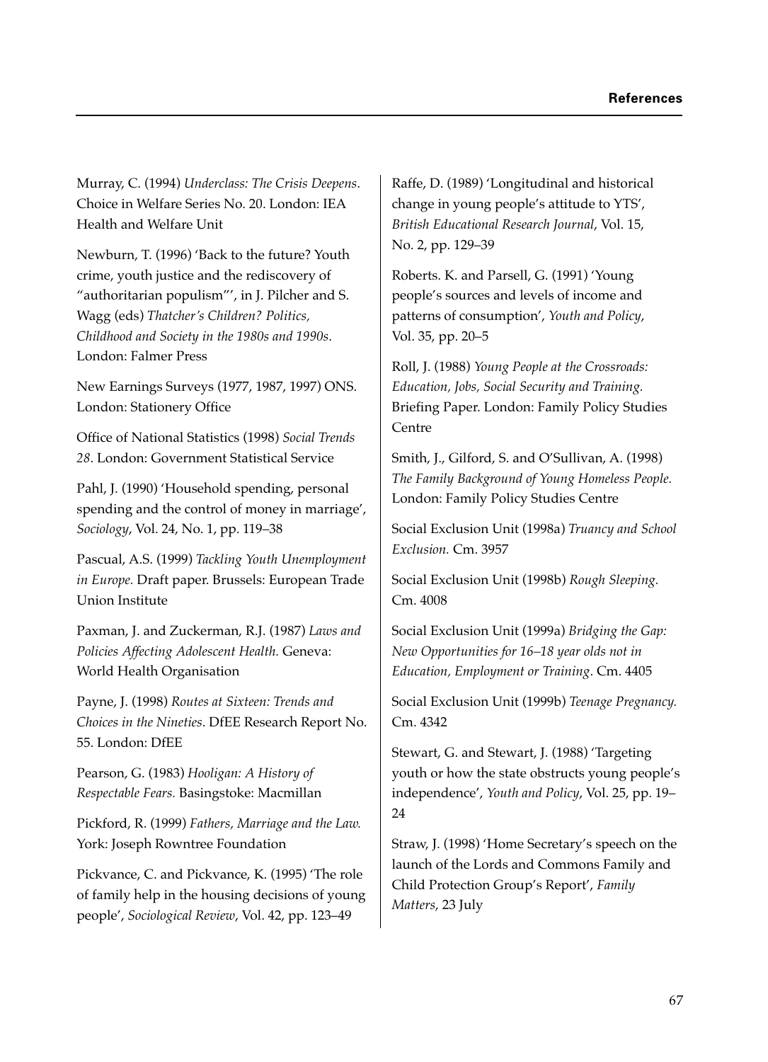Murray, C. (1994) *Underclass: The Crisis Deepens*. Choice in Welfare Series No. 20. London: IEA Health and Welfare Unit

Newburn, T. (1996) 'Back to the future? Youth crime, youth justice and the rediscovery of "authoritarian populism"', in J. Pilcher and S. Wagg (eds) *Thatcher's Children? Politics, Childhood and Society in the 1980s and 1990s*. London: Falmer Press

New Earnings Surveys (1977, 1987, 1997) ONS. London: Stationery Office

Office of National Statistics (1998) *Social Trends 28*. London: Government Statistical Service

Pahl, J. (1990) 'Household spending, personal spending and the control of money in marriage', *Sociology*, Vol. 24, No. 1, pp. 119–38

Pascual, A.S. (1999) *Tackling Youth Unemployment in Europe.* Draft paper. Brussels: European Trade Union Institute

Paxman, J. and Zuckerman, R.J. (1987) *Laws and Policies Affecting Adolescent Health.* Geneva: World Health Organisation

Payne, J. (1998) *Routes at Sixteen: Trends and Choices in the Nineties*. DfEE Research Report No. 55. London: DfEE

Pearson, G. (1983) *Hooligan: A History of Respectable Fears.* Basingstoke: Macmillan

Pickford, R. (1999) *Fathers, Marriage and the Law.* York: Joseph Rowntree Foundation

Pickvance, C. and Pickvance, K. (1995) 'The role of family help in the housing decisions of young people', *Sociological Review*, Vol. 42, pp. 123–49

Raffe, D. (1989) 'Longitudinal and historical change in young people's attitude to YTS', *British Educational Research Journal*, Vol. 15, No. 2, pp. 129–39

Roberts. K. and Parsell, G. (1991) 'Young people's sources and levels of income and patterns of consumption', *Youth and Policy*, Vol. 35, pp. 20–5

Roll, J. (1988) *Young People at the Crossroads: Education, Jobs, Social Security and Training.* Briefing Paper. London: Family Policy Studies Centre

Smith, J., Gilford, S. and O'Sullivan, A. (1998) *The Family Background of Young Homeless People.* London: Family Policy Studies Centre

Social Exclusion Unit (1998a) *Truancy and School Exclusion.* Cm. 3957

Social Exclusion Unit (1998b) *Rough Sleeping.* Cm. 4008

Social Exclusion Unit (1999a) *Bridging the Gap: New Opportunities for 16–18 year olds not in Education, Employment or Training*. Cm. 4405

Social Exclusion Unit (1999b) *Teenage Pregnancy.* Cm. 4342

Stewart, G. and Stewart, J. (1988) 'Targeting youth or how the state obstructs young people's independence', *Youth and Policy*, Vol. 25, pp. 19–24

Straw, J. (1998) 'Home Secretary's speech on the launch of the Lords and Commons Family and Child Protection Group's Report', *Family Matters*, 23 July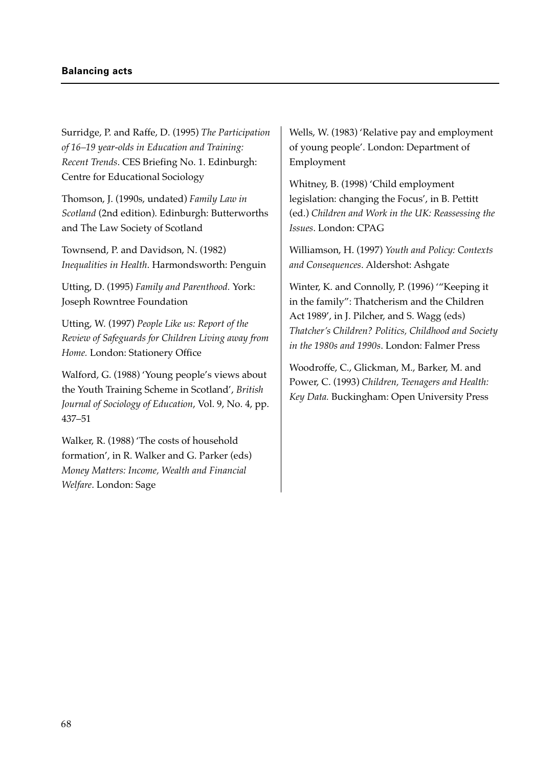Surridge, P. and Raffe, D. (1995) *The Participation of 16–19 year-olds in Education and Training: Recent Trends*. CES Briefing No. 1. Edinburgh: Centre for Educational Sociology

Thomson, J. (1990s, undated) *Family Law in Scotland* (2nd edition). Edinburgh: Butterworths and The Law Society of Scotland

Townsend, P. and Davidson, N. (1982) *Inequalities in Health*. Harmondsworth: Penguin

Utting, D. (1995) *Family and Parenthood.* York: Joseph Rowntree Foundation

Utting, W. (1997) *People Like us: Report of the Review of Safeguards for Children Living away from Home.* London: Stationery Office

Walford, G. (1988) 'Young people's views about the Youth Training Scheme in Scotland', *British Journal of Sociology of Education*, Vol. 9, No. 4, pp. 437–51

Walker, R. (1988) 'The costs of household formation', in R. Walker and G. Parker (eds) *Money Matters: Income, Wealth and Financial Welfare*. London: Sage

Wells, W. (1983) 'Relative pay and employment of young people'. London: Department of Employment

Whitney, B. (1998) 'Child employment legislation: changing the Focus', in B. Pettitt (ed.) *Children and Work in the UK: Reassessing the Issues*. London: CPAG

Williamson, H. (1997) *Youth and Policy: Contexts and Consequences*. Aldershot: Ashgate

Winter, K. and Connolly, P. (1996) '"Keeping it in the family": Thatcherism and the Children Act 1989', in J. Pilcher, and S. Wagg (eds) *Thatcher's Children? Politics, Childhood and Society in the 1980s and 1990s*. London: Falmer Press

Woodroffe, C., Glickman, M., Barker, M. and Power, C. (1993) *Children, Teenagers and Health: Key Data.* Buckingham: Open University Press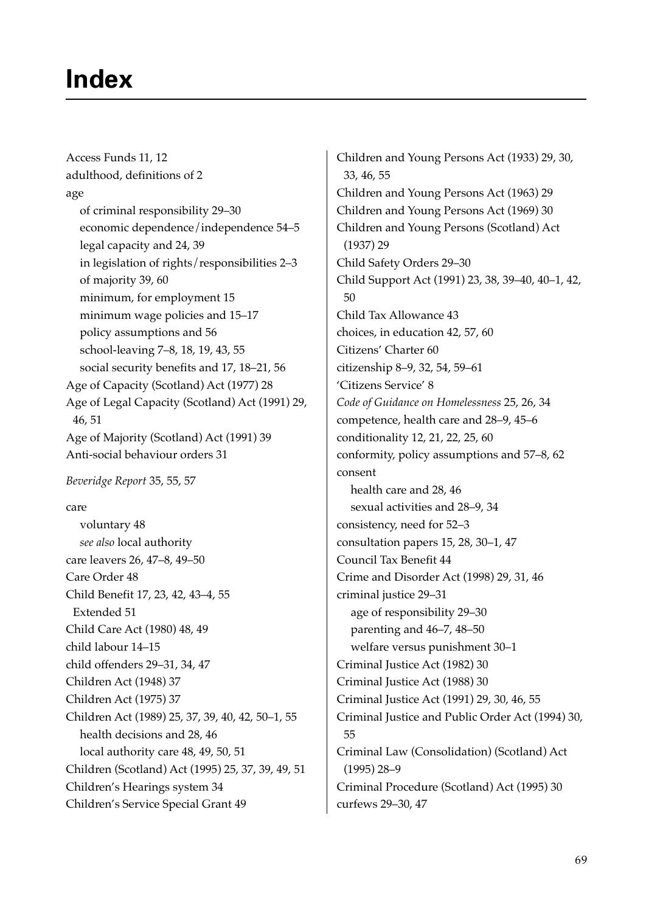# Index

Access Funds 11, 12
adulthood, definitions of 2
age
  of criminal responsibility 29–30
  economic dependence/independence 54–5
  legal capacity and 24, 39
  in legislation of rights/responsibilities 2–3
  of majority 39, 60
  minimum, for employment 15
  minimum wage policies and 15–17
  policy assumptions and 56
  school-leaving 7–8, 18, 19, 43, 55
  social security benefits and 17, 18–21, 56
Age of Capacity (Scotland) Act (1977) 28
Age of Legal Capacity (Scotland) Act (1991) 29, 46, 51
Age of Majority (Scotland) Act (1991) 39
Anti-social behaviour orders 31

*Beveridge Report* 35, 55, 57

care
  voluntary 48
  *see also* local authority
care leavers 26, 47–8, 49–50
Care Order 48
Child Benefit 17, 23, 42, 43–4, 55
  Extended 51
Child Care Act (1980) 48, 49
child labour 14–15
child offenders 29–31, 34, 47
Children Act (1948) 37
Children Act (1975) 37
Children Act (1989) 25, 37, 39, 40, 42, 50–1, 55
  health decisions and 28, 46
  local authority care 48, 49, 50, 51
Children (Scotland) Act (1995) 25, 37, 39, 49, 51
Children's Hearings system 34
Children's Service Special Grant 49
Children and Young Persons Act (1933) 29, 30, 33, 46, 55
Children and Young Persons Act (1963) 29
Children and Young Persons Act (1969) 30
Children and Young Persons (Scotland) Act (1937) 29
Child Safety Orders 29–30
Child Support Act (1991) 23, 38, 39–40, 40–1, 42, 50
Child Tax Allowance 43
choices, in education 42, 57, 60
Citizens' Charter 60
citizenship 8–9, 32, 54, 59–61
'Citizens Service' 8
*Code of Guidance on Homelessness* 25, 26, 34
competence, health care and 28–9, 45–6
conditionality 12, 21, 22, 25, 60
conformity, policy assumptions and 57–8, 62
consent
  health care and 28, 46
  sexual activities and 28–9, 34
consistency, need for 52–3
consultation papers 15, 28, 30–1, 47
Council Tax Benefit 44
Crime and Disorder Act (1998) 29, 31, 46
criminal justice 29–31
  age of responsibility 29–30
  parenting and 46–7, 48–50
  welfare versus punishment 30–1
Criminal Justice Act (1982) 30
Criminal Justice Act (1988) 30
Criminal Justice Act (1991) 29, 30, 46, 55
Criminal Justice and Public Order Act (1994) 30, 55
Criminal Law (Consolidation) (Scotland) Act (1995) 28–9
Criminal Procedure (Scotland) Act (1995) 30
curfews 29–30, 47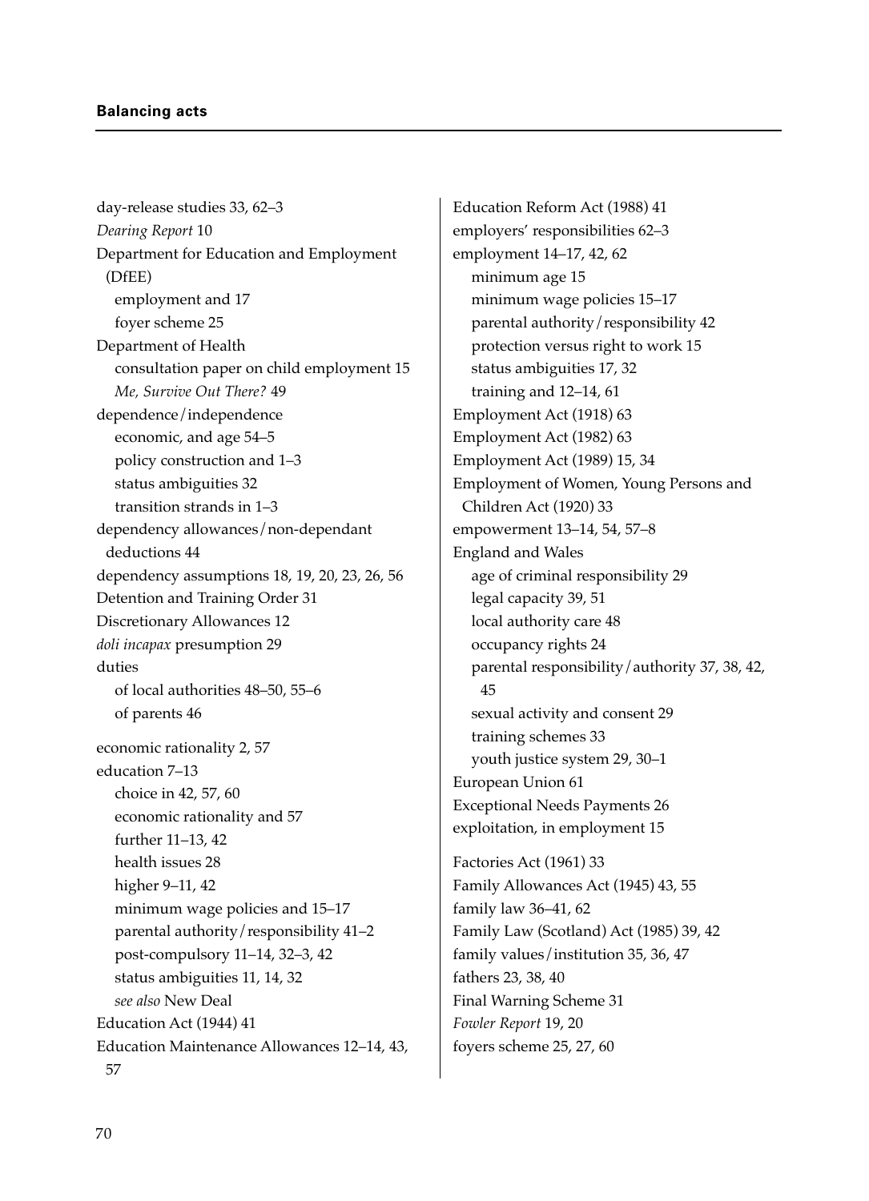day-release studies 33, 62–3
*Dearing Report* 10
Department for Education and Employment (DfEE)
  employment and 17
  foyer scheme 25
Department of Health
  consultation paper on child employment 15
  *Me, Survive Out There?* 49
dependence/independence
  economic, and age 54–5
  policy construction and 1–3
  status ambiguities 32
  transition strands in 1–3
dependency allowances/non-dependant deductions 44
dependency assumptions 18, 19, 20, 23, 26, 56
Detention and Training Order 31
Discretionary Allowances 12
*doli incapax* presumption 29
duties
  of local authorities 48–50, 55–6
  of parents 46

economic rationality 2, 57
education 7–13
  choice in 42, 57, 60
  economic rationality and 57
  further 11–13, 42
  health issues 28
  higher 9–11, 42
  minimum wage policies and 15–17
  parental authority/responsibility 41–2
  post-compulsory 11–14, 32–3, 42
  status ambiguities 11, 14, 32
  *see also* New Deal
Education Act (1944) 41
Education Maintenance Allowances 12–14, 43, 57
Education Reform Act (1988) 41
employers' responsibilities 62–3
employment 14–17, 42, 62
  minimum age 15
  minimum wage policies 15–17
  parental authority/responsibility 42
  protection versus right to work 15
  status ambiguities 17, 32
  training and 12–14, 61
Employment Act (1918) 63
Employment Act (1982) 63
Employment Act (1989) 15, 34
Employment of Women, Young Persons and Children Act (1920) 33
empowerment 13–14, 54, 57–8
England and Wales
  age of criminal responsibility 29
  legal capacity 39, 51
  local authority care 48
  occupancy rights 24
  parental responsibility/authority 37, 38, 42, 45
  sexual activity and consent 29
  training schemes 33
  youth justice system 29, 30–1
European Union 61
Exceptional Needs Payments 26
exploitation, in employment 15

Factories Act (1961) 33
Family Allowances Act (1945) 43, 55
family law 36–41, 62
Family Law (Scotland) Act (1985) 39, 42
family values/institution 35, 36, 47
fathers 23, 38, 40
Final Warning Scheme 31
*Fowler Report* 19, 20
foyers scheme 25, 27, 60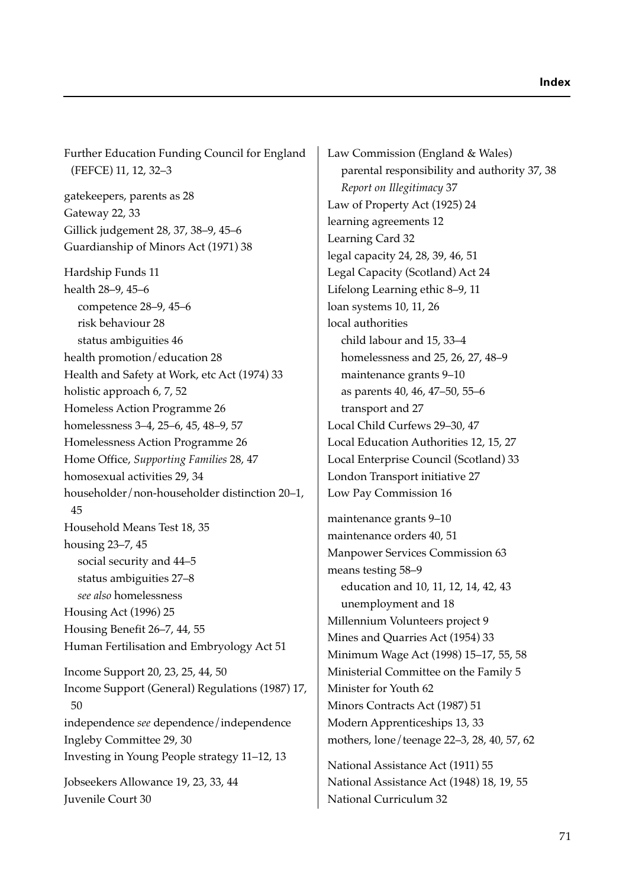Further Education Funding Council for England (FEFCE) 11, 12, 32–3

gatekeepers, parents as 28
Gateway 22, 33
Gillick judgement 28, 37, 38–9, 45–6
Guardianship of Minors Act (1971) 38

Hardship Funds 11
health 28–9, 45–6
  competence 28–9, 45–6
  risk behaviour 28
  status ambiguities 46
health promotion/education 28
Health and Safety at Work, etc Act (1974) 33
holistic approach 6, 7, 52
Homeless Action Programme 26
homelessness 3–4, 25–6, 45, 48–9, 57
Homelessness Action Programme 26
Home Office, *Supporting Families* 28, 47
homosexual activities 29, 34
householder/non-householder distinction 20–1, 45
Household Means Test 18, 35
housing 23–7, 45
  social security and 44–5
  status ambiguities 27–8
  *see also* homelessness
Housing Act (1996) 25
Housing Benefit 26–7, 44, 55
Human Fertilisation and Embryology Act 51

Income Support 20, 23, 25, 44, 50
Income Support (General) Regulations (1987) 17, 50
independence *see* dependence/independence
Ingleby Committee 29, 30
Investing in Young People strategy 11–12, 13

Jobseekers Allowance 19, 23, 33, 44
Juvenile Court 30

Law Commission (England & Wales)
  parental responsibility and authority 37, 38
  *Report on Illegitimacy* 37
Law of Property Act (1925) 24
learning agreements 12
Learning Card 32
legal capacity 24, 28, 39, 46, 51
Legal Capacity (Scotland) Act 24
Lifelong Learning ethic 8–9, 11
loan systems 10, 11, 26
local authorities
  child labour and 15, 33–4
  homelessness and 25, 26, 27, 48–9
  maintenance grants 9–10
  as parents 40, 46, 47–50, 55–6
  transport and 27
Local Child Curfews 29–30, 47
Local Education Authorities 12, 15, 27
Local Enterprise Council (Scotland) 33
London Transport initiative 27
Low Pay Commission 16

maintenance grants 9–10
maintenance orders 40, 51
Manpower Services Commission 63
means testing 58–9
  education and 10, 11, 12, 14, 42, 43
  unemployment and 18
Millennium Volunteers project 9
Mines and Quarries Act (1954) 33
Minimum Wage Act (1998) 15–17, 55, 58
Ministerial Committee on the Family 5
Minister for Youth 62
Minors Contracts Act (1987) 51
Modern Apprenticeships 13, 33
mothers, lone/teenage 22–3, 28, 40, 57, 62

National Assistance Act (1911) 55
National Assistance Act (1948) 18, 19, 55
National Curriculum 32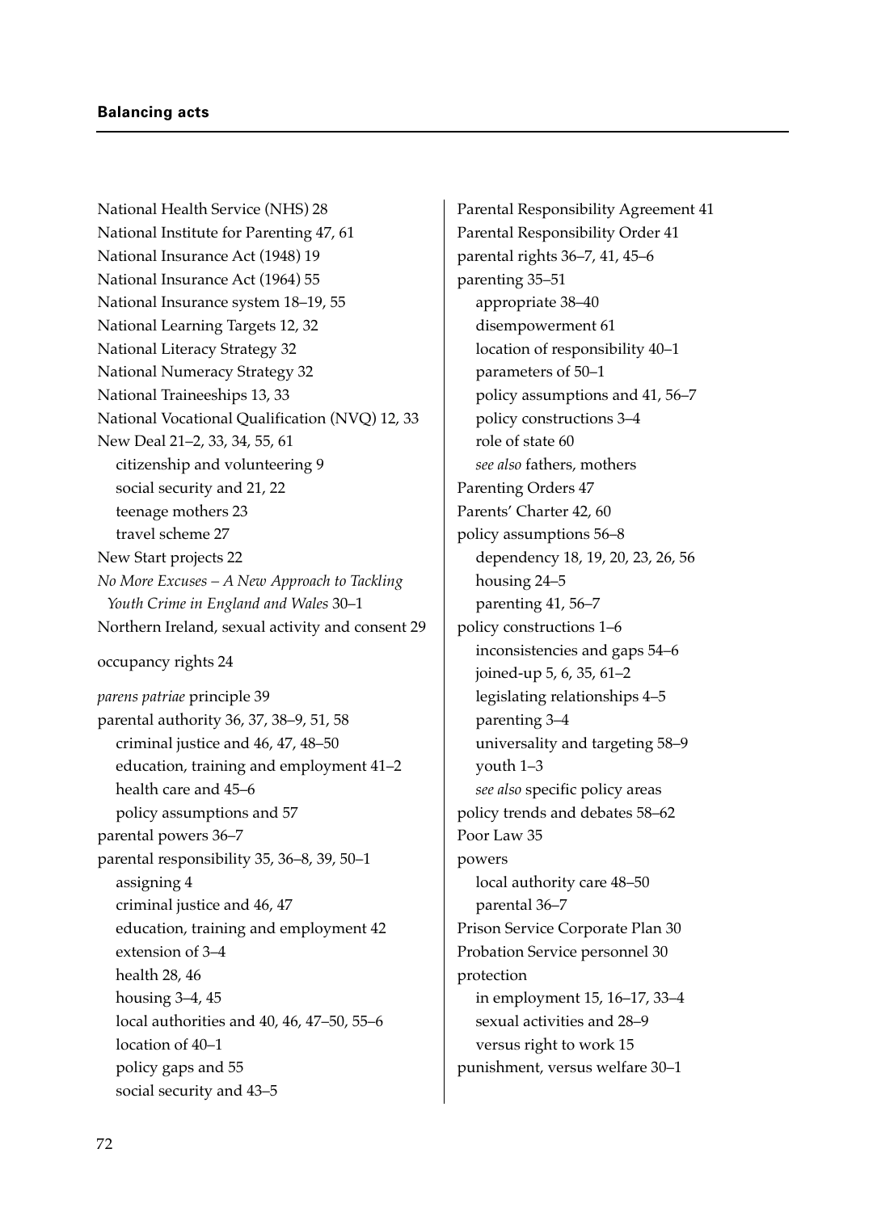National Health Service (NHS) 28
National Institute for Parenting 47, 61
National Insurance Act (1948) 19
National Insurance Act (1964) 55
National Insurance system 18–19, 55
National Learning Targets 12, 32
National Literacy Strategy 32
National Numeracy Strategy 32
National Traineeships 13, 33
National Vocational Qualification (NVQ) 12, 33
New Deal 21–2, 33, 34, 55, 61
  citizenship and volunteering 9
  social security and 21, 22
  teenage mothers 23
  travel scheme 27
New Start projects 22
*No More Excuses – A New Approach to Tackling Youth Crime in England and Wales* 30–1
Northern Ireland, sexual activity and consent 29

occupancy rights 24

*parens patriae* principle 39
parental authority 36, 37, 38–9, 51, 58
  criminal justice and 46, 47, 48–50
  education, training and employment 41–2
  health care and 45–6
  policy assumptions and 57
parental powers 36–7
parental responsibility 35, 36–8, 39, 50–1
  assigning 4
  criminal justice and 46, 47
  education, training and employment 42
  extension of 3–4
  health 28, 46
  housing 3–4, 45
  local authorities and 40, 46, 47–50, 55–6
  location of 40–1
  policy gaps and 55
  social security and 43–5
Parental Responsibility Agreement 41
Parental Responsibility Order 41
parental rights 36–7, 41, 45–6
parenting 35–51
  appropriate 38–40
  disempowerment 61
  location of responsibility 40–1
  parameters of 50–1
  policy assumptions and 41, 56–7
  policy constructions 3–4
  role of state 60
  *see also* fathers, mothers
Parenting Orders 47
Parents' Charter 42, 60
policy assumptions 56–8
  dependency 18, 19, 20, 23, 26, 56
  housing 24–5
  parenting 41, 56–7
policy constructions 1–6
  inconsistencies and gaps 54–6
  joined-up 5, 6, 35, 61–2
  legislating relationships 4–5
  parenting 3–4
  universality and targeting 58–9
  youth 1–3
  *see also* specific policy areas
policy trends and debates 58–62
Poor Law 35
powers
  local authority care 48–50
  parental 36–7
Prison Service Corporate Plan 30
Probation Service personnel 30
protection
  in employment 15, 16–17, 33–4
  sexual activities and 28–9
  versus right to work 15
punishment, versus welfare 30–1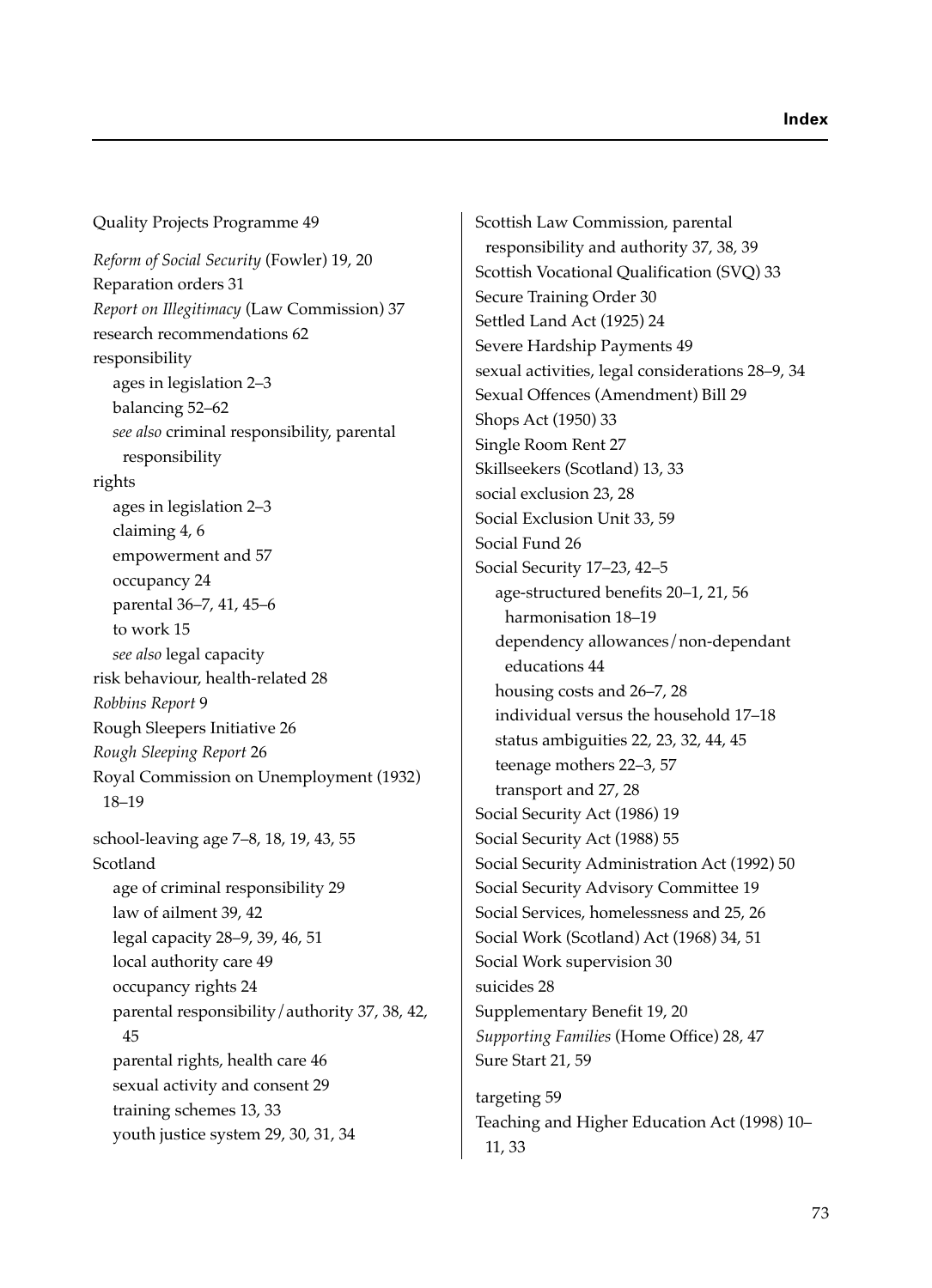Quality Projects Programme 49

*Reform of Social Security* (Fowler) 19, 20
Reparation orders 31
*Report on Illegitimacy* (Law Commission) 37
research recommendations 62
responsibility
- ages in legislation 2–3
- balancing 52–62
- *see also* criminal responsibility, parental responsibility

rights
- ages in legislation 2–3
- claiming 4, 6
- empowerment and 57
- occupancy 24
- parental 36–7, 41, 45–6
- to work 15
- *see also* legal capacity

risk behaviour, health-related 28
*Robbins Report* 9
Rough Sleepers Initiative 26
*Rough Sleeping Report* 26
Royal Commission on Unemployment (1932) 18–19

school-leaving age 7–8, 18, 19, 43, 55
Scotland
- age of criminal responsibility 29
- law of ailment 39, 42
- legal capacity 28–9, 39, 46, 51
- local authority care 49
- occupancy rights 24
- parental responsibility/authority 37, 38, 42, 45
- parental rights, health care 46
- sexual activity and consent 29
- training schemes 13, 33
- youth justice system 29, 30, 31, 34

Scottish Law Commission, parental responsibility and authority 37, 38, 39
Scottish Vocational Qualification (SVQ) 33
Secure Training Order 30
Settled Land Act (1925) 24
Severe Hardship Payments 49
sexual activities, legal considerations 28–9, 34
Sexual Offences (Amendment) Bill 29
Shops Act (1950) 33
Single Room Rent 27
Skillseekers (Scotland) 13, 33
social exclusion 23, 28
Social Exclusion Unit 33, 59
Social Fund 26
Social Security 17–23, 42–5
- age-structured benefits 20–1, 21, 56
  - harmonisation 18–19
- dependency allowances/non-dependant educations 44
- housing costs and 26–7, 28
- individual versus the household 17–18
- status ambiguities 22, 23, 32, 44, 45
- teenage mothers 22–3, 57
- transport and 27, 28

Social Security Act (1986) 19
Social Security Act (1988) 55
Social Security Administration Act (1992) 50
Social Security Advisory Committee 19
Social Services, homelessness and 25, 26
Social Work (Scotland) Act (1968) 34, 51
Social Work supervision 30
suicides 28
Supplementary Benefit 19, 20
*Supporting Families* (Home Office) 28, 47
Sure Start 21, 59

targeting 59
Teaching and Higher Education Act (1998) 10–11, 33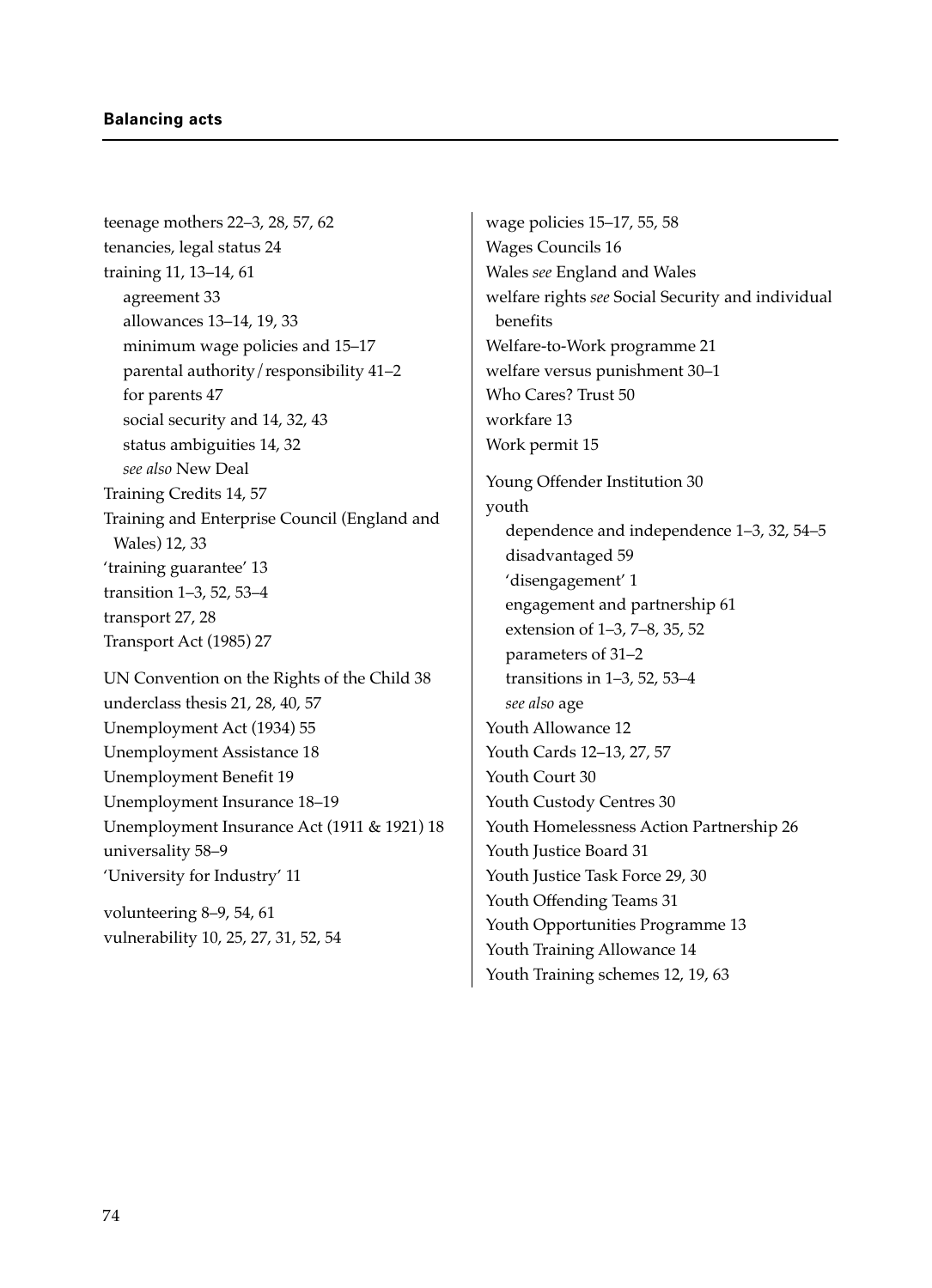teenage mothers 22–3, 28, 57, 62
tenancies, legal status 24
training 11, 13–14, 61
  agreement 33
  allowances 13–14, 19, 33
  minimum wage policies and 15–17
  parental authority/responsibility 41–2
  for parents 47
  social security and 14, 32, 43
  status ambiguities 14, 32
  *see also* New Deal
Training Credits 14, 57
Training and Enterprise Council (England and Wales) 12, 33
'training guarantee' 13
transition 1–3, 52, 53–4
transport 27, 28
Transport Act (1985) 27

UN Convention on the Rights of the Child 38
underclass thesis 21, 28, 40, 57
Unemployment Act (1934) 55
Unemployment Assistance 18
Unemployment Benefit 19
Unemployment Insurance 18–19
Unemployment Insurance Act (1911 & 1921) 18
universality 58–9
'University for Industry' 11

volunteering 8–9, 54, 61
vulnerability 10, 25, 27, 31, 52, 54

wage policies 15–17, 55, 58
Wages Councils 16
Wales *see* England and Wales
welfare rights *see* Social Security and individual benefits
Welfare-to-Work programme 21
welfare versus punishment 30–1
Who Cares? Trust 50
workfare 13
Work permit 15

Young Offender Institution 30
youth
  dependence and independence 1–3, 32, 54–5
  disadvantaged 59
  'disengagement' 1
  engagement and partnership 61
  extension of 1–3, 7–8, 35, 52
  parameters of 31–2
  transitions in 1–3, 52, 53–4
  *see also* age
Youth Allowance 12
Youth Cards 12–13, 27, 57
Youth Court 30
Youth Custody Centres 30
Youth Homelessness Action Partnership 26
Youth Justice Board 31
Youth Justice Task Force 29, 30
Youth Offending Teams 31
Youth Opportunities Programme 13
Youth Training Allowance 14
Youth Training schemes 12, 19, 63